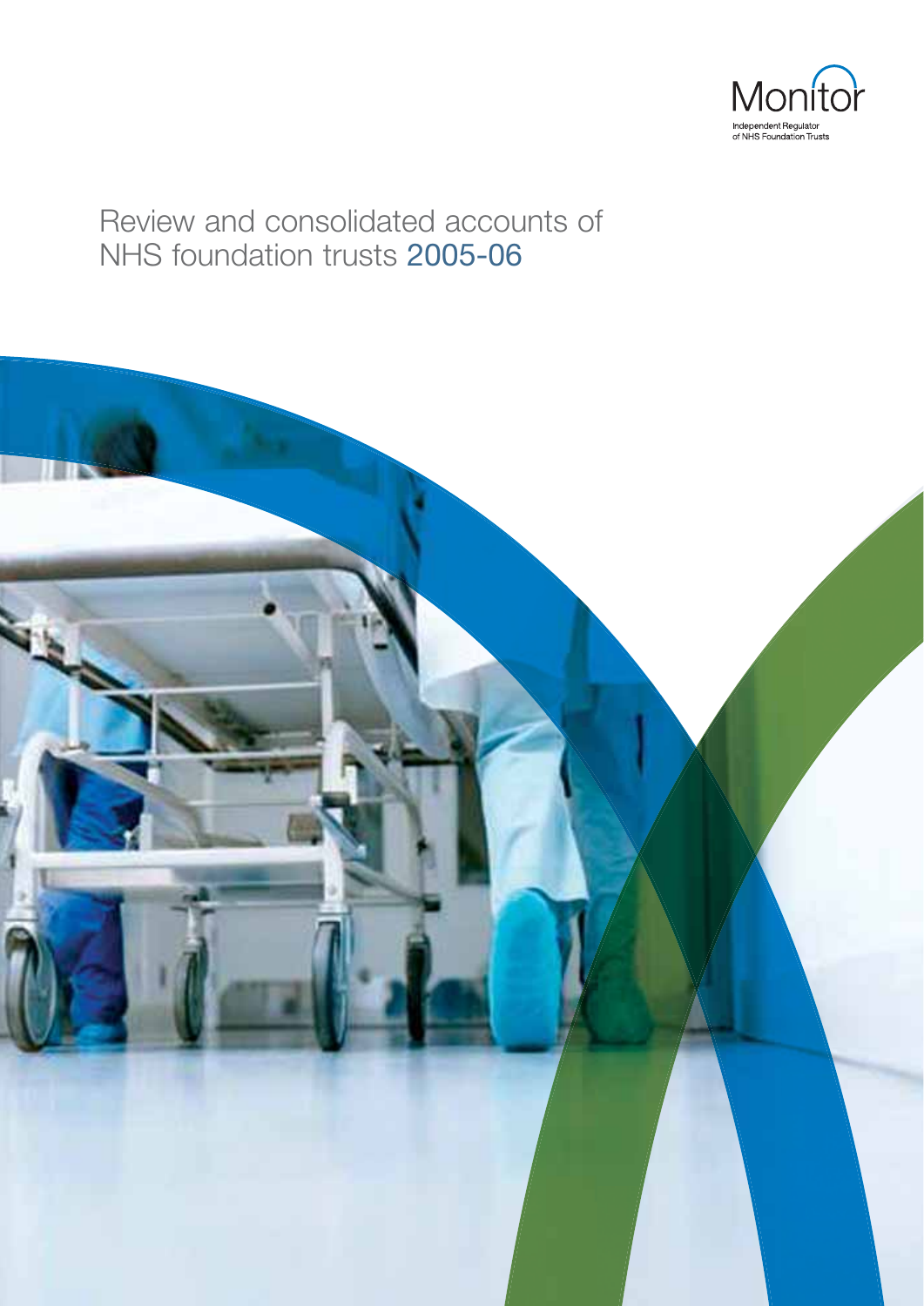Monitor

Independent Regulator of NHS Foundation Trusts

# Review and consolidated accounts of NHS foundation trusts 2005-06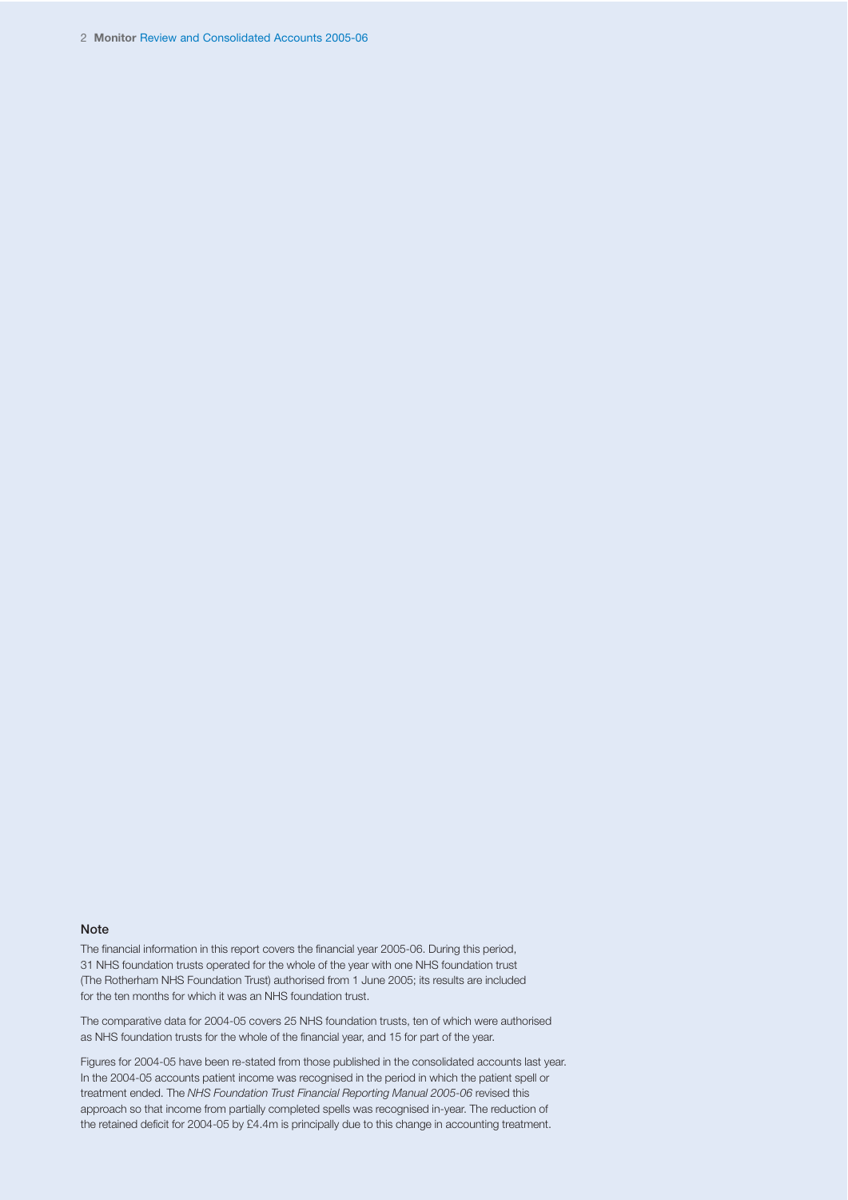## Note

The financial information in this report covers the financial year 2005-06. During this period, 31 NHS foundation trusts operated for the whole of the year with one NHS foundation trust (The Rotherham NHS Foundation Trust) authorised from 1 June 2005; its results are included for the ten months for which it was an NHS foundation trust.

The comparative data for 2004-05 covers 25 NHS foundation trusts, ten of which were authorised as NHS foundation trusts for the whole of the financial year, and 15 for part of the year.

Figures for 2004-05 have been re-stated from those published in the consolidated accounts last year. In the 2004-05 accounts patient income was recognised in the period in which the patient spell or treatment ended. The *NHS Foundation Trust Financial Reporting Manual 2005-06* revised this approach so that income from partially completed spells was recognised in-year. The reduction of the retained deficit for 2004-05 by £4.4m is principally due to this change in accounting treatment.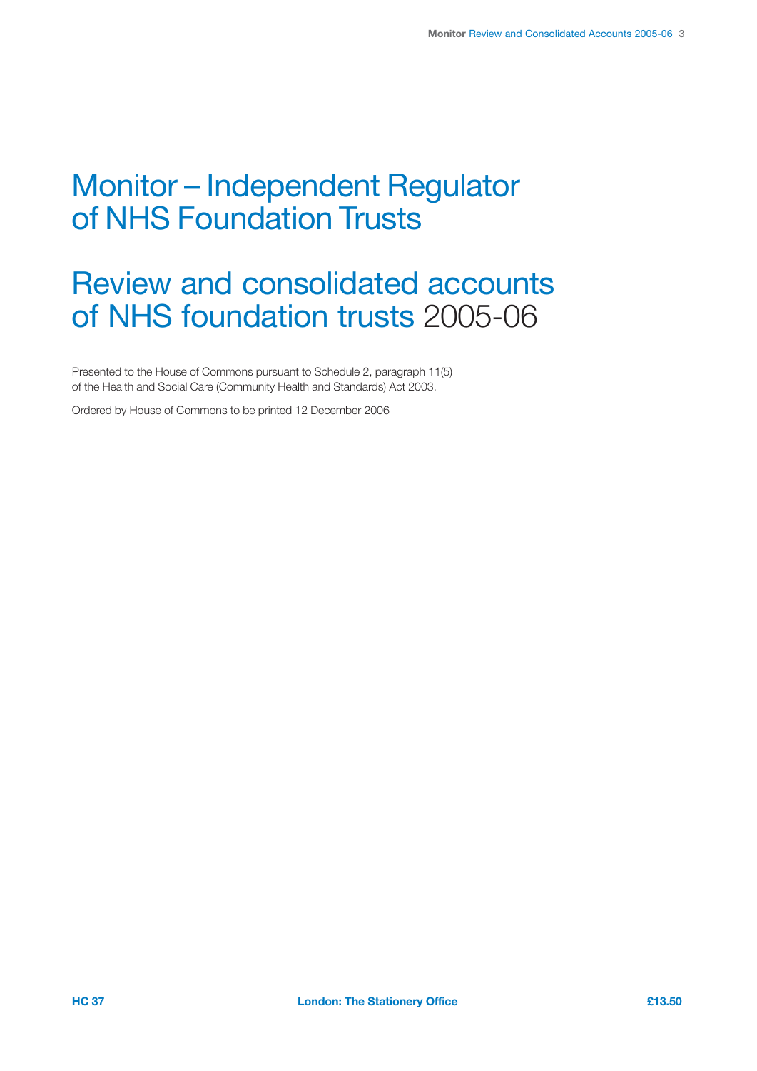# Monitor – Independent Regulator of NHS Foundation Trusts

# Review and consolidated accounts of NHS foundation trusts 2005-06

Presented to the House of Commons pursuant to Schedule 2, paragraph 11(5) of the Health and Social Care (Community Health and Standards) Act 2003.

Ordered by House of Commons to be printed 12 December 2006

**HC 37** **London: The Stationery Office** **£13.50**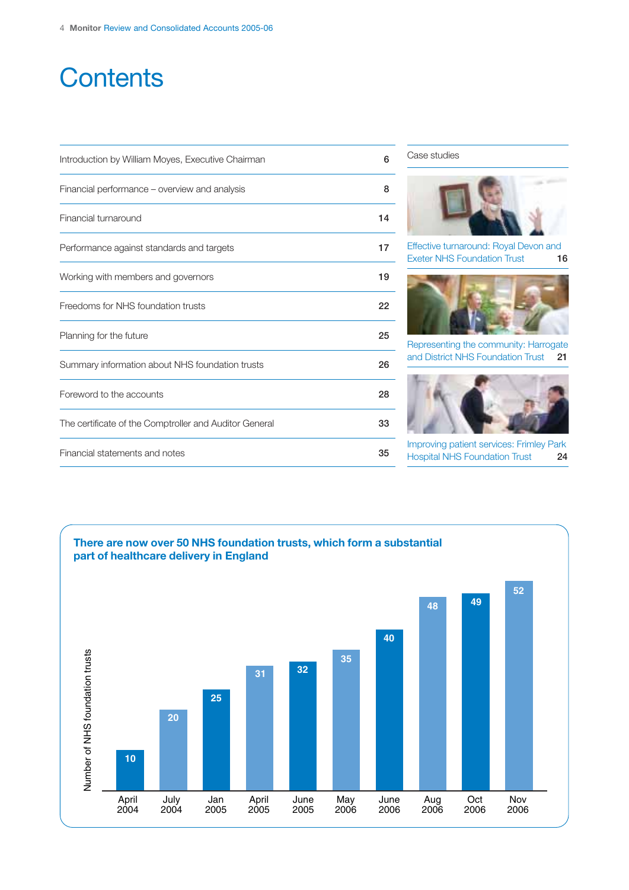# Contents

| | |
|---|---|
| Introduction by William Moyes, Executive Chairman | 6 |
| Financial performance – overview and analysis | 8 |
| Financial turnaround | 14 |
| Performance against standards and targets | 17 |
| Working with members and governors | 19 |
| Freedoms for NHS foundation trusts | 22 |
| Planning for the future | 25 |
| Summary information about NHS foundation trusts | 26 |
| Foreword to the accounts | 28 |
| The certificate of the Comptroller and Auditor General | 33 |
| Financial statements and notes | 35 |

Case studies

Effective turnaround: Royal Devon and Exeter NHS Foundation Trust 16

Representing the community: Harrogate and District NHS Foundation Trust 21

Improving patient services: Frimley Park Hospital NHS Foundation Trust 24

**There are now over 50 NHS foundation trusts, which form a substantial part of healthcare delivery in England**

| Date | Number of NHS foundation trusts |
|---|---|
| April 2004 | 10 |
| July 2004 | 20 |
| Jan 2005 | 25 |
| April 2005 | 31 |
| June 2005 | 32 |
| May 2006 | 35 |
| June 2006 | 40 |
| Aug 2006 | 48 |
| Oct 2006 | 49 |
| Nov 2006 | 52 |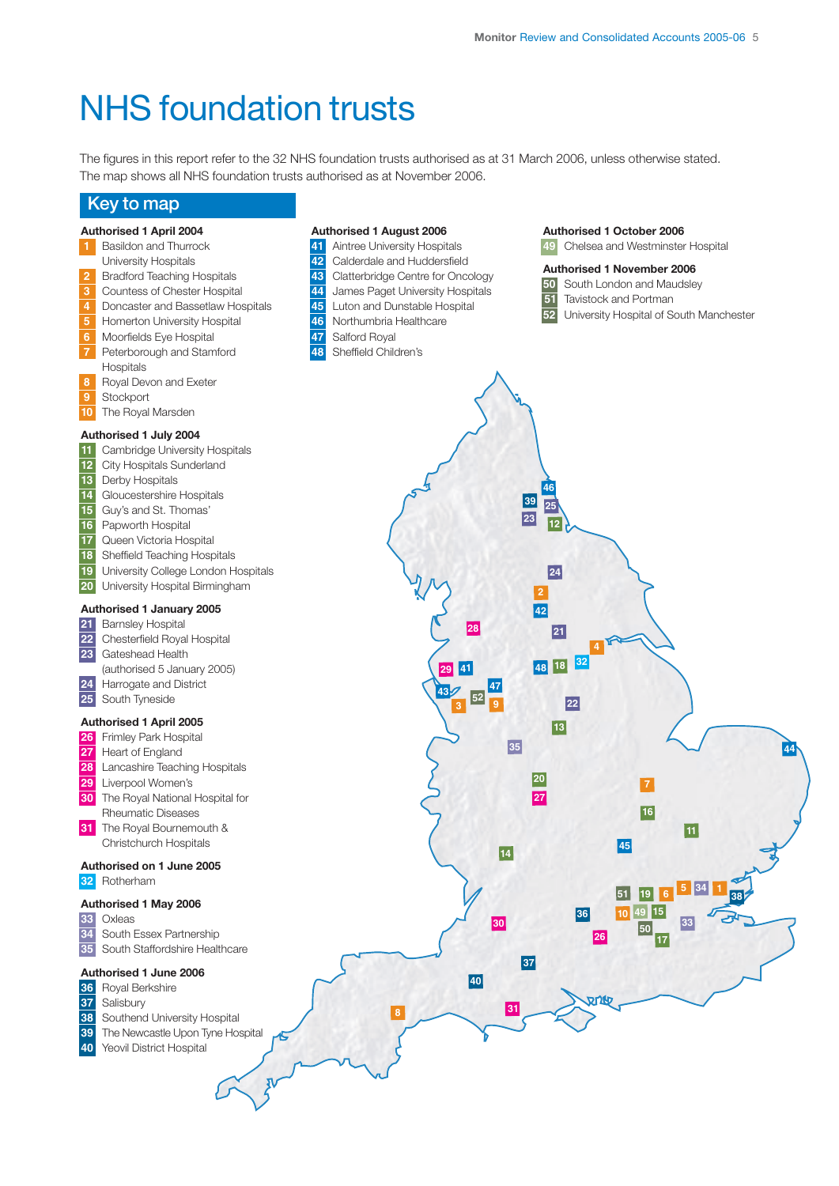# NHS foundation trusts

The figures in this report refer to the 32 NHS foundation trusts authorised as at 31 March 2006, unless otherwise stated. The map shows all NHS foundation trusts authorised as at November 2006.

## Key to map

**Authorised 1 April 2004**

1. Basildon and Thurrock University Hospitals
2. Bradford Teaching Hospitals
3. Countess of Chester Hospital
4. Doncaster and Bassetlaw Hospitals
5. Homerton University Hospital
6. Moorfields Eye Hospital
7. Peterborough and Stamford Hospitals
8. Royal Devon and Exeter
9. Stockport
10. The Royal Marsden

**Authorised 1 July 2004**

11. Cambridge University Hospitals
12. City Hospitals Sunderland
13. Derby Hospitals
14. Gloucestershire Hospitals
15. Guy's and St. Thomas'
16. Papworth Hospital
17. Queen Victoria Hospital
18. Sheffield Teaching Hospitals
19. University College London Hospitals
20. University Hospital Birmingham

**Authorised 1 January 2005**

21. Barnsley Hospital
22. Chesterfield Royal Hospital
23. Gateshead Health (authorised 5 January 2005)
24. Harrogate and District
25. South Tyneside

**Authorised 1 April 2005**

26. Frimley Park Hospital
27. Heart of England
28. Lancashire Teaching Hospitals
29. Liverpool Women's
30. The Royal National Hospital for Rheumatic Diseases
31. The Royal Bournemouth & Christchurch Hospitals

**Authorised on 1 June 2005**

32. Rotherham

**Authorised 1 May 2006**

33. Oxleas
34. South Essex Partnership
35. South Staffordshire Healthcare

**Authorised 1 June 2006**

36. Royal Berkshire
37. Salisbury
38. Southend University Hospital
39. The Newcastle Upon Tyne Hospital
40. Yeovil District Hospital

**Authorised 1 August 2006**

41. Aintree University Hospitals
42. Calderdale and Huddersfield
43. Clatterbridge Centre for Oncology
44. James Paget University Hospitals
45. Luton and Dunstable Hospital
46. Northumbria Healthcare
47. Salford Royal
48. Sheffield Children's

**Authorised 1 October 2006**

49. Chelsea and Westminster Hospital

**Authorised 1 November 2006**

50. South London and Maudsley
51. Tavistock and Portman
52. University Hospital of South Manchester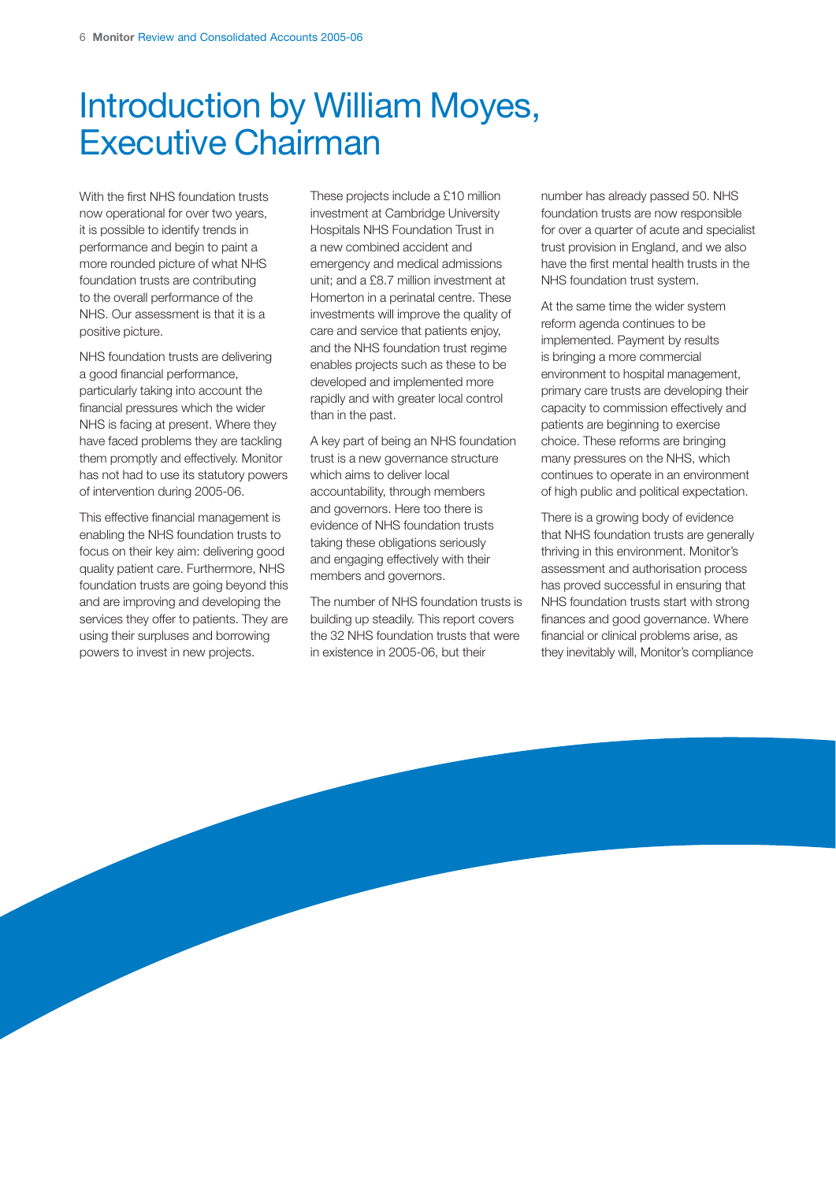# Introduction by William Moyes, Executive Chairman

With the first NHS foundation trusts now operational for over two years, it is possible to identify trends in performance and begin to paint a more rounded picture of what NHS foundation trusts are contributing to the overall performance of the NHS. Our assessment is that it is a positive picture.

NHS foundation trusts are delivering a good financial performance, particularly taking into account the financial pressures which the wider NHS is facing at present. Where they have faced problems they are tackling them promptly and effectively. Monitor has not had to use its statutory powers of intervention during 2005-06.

This effective financial management is enabling the NHS foundation trusts to focus on their key aim: delivering good quality patient care. Furthermore, NHS foundation trusts are going beyond this and are improving and developing the services they offer to patients. They are using their surpluses and borrowing powers to invest in new projects.

These projects include a £10 million investment at Cambridge University Hospitals NHS Foundation Trust in a new combined accident and emergency and medical admissions unit; and a £8.7 million investment at Homerton in a perinatal centre. These investments will improve the quality of care and service that patients enjoy, and the NHS foundation trust regime enables projects such as these to be developed and implemented more rapidly and with greater local control than in the past.

A key part of being an NHS foundation trust is a new governance structure which aims to deliver local accountability, through members and governors. Here too there is evidence of NHS foundation trusts taking these obligations seriously and engaging effectively with their members and governors.

The number of NHS foundation trusts is building up steadily. This report covers the 32 NHS foundation trusts that were in existence in 2005-06, but their number has already passed 50. NHS foundation trusts are now responsible for over a quarter of acute and specialist trust provision in England, and we also have the first mental health trusts in the NHS foundation trust system.

At the same time the wider system reform agenda continues to be implemented. Payment by results is bringing a more commercial environment to hospital management, primary care trusts are developing their capacity to commission effectively and patients are beginning to exercise choice. These reforms are bringing many pressures on the NHS, which continues to operate in an environment of high public and political expectation.

There is a growing body of evidence that NHS foundation trusts are generally thriving in this environment. Monitor's assessment and authorisation process has proved successful in ensuring that NHS foundation trusts start with strong finances and good governance. Where financial or clinical problems arise, as they inevitably will, Monitor's compliance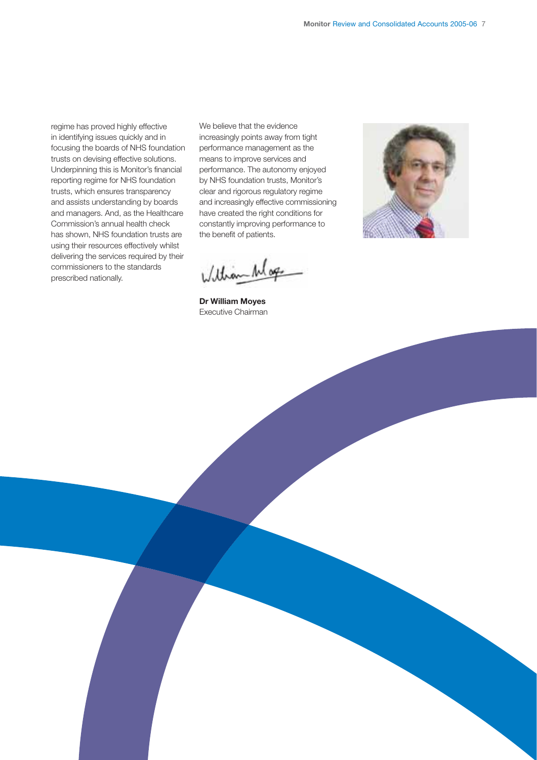regime has proved highly effective in identifying issues quickly and in focusing the boards of NHS foundation trusts on devising effective solutions. Underpinning this is Monitor's financial reporting regime for NHS foundation trusts, which ensures transparency and assists understanding by boards and managers. And, as the Healthcare Commission's annual health check has shown, NHS foundation trusts are using their resources effectively whilst delivering the services required by their commissioners to the standards prescribed nationally.

We believe that the evidence increasingly points away from tight performance management as the means to improve services and performance. The autonomy enjoyed by NHS foundation trusts, Monitor's clear and rigorous regulatory regime and increasingly effective commissioning have created the right conditions for constantly improving performance to the benefit of patients.

**Dr William Moyes**
Executive Chairman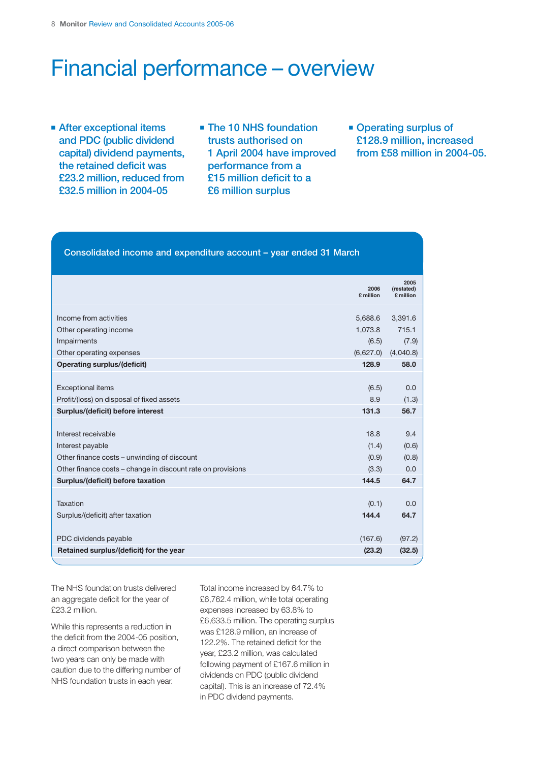# Financial performance – overview

- After exceptional items and PDC (public dividend capital) dividend payments, the retained deficit was £23.2 million, reduced from £32.5 million in 2004-05
- The 10 NHS foundation trusts authorised on 1 April 2004 have improved performance from a £15 million deficit to a £6 million surplus
- Operating surplus of £128.9 million, increased from £58 million in 2004-05.

## Consolidated income and expenditure account – year ended 31 March

| | 2006 £ million | 2005 (restated) £ million |
|---|---|---|
| Income from activities | 5,688.6 | 3,391.6 |
| Other operating income | 1,073.8 | 715.1 |
| Impairments | (6.5) | (7.9) |
| Other operating expenses | (6,627.0) | (4,040.8) |
| **Operating surplus/(deficit)** | **128.9** | **58.0** |
| Exceptional items | (6.5) | 0.0 |
| Profit/(loss) on disposal of fixed assets | 8.9 | (1.3) |
| **Surplus/(deficit) before interest** | **131.3** | **56.7** |
| Interest receivable | 18.8 | 9.4 |
| Interest payable | (1.4) | (0.6) |
| Other finance costs – unwinding of discount | (0.9) | (0.8) |
| Other finance costs – change in discount rate on provisions | (3.3) | 0.0 |
| **Surplus/(deficit) before taxation** | **144.5** | **64.7** |
| Taxation | (0.1) | 0.0 |
| Surplus/(deficit) after taxation | **144.4** | **64.7** |
| PDC dividends payable | (167.6) | (97.2) |
| **Retained surplus/(deficit) for the year** | **(23.2)** | **(32.5)** |

The NHS foundation trusts delivered an aggregate deficit for the year of £23.2 million.

While this represents a reduction in the deficit from the 2004-05 position, a direct comparison between the two years can only be made with caution due to the differing number of NHS foundation trusts in each year.

Total income increased by 64.7% to £6,762.4 million, while total operating expenses increased by 63.8% to £6,633.5 million. The operating surplus was £128.9 million, an increase of 122.2%. The retained deficit for the year, £23.2 million, was calculated following payment of £167.6 million in dividends on PDC (public dividend capital). This is an increase of 72.4% in PDC dividend payments.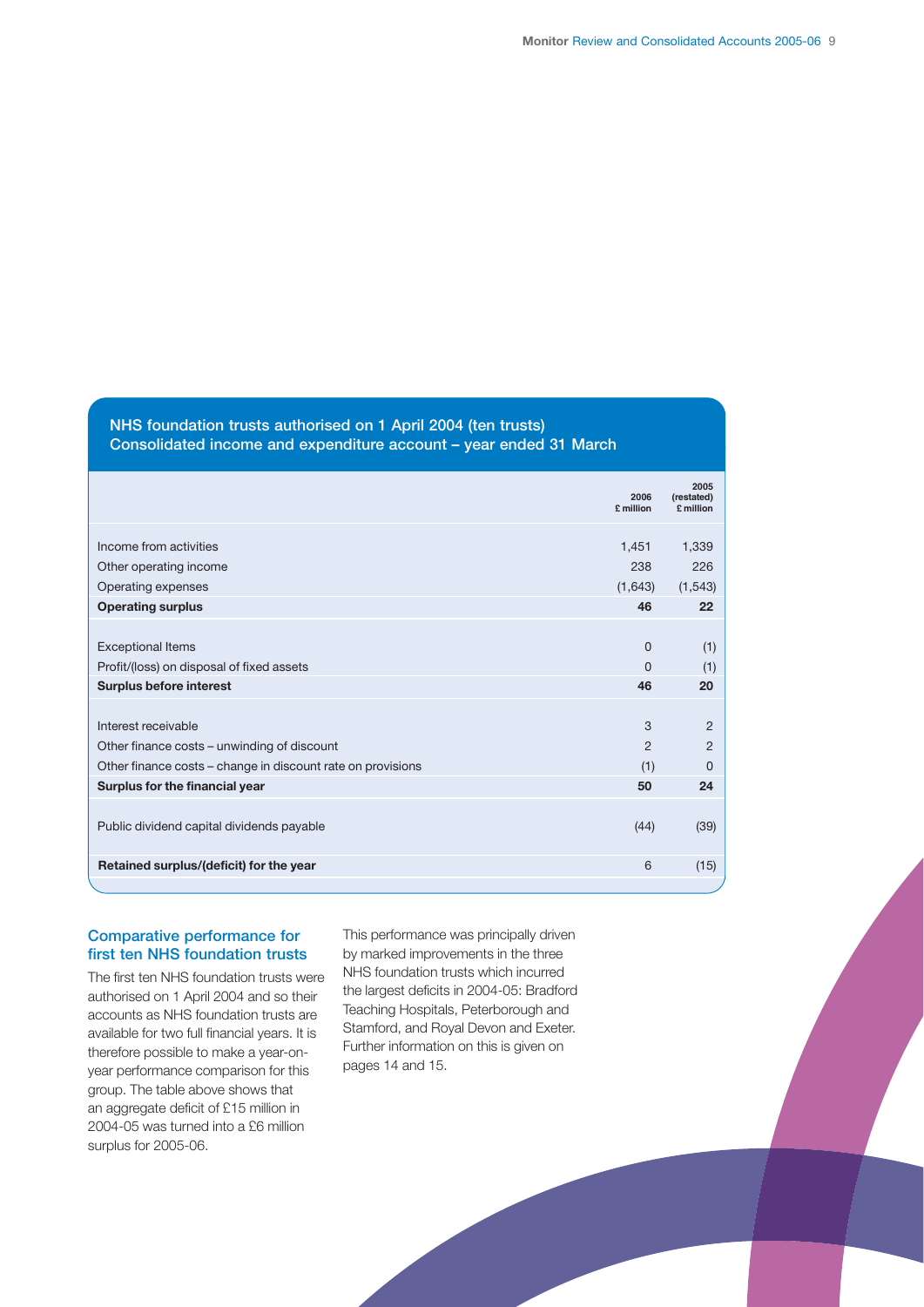## NHS foundation trusts authorised on 1 April 2004 (ten trusts)
## Consolidated income and expenditure account – year ended 31 March

| | 2006 £ million | 2005 (restated) £ million |
|---|---|---|
| Income from activities | 1,451 | 1,339 |
| Other operating income | 238 | 226 |
| Operating expenses | (1,643) | (1,543) |
| **Operating surplus** | **46** | **22** |
| Exceptional Items | 0 | (1) |
| Profit/(loss) on disposal of fixed assets | 0 | (1) |
| **Surplus before interest** | **46** | **20** |
| Interest receivable | 3 | 2 |
| Other finance costs – unwinding of discount | 2 | 2 |
| Other finance costs – change in discount rate on provisions | (1) | 0 |
| **Surplus for the financial year** | **50** | **24** |
| Public dividend capital dividends payable | (44) | (39) |
| **Retained surplus/(deficit) for the year** | 6 | (15) |

### Comparative performance for first ten NHS foundation trusts

The first ten NHS foundation trusts were authorised on 1 April 2004 and so their accounts as NHS foundation trusts are available for two full financial years. It is therefore possible to make a year-on-year performance comparison for this group. The table above shows that an aggregate deficit of £15 million in 2004-05 was turned into a £6 million surplus for 2005-06.

This performance was principally driven by marked improvements in the three NHS foundation trusts which incurred the largest deficits in 2004-05: Bradford Teaching Hospitals, Peterborough and Stamford, and Royal Devon and Exeter. Further information on this is given on pages 14 and 15.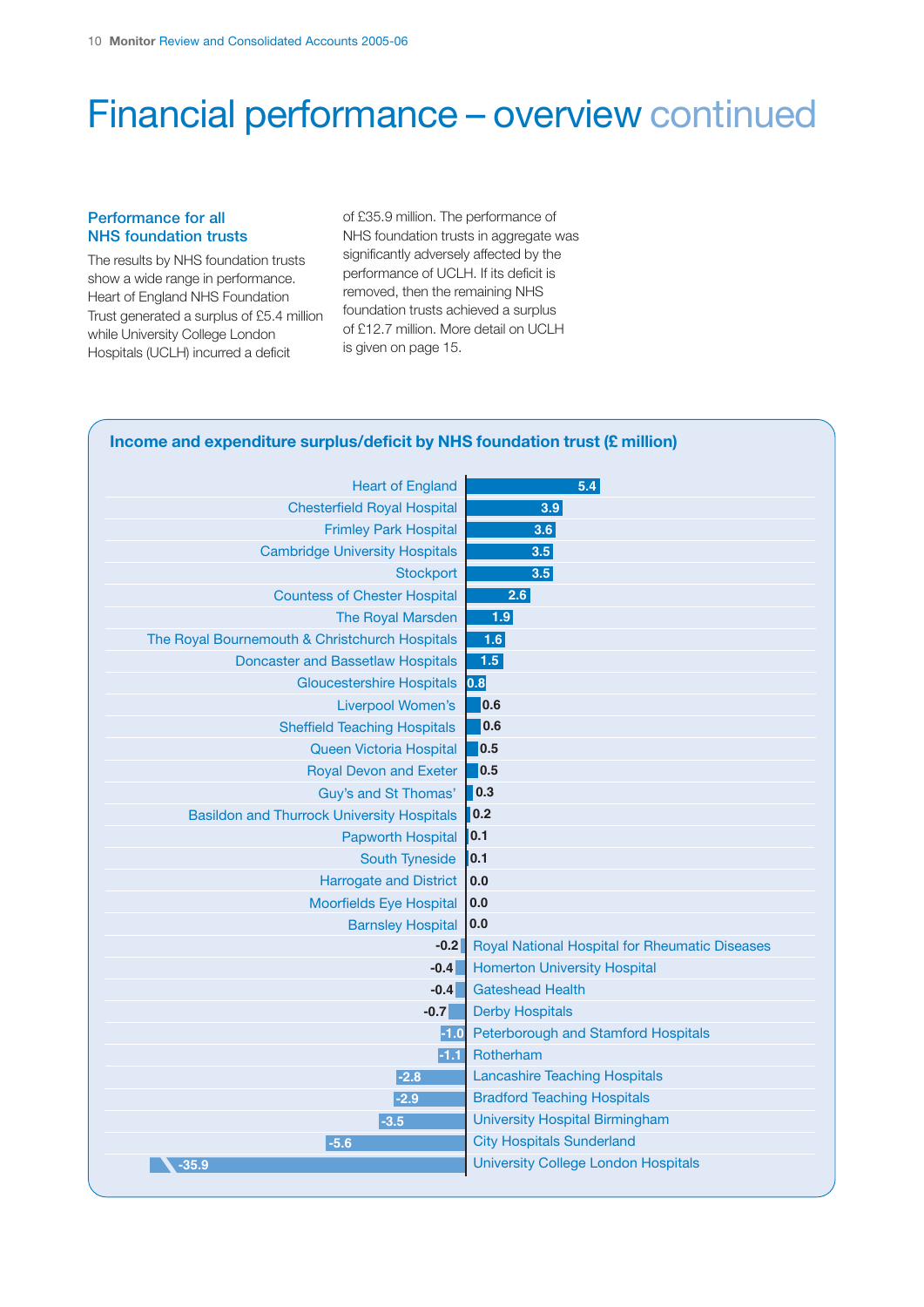# Financial performance – overview continued

### Performance for all NHS foundation trusts

The results by NHS foundation trusts show a wide range in performance. Heart of England NHS Foundation Trust generated a surplus of £5.4 million while University College London Hospitals (UCLH) incurred a deficit of £35.9 million. The performance of NHS foundation trusts in aggregate was significantly adversely affected by the performance of UCLH. If its deficit is removed, then the remaining NHS foundation trusts achieved a surplus of £12.7 million. More detail on UCLH is given on page 15.

**Income and expenditure surplus/deficit by NHS foundation trust (£ million)**

| NHS foundation trust | Surplus/deficit (£ million) |
|---|---|
| Heart of England | 5.4 |
| Chesterfield Royal Hospital | 3.9 |
| Frimley Park Hospital | 3.6 |
| Cambridge University Hospitals | 3.5 |
| Stockport | 3.5 |
| Countess of Chester Hospital | 2.6 |
| The Royal Marsden | 1.9 |
| The Royal Bournemouth & Christchurch Hospitals | 1.6 |
| Doncaster and Bassetlaw Hospitals | 1.5 |
| Gloucestershire Hospitals | 0.8 |
| Liverpool Women's | 0.6 |
| Sheffield Teaching Hospitals | 0.6 |
| Queen Victoria Hospital | 0.5 |
| Royal Devon and Exeter | 0.5 |
| Guy's and St Thomas' | 0.3 |
| Basildon and Thurrock University Hospitals | 0.2 |
| Papworth Hospital | 0.1 |
| South Tyneside | 0.1 |
| Harrogate and District | 0.0 |
| Moorfields Eye Hospital | 0.0 |
| Barnsley Hospital | 0.0 |
| Royal National Hospital for Rheumatic Diseases | -0.2 |
| Homerton University Hospital | -0.4 |
| Gateshead Health | -0.4 |
| Derby Hospitals | -0.7 |
| Peterborough and Stamford Hospitals | -1.0 |
| Rotherham | -1.1 |
| Lancashire Teaching Hospitals | -2.8 |
| Bradford Teaching Hospitals | -2.9 |
| University Hospital Birmingham | -3.5 |
| City Hospitals Sunderland | -5.6 |
| University College London Hospitals | -35.9 |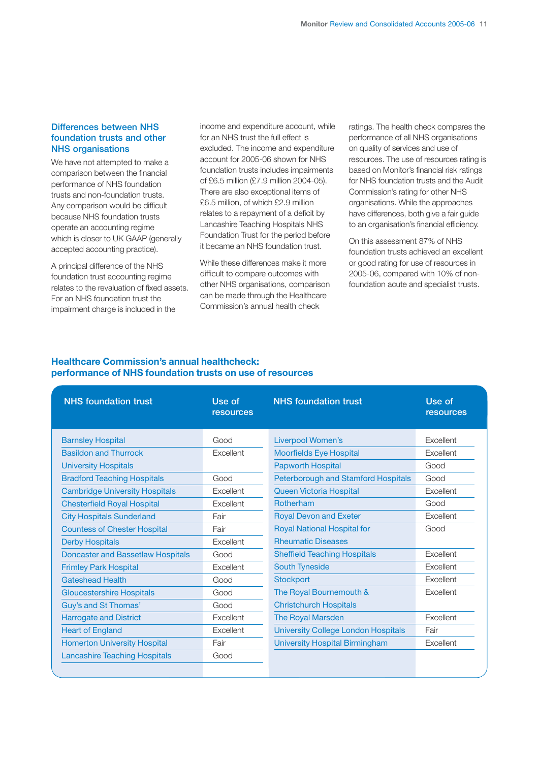## Differences between NHS foundation trusts and other NHS organisations

We have not attempted to make a comparison between the financial performance of NHS foundation trusts and non-foundation trusts. Any comparison would be difficult because NHS foundation trusts operate an accounting regime which is closer to UK GAAP (generally accepted accounting practice).

A principal difference of the NHS foundation trust accounting regime relates to the revaluation of fixed assets. For an NHS foundation trust the impairment charge is included in the income and expenditure account, while for an NHS trust the full effect is excluded. The income and expenditure account for 2005-06 shown for NHS foundation trusts includes impairments of £6.5 million (£7.9 million 2004-05). There are also exceptional items of £6.5 million, of which £2.9 million relates to a repayment of a deficit by Lancashire Teaching Hospitals NHS Foundation Trust for the period before it became an NHS foundation trust.

While these differences make it more difficult to compare outcomes with other NHS organisations, comparison can be made through the Healthcare Commission's annual health check ratings. The health check compares the performance of all NHS organisations on quality of services and use of resources. The use of resources rating is based on Monitor's financial risk ratings for NHS foundation trusts and the Audit Commission's rating for other NHS organisations. While the approaches have differences, both give a fair guide to an organisation's financial efficiency.

On this assessment 87% of NHS foundation trusts achieved an excellent or good rating for use of resources in 2005-06, compared with 10% of non-foundation acute and specialist trusts.

## Healthcare Commission's annual healthcheck: performance of NHS foundation trusts on use of resources

| NHS foundation trust | Use of resources | NHS foundation trust | Use of resources |
|---|---|---|---|
| Barnsley Hospital | Good | Liverpool Women's | Excellent |
| Basildon and Thurrock University Hospitals | Excellent | Moorfields Eye Hospital | Excellent |
| Bradford Teaching Hospitals | Good | Papworth Hospital | Good |
| Cambridge University Hospitals | Excellent | Peterborough and Stamford Hospitals | Good |
| Chesterfield Royal Hospital | Excellent | Queen Victoria Hospital | Excellent |
| City Hospitals Sunderland | Fair | Rotherham | Good |
| Countess of Chester Hospital | Fair | Royal Devon and Exeter | Excellent |
| Derby Hospitals | Excellent | Royal National Hospital for Rheumatic Diseases | Good |
| Doncaster and Bassetlaw Hospitals | Good | Sheffield Teaching Hospitals | Excellent |
| Frimley Park Hospital | Excellent | South Tyneside | Excellent |
| Gateshead Health | Good | Stockport | Excellent |
| Gloucestershire Hospitals | Good | The Royal Bournemouth & Christchurch Hospitals | Excellent |
| Guy's and St Thomas' | Good | The Royal Marsden | Excellent |
| Harrogate and District | Excellent | University College London Hospitals | Fair |
| Heart of England | Excellent | University Hospital Birmingham | Excellent |
| Homerton University Hospital | Fair | | |
| Lancashire Teaching Hospitals | Good | | |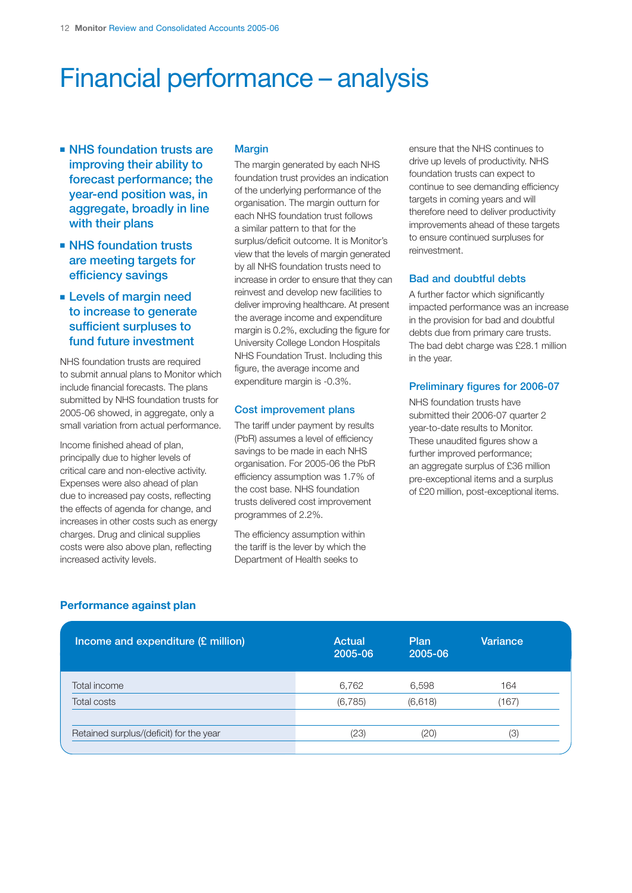# Financial performance – analysis

- **NHS foundation trusts are improving their ability to forecast performance; the year-end position was, in aggregate, broadly in line with their plans**
- **NHS foundation trusts are meeting targets for efficiency savings**
- **Levels of margin need to increase to generate sufficient surpluses to fund future investment**

NHS foundation trusts are required to submit annual plans to Monitor which include financial forecasts. The plans submitted by NHS foundation trusts for 2005-06 showed, in aggregate, only a small variation from actual performance.

Income finished ahead of plan, principally due to higher levels of critical care and non-elective activity. Expenses were also ahead of plan due to increased pay costs, reflecting the effects of agenda for change, and increases in other costs such as energy charges. Drug and clinical supplies costs were also above plan, reflecting increased activity levels.

### Margin

The margin generated by each NHS foundation trust provides an indication of the underlying performance of the organisation. The margin outturn for each NHS foundation trust follows a similar pattern to that for the surplus/deficit outcome. It is Monitor's view that the levels of margin generated by all NHS foundation trusts need to increase in order to ensure that they can reinvest and develop new facilities to deliver improving healthcare. At present the average income and expenditure margin is 0.2%, excluding the figure for University College London Hospitals NHS Foundation Trust. Including this figure, the average income and expenditure margin is -0.3%.

### Cost improvement plans

The tariff under payment by results (PbR) assumes a level of efficiency savings to be made in each NHS organisation. For 2005-06 the PbR efficiency assumption was 1.7% of the cost base. NHS foundation trusts delivered cost improvement programmes of 2.2%.

The efficiency assumption within the tariff is the lever by which the Department of Health seeks to ensure that the NHS continues to drive up levels of productivity. NHS foundation trusts can expect to continue to see demanding efficiency targets in coming years and will therefore need to deliver productivity improvements ahead of these targets to ensure continued surpluses for reinvestment.

### Bad and doubtful debts

A further factor which significantly impacted performance was an increase in the provision for bad and doubtful debts due from primary care trusts. The bad debt charge was £28.1 million in the year.

### Preliminary figures for 2006-07

NHS foundation trusts have submitted their 2006-07 quarter 2 year-to-date results to Monitor. These unaudited figures show a further improved performance; an aggregate surplus of £36 million pre-exceptional items and a surplus of £20 million, post-exceptional items.

### Performance against plan

| Income and expenditure (£ million) | Actual 2005-06 | Plan 2005-06 | Variance |
|---|---|---|---|
| Total income | 6,762 | 6,598 | 164 |
| Total costs | (6,785) | (6,618) | (167) |
| Retained surplus/(deficit) for the year | (23) | (20) | (3) |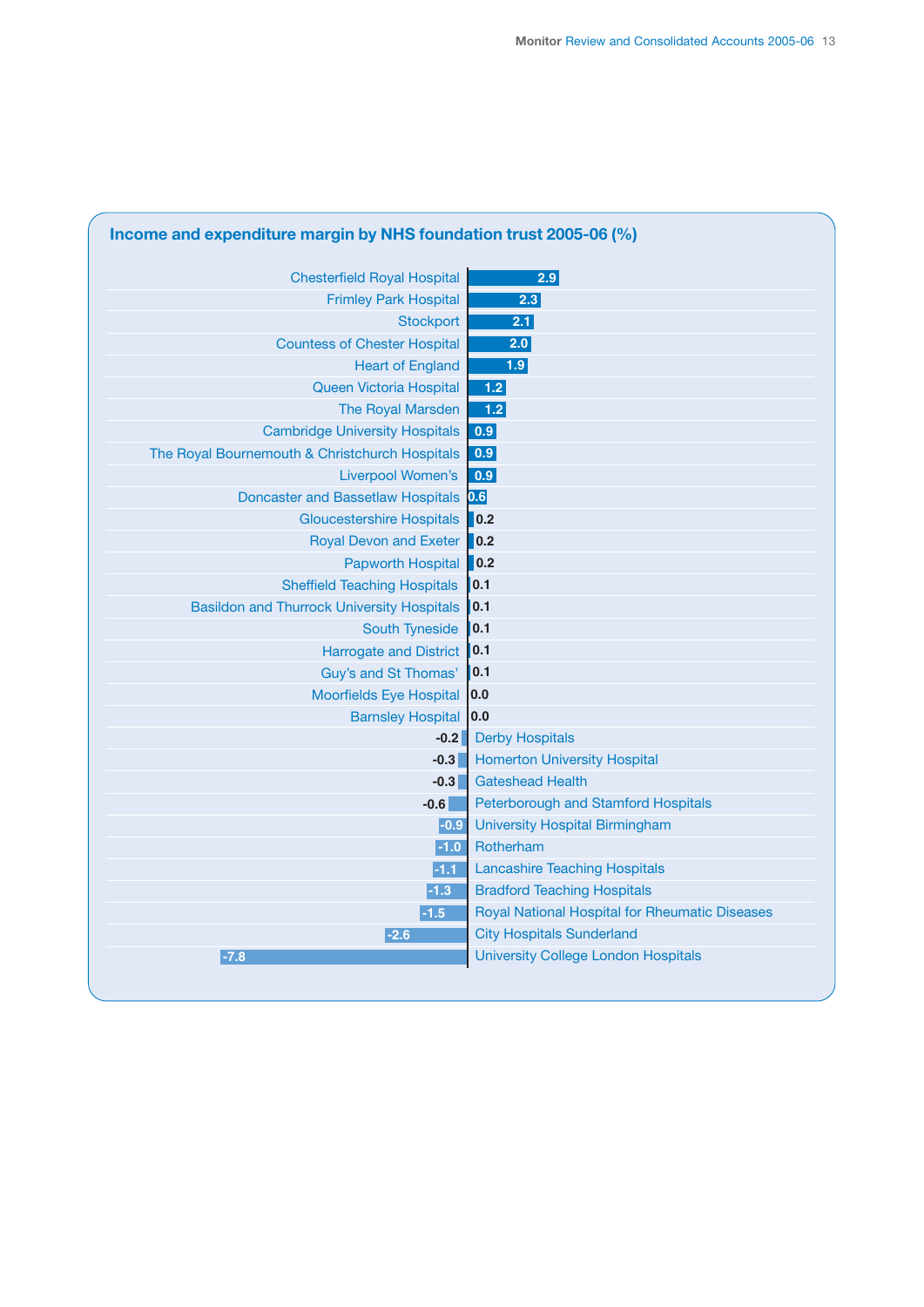## Income and expenditure margin by NHS foundation trust 2005-06 (%)

| NHS foundation trust | Margin (%) |
|---|---|
| Chesterfield Royal Hospital | 2.9 |
| Frimley Park Hospital | 2.3 |
| Stockport | 2.1 |
| Countess of Chester Hospital | 2.0 |
| Heart of England | 1.9 |
| Queen Victoria Hospital | 1.2 |
| The Royal Marsden | 1.2 |
| Cambridge University Hospitals | 0.9 |
| The Royal Bournemouth & Christchurch Hospitals | 0.9 |
| Liverpool Women's | 0.9 |
| Doncaster and Bassetlaw Hospitals | 0.6 |
| Gloucestershire Hospitals | 0.2 |
| Royal Devon and Exeter | 0.2 |
| Papworth Hospital | 0.2 |
| Sheffield Teaching Hospitals | 0.1 |
| Basildon and Thurrock University Hospitals | 0.1 |
| South Tyneside | 0.1 |
| Harrogate and District | 0.1 |
| Guy's and St Thomas' | 0.1 |
| Moorfields Eye Hospital | 0.0 |
| Barnsley Hospital | 0.0 |
| Derby Hospitals | -0.2 |
| Homerton University Hospital | -0.3 |
| Gateshead Health | -0.3 |
| Peterborough and Stamford Hospitals | -0.6 |
| University Hospital Birmingham | -0.9 |
| Rotherham | -1.0 |
| Lancashire Teaching Hospitals | -1.1 |
| Bradford Teaching Hospitals | -1.3 |
| Royal National Hospital for Rheumatic Diseases | -1.5 |
| City Hospitals Sunderland | -2.6 |
| University College London Hospitals | -7.8 |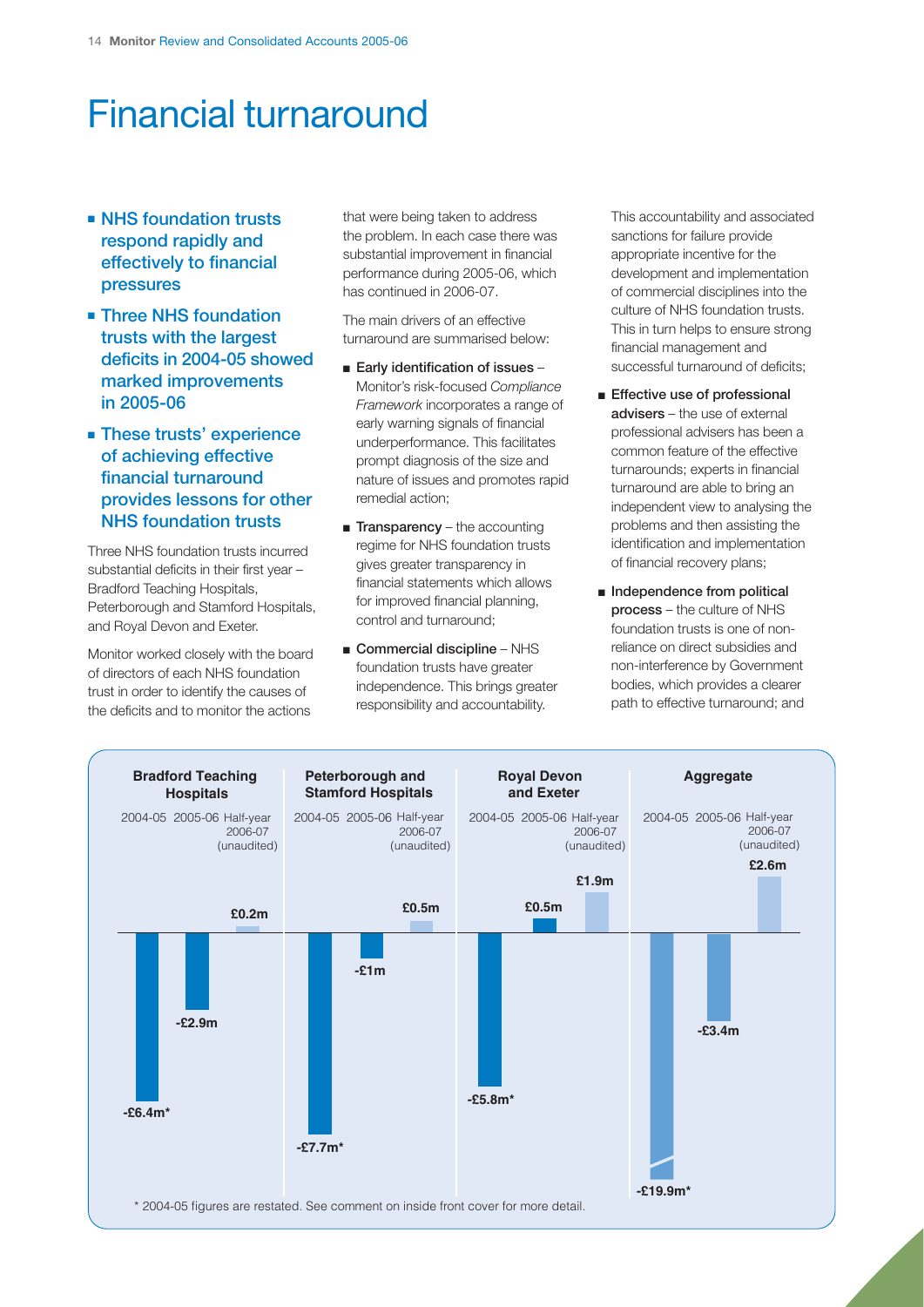# Financial turnaround

- **NHS foundation trusts respond rapidly and effectively to financial pressures**
- **Three NHS foundation trusts with the largest deficits in 2004-05 showed marked improvements in 2005-06**
- **These trusts' experience of achieving effective financial turnaround provides lessons for other NHS foundation trusts**

Three NHS foundation trusts incurred substantial deficits in their first year – Bradford Teaching Hospitals, Peterborough and Stamford Hospitals, and Royal Devon and Exeter.

Monitor worked closely with the board of directors of each NHS foundation trust in order to identify the causes of the deficits and to monitor the actions that were being taken to address the problem. In each case there was substantial improvement in financial performance during 2005-06, which has continued in 2006-07.

The main drivers of an effective turnaround are summarised below:

- **Early identification of issues** – Monitor's risk-focused *Compliance Framework* incorporates a range of early warning signals of financial underperformance. This facilitates prompt diagnosis of the size and nature of issues and promotes rapid remedial action;
- **Transparency** – the accounting regime for NHS foundation trusts gives greater transparency in financial statements which allows for improved financial planning, control and turnaround;
- **Commercial discipline** – NHS foundation trusts have greater independence. This brings greater responsibility and accountability. This accountability and associated sanctions for failure provide appropriate incentive for the development and implementation of commercial disciplines into the culture of NHS foundation trusts. This in turn helps to ensure strong financial management and successful turnaround of deficits;
- **Effective use of professional advisers** – the use of external professional advisers has been a common feature of the effective turnarounds; experts in financial turnaround are able to bring an independent view to analysing the problems and then assisting the identification and implementation of financial recovery plans;
- **Independence from political process** – the culture of NHS foundation trusts is one of non-reliance on direct subsidies and non-interference by Government bodies, which provides a clearer path to effective turnaround; and

| | 2004-05 | 2005-06 | Half-year 2006-07 (unaudited) |
|---|---|---|---|
| Bradford Teaching Hospitals | -£6.4m* | -£2.9m | £0.2m |
| Peterborough and Stamford Hospitals | -£7.7m* | -£1m | £0.5m |
| Royal Devon and Exeter | -£5.8m* | £0.5m | £1.9m |
| Aggregate | -£19.9m* | -£3.4m | £2.6m |

\* 2004-05 figures are restated. See comment on inside front cover for more detail.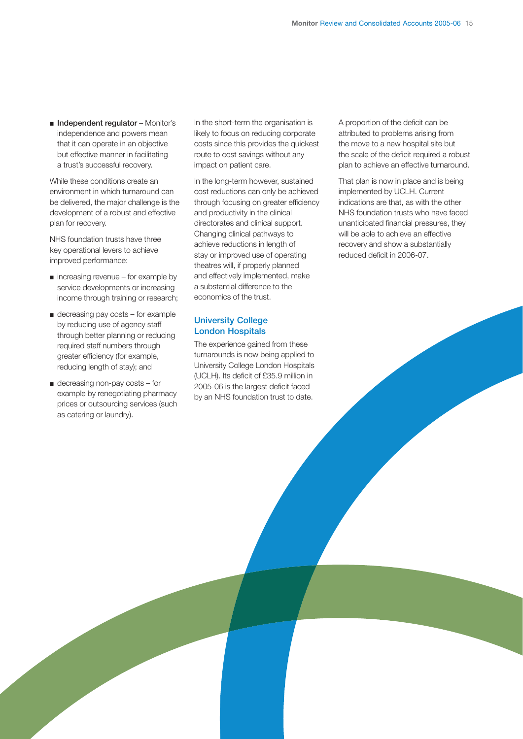- **Independent regulator** – Monitor's independence and powers mean that it can operate in an objective but effective manner in facilitating a trust's successful recovery.

While these conditions create an environment in which turnaround can be delivered, the major challenge is the development of a robust and effective plan for recovery.

NHS foundation trusts have three key operational levers to achieve improved performance:

- increasing revenue – for example by service developments or increasing income through training or research;
- decreasing pay costs – for example by reducing use of agency staff through better planning or reducing required staff numbers through greater efficiency (for example, reducing length of stay); and
- decreasing non-pay costs – for example by renegotiating pharmacy prices or outsourcing services (such as catering or laundry).

In the short-term the organisation is likely to focus on reducing corporate costs since this provides the quickest route to cost savings without any impact on patient care.

In the long-term however, sustained cost reductions can only be achieved through focusing on greater efficiency and productivity in the clinical directorates and clinical support. Changing clinical pathways to achieve reductions in length of stay or improved use of operating theatres will, if properly planned and effectively implemented, make a substantial difference to the economics of the trust.

### University College London Hospitals

The experience gained from these turnarounds is now being applied to University College London Hospitals (UCLH). Its deficit of £35.9 million in 2005-06 is the largest deficit faced by an NHS foundation trust to date.

A proportion of the deficit can be attributed to problems arising from the move to a new hospital site but the scale of the deficit required a robust plan to achieve an effective turnaround.

That plan is now in place and is being implemented by UCLH. Current indications are that, as with the other NHS foundation trusts who have faced unanticipated financial pressures, they will be able to achieve an effective recovery and show a substantially reduced deficit in 2006-07.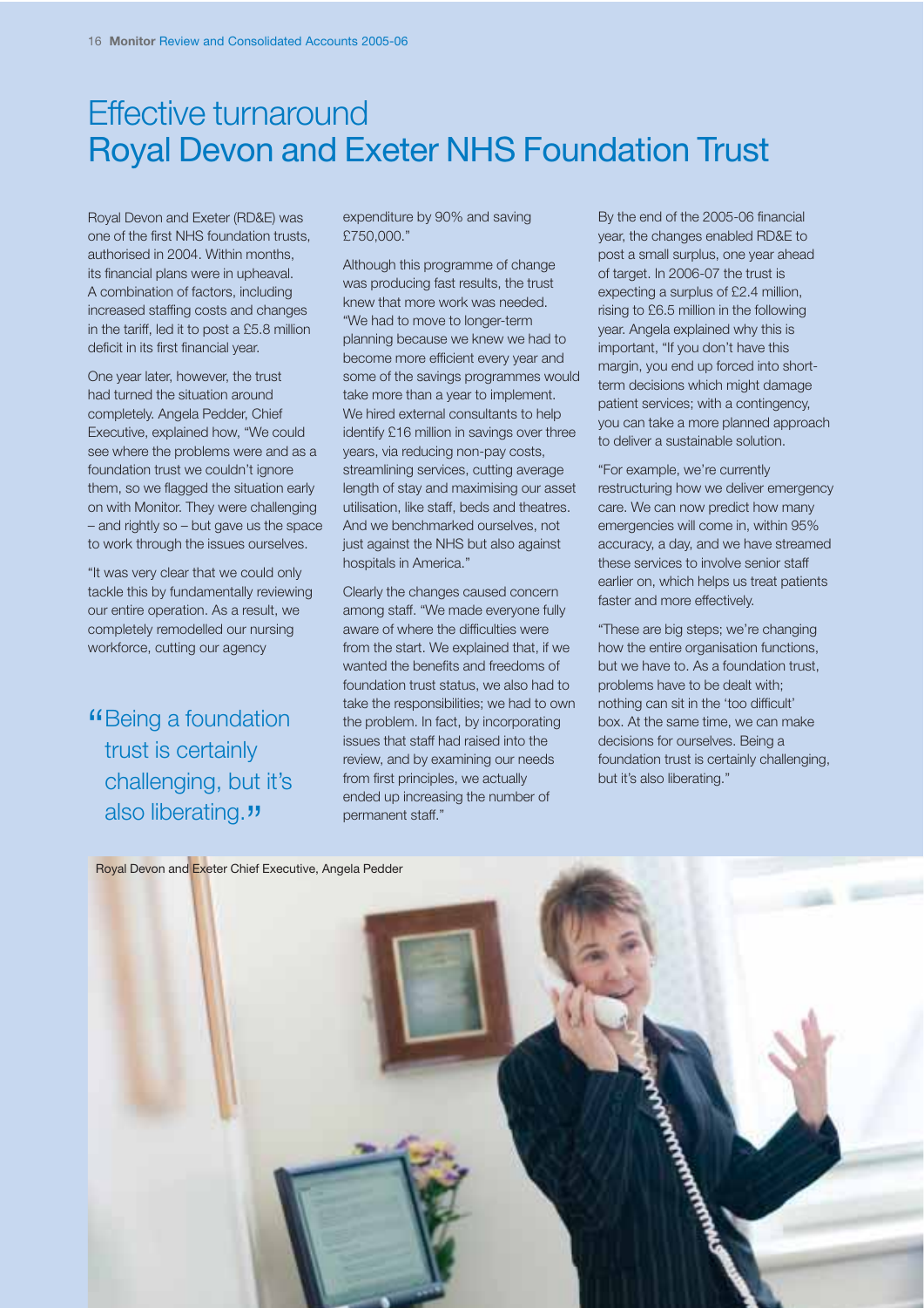# Effective turnaround
# Royal Devon and Exeter NHS Foundation Trust

Royal Devon and Exeter (RD&E) was one of the first NHS foundation trusts, authorised in 2004. Within months, its financial plans were in upheaval. A combination of factors, including increased staffing costs and changes in the tariff, led it to post a £5.8 million deficit in its first financial year.

One year later, however, the trust had turned the situation around completely. Angela Pedder, Chief Executive, explained how, "We could see where the problems were and as a foundation trust we couldn't ignore them, so we flagged the situation early on with Monitor. They were challenging – and rightly so – but gave us the space to work through the issues ourselves.

"It was very clear that we could only tackle this by fundamentally reviewing our entire operation. As a result, we completely remodelled our nursing workforce, cutting our agency expenditure by 90% and saving £750,000."

> "Being a foundation trust is certainly challenging, but it's also liberating."

Although this programme of change was producing fast results, the trust knew that more work was needed. "We had to move to longer-term planning because we knew we had to become more efficient every year and some of the savings programmes would take more than a year to implement. We hired external consultants to help identify £16 million in savings over three years, via reducing non-pay costs, streamlining services, cutting average length of stay and maximising our asset utilisation, like staff, beds and theatres. And we benchmarked ourselves, not just against the NHS but also against hospitals in America."

Clearly the changes caused concern among staff. "We made everyone fully aware of where the difficulties were from the start. We explained that, if we wanted the benefits and freedoms of foundation trust status, we also had to take the responsibilities; we had to own the problem. In fact, by incorporating issues that staff had raised into the review, and by examining our needs from first principles, we actually ended up increasing the number of permanent staff."

By the end of the 2005-06 financial year, the changes enabled RD&E to post a small surplus, one year ahead of target. In 2006-07 the trust is expecting a surplus of £2.4 million, rising to £6.5 million in the following year. Angela explained why this is important, "If you don't have this margin, you end up forced into short-term decisions which might damage patient services; with a contingency, you can take a more planned approach to deliver a sustainable solution.

"For example, we're currently restructuring how we deliver emergency care. We can now predict how many emergencies will come in, within 95% accuracy, a day, and we have streamed these services to involve senior staff earlier on, which helps us treat patients faster and more effectively.

"These are big steps; we're changing how the entire organisation functions, but we have to. As a foundation trust, problems have to be dealt with; nothing can sit in the 'too difficult' box. At the same time, we can make decisions for ourselves. Being a foundation trust is certainly challenging, but it's also liberating."

Royal Devon and Exeter Chief Executive, Angela Pedder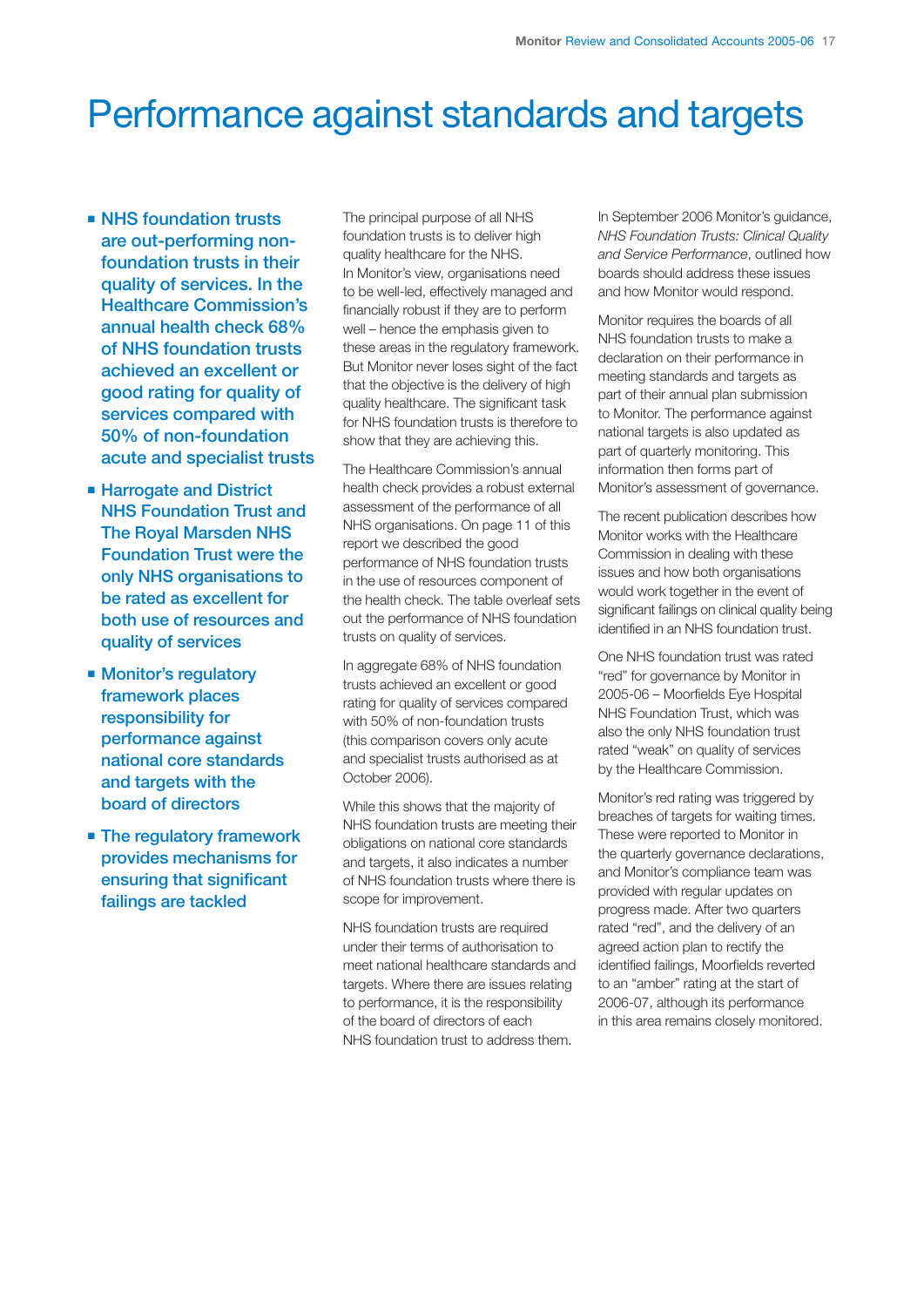# Performance against standards and targets

- **NHS foundation trusts are out-performing non-foundation trusts in their quality of services. In the Healthcare Commission's annual health check 68% of NHS foundation trusts achieved an excellent or good rating for quality of services compared with 50% of non-foundation acute and specialist trusts**
- **Harrogate and District NHS Foundation Trust and The Royal Marsden NHS Foundation Trust were the only NHS organisations to be rated as excellent for both use of resources and quality of services**
- **Monitor's regulatory framework places responsibility for performance against national core standards and targets with the board of directors**
- **The regulatory framework provides mechanisms for ensuring that significant failings are tackled**

The principal purpose of all NHS foundation trusts is to deliver high quality healthcare for the NHS. In Monitor's view, organisations need to be well-led, effectively managed and financially robust if they are to perform well – hence the emphasis given to these areas in the regulatory framework. But Monitor never loses sight of the fact that the objective is the delivery of high quality healthcare. The significant task for NHS foundation trusts is therefore to show that they are achieving this.

The Healthcare Commission's annual health check provides a robust external assessment of the performance of all NHS organisations. On page 11 of this report we described the good performance of NHS foundation trusts in the use of resources component of the health check. The table overleaf sets out the performance of NHS foundation trusts on quality of services.

In aggregate 68% of NHS foundation trusts achieved an excellent or good rating for quality of services compared with 50% of non-foundation trusts (this comparison covers only acute and specialist trusts authorised as at October 2006).

While this shows that the majority of NHS foundation trusts are meeting their obligations on national core standards and targets, it also indicates a number of NHS foundation trusts where there is scope for improvement.

NHS foundation trusts are required under their terms of authorisation to meet national healthcare standards and targets. Where there are issues relating to performance, it is the responsibility of the board of directors of each NHS foundation trust to address them.

In September 2006 Monitor's guidance, *NHS Foundation Trusts: Clinical Quality and Service Performance*, outlined how boards should address these issues and how Monitor would respond.

Monitor requires the boards of all NHS foundation trusts to make a declaration on their performance in meeting standards and targets as part of their annual plan submission to Monitor. The performance against national targets is also updated as part of quarterly monitoring. This information then forms part of Monitor's assessment of governance.

The recent publication describes how Monitor works with the Healthcare Commission in dealing with these issues and how both organisations would work together in the event of significant failings on clinical quality being identified in an NHS foundation trust.

One NHS foundation trust was rated "red" for governance by Monitor in 2005-06 – Moorfields Eye Hospital NHS Foundation Trust, which was also the only NHS foundation trust rated "weak" on quality of services by the Healthcare Commission.

Monitor's red rating was triggered by breaches of targets for waiting times. These were reported to Monitor in the quarterly governance declarations, and Monitor's compliance team was provided with regular updates on progress made. After two quarters rated "red", and the delivery of an agreed action plan to rectify the identified failings, Moorfields reverted to an "amber" rating at the start of 2006-07, although its performance in this area remains closely monitored.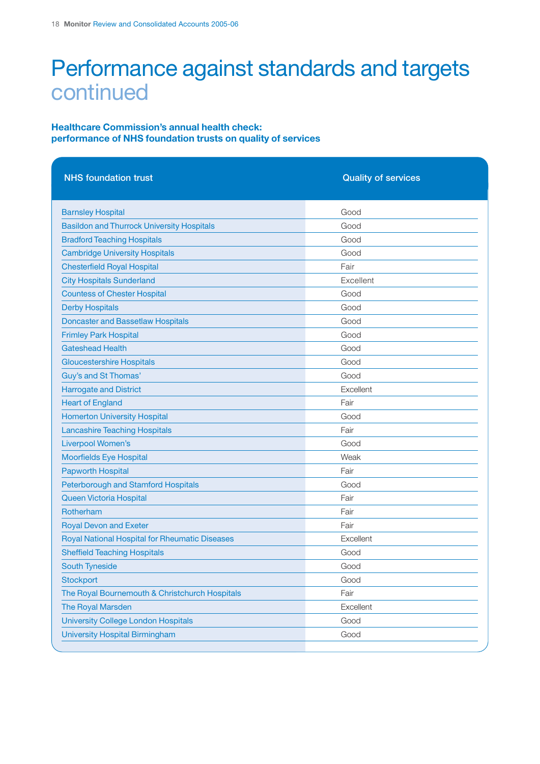# Performance against standards and targets continued

### Healthcare Commission's annual health check: performance of NHS foundation trusts on quality of services

| NHS foundation trust | Quality of services |
|---|---|
| Barnsley Hospital | Good |
| Basildon and Thurrock University Hospitals | Good |
| Bradford Teaching Hospitals | Good |
| Cambridge University Hospitals | Good |
| Chesterfield Royal Hospital | Fair |
| City Hospitals Sunderland | Excellent |
| Countess of Chester Hospital | Good |
| Derby Hospitals | Good |
| Doncaster and Bassetlaw Hospitals | Good |
| Frimley Park Hospital | Good |
| Gateshead Health | Good |
| Gloucestershire Hospitals | Good |
| Guy's and St Thomas' | Good |
| Harrogate and District | Excellent |
| Heart of England | Fair |
| Homerton University Hospital | Good |
| Lancashire Teaching Hospitals | Fair |
| Liverpool Women's | Good |
| Moorfields Eye Hospital | Weak |
| Papworth Hospital | Fair |
| Peterborough and Stamford Hospitals | Good |
| Queen Victoria Hospital | Fair |
| Rotherham | Fair |
| Royal Devon and Exeter | Fair |
| Royal National Hospital for Rheumatic Diseases | Excellent |
| Sheffield Teaching Hospitals | Good |
| South Tyneside | Good |
| Stockport | Good |
| The Royal Bournemouth & Christchurch Hospitals | Fair |
| The Royal Marsden | Excellent |
| University College London Hospitals | Good |
| University Hospital Birmingham | Good |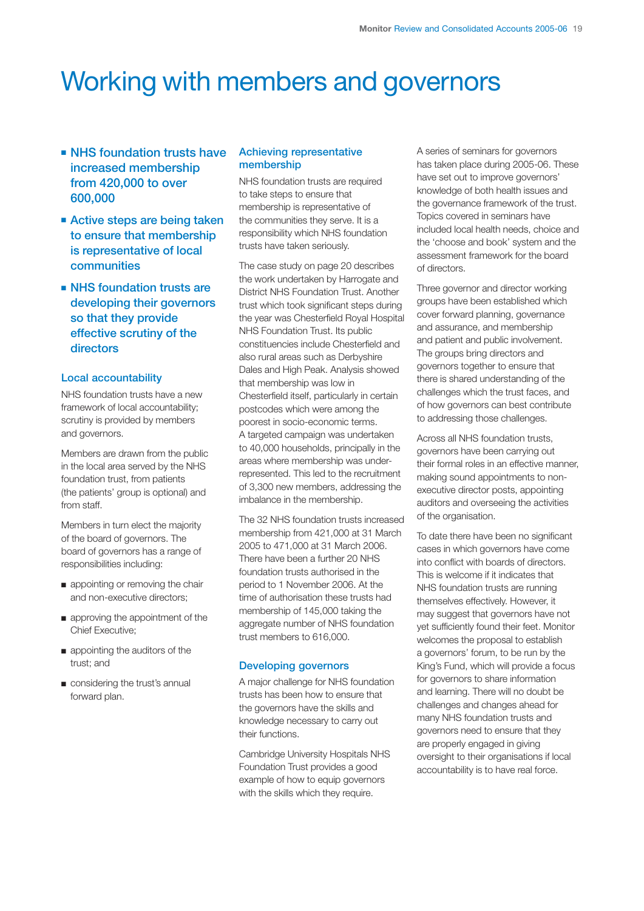# Working with members and governors

- **NHS foundation trusts have increased membership from 420,000 to over 600,000**
- **Active steps are being taken to ensure that membership is representative of local communities**
- **NHS foundation trusts are developing their governors so that they provide effective scrutiny of the directors**

## Local accountability

NHS foundation trusts have a new framework of local accountability; scrutiny is provided by members and governors.

Members are drawn from the public in the local area served by the NHS foundation trust, from patients (the patients' group is optional) and from staff.

Members in turn elect the majority of the board of governors. The board of governors has a range of responsibilities including:

- appointing or removing the chair and non-executive directors;
- approving the appointment of the Chief Executive;
- appointing the auditors of the trust; and
- considering the trust's annual forward plan.

## Achieving representative membership

NHS foundation trusts are required to take steps to ensure that membership is representative of the communities they serve. It is a responsibility which NHS foundation trusts have taken seriously.

The case study on page 20 describes the work undertaken by Harrogate and District NHS Foundation Trust. Another trust which took significant steps during the year was Chesterfield Royal Hospital NHS Foundation Trust. Its public constituencies include Chesterfield and also rural areas such as Derbyshire Dales and High Peak. Analysis showed that membership was low in Chesterfield itself, particularly in certain postcodes which were among the poorest in socio-economic terms. A targeted campaign was undertaken to 40,000 households, principally in the areas where membership was under-represented. This led to the recruitment of 3,300 new members, addressing the imbalance in the membership.

The 32 NHS foundation trusts increased membership from 421,000 at 31 March 2005 to 471,000 at 31 March 2006. There have been a further 20 NHS foundation trusts authorised in the period to 1 November 2006. At the time of authorisation these trusts had membership of 145,000 taking the aggregate number of NHS foundation trust members to 616,000.

## Developing governors

A major challenge for NHS foundation trusts has been how to ensure that the governors have the skills and knowledge necessary to carry out their functions.

Cambridge University Hospitals NHS Foundation Trust provides a good example of how to equip governors with the skills which they require.

A series of seminars for governors has taken place during 2005-06. These have set out to improve governors' knowledge of both health issues and the governance framework of the trust. Topics covered in seminars have included local health needs, choice and the 'choose and book' system and the assessment framework for the board of directors.

Three governor and director working groups have been established which cover forward planning, governance and assurance, and membership and patient and public involvement. The groups bring directors and governors together to ensure that there is shared understanding of the challenges which the trust faces, and of how governors can best contribute to addressing those challenges.

Across all NHS foundation trusts, governors have been carrying out their formal roles in an effective manner, making sound appointments to non-executive director posts, appointing auditors and overseeing the activities of the organisation.

To date there have been no significant cases in which governors have come into conflict with boards of directors. This is welcome if it indicates that NHS foundation trusts are running themselves effectively. However, it may suggest that governors have not yet sufficiently found their feet. Monitor welcomes the proposal to establish a governors' forum, to be run by the King's Fund, which will provide a focus for governors to share information and learning. There will no doubt be challenges and changes ahead for many NHS foundation trusts and governors need to ensure that they are properly engaged in giving oversight to their organisations if local accountability is to have real force.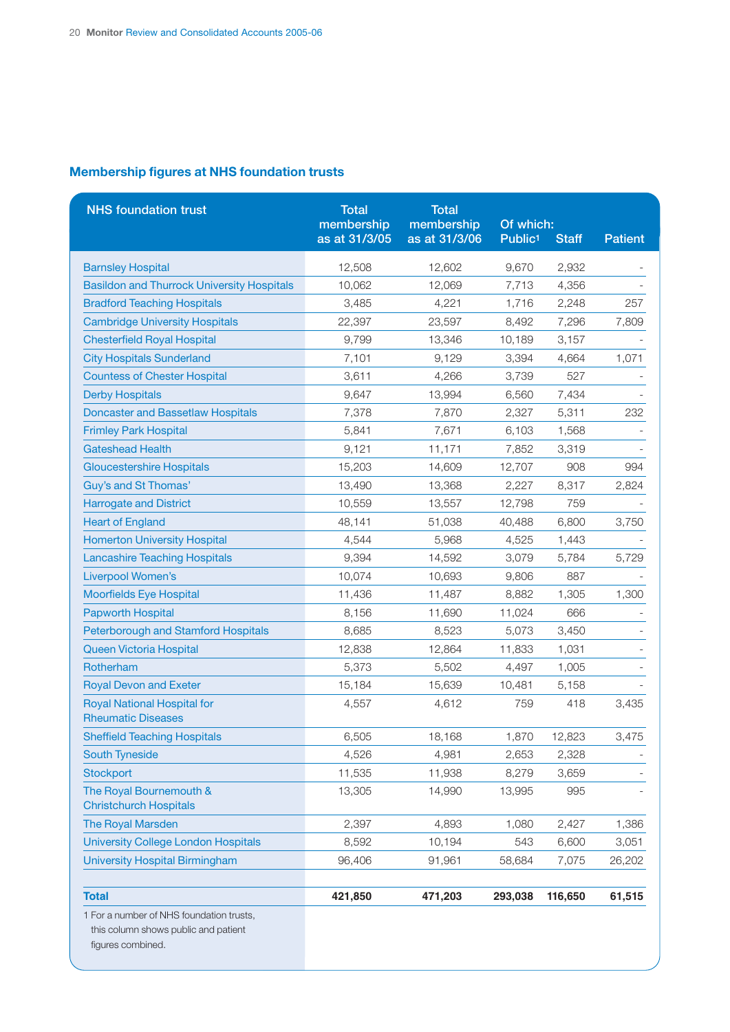## Membership figures at NHS foundation trusts

| NHS foundation trust | Total membership as at 31/3/05 | Total membership as at 31/3/06 | Of which: Public[1] | Staff | Patient |
|---|---|---|---|---|---|
| Barnsley Hospital | 12,508 | 12,602 | 9,670 | 2,932 | - |
| Basildon and Thurrock University Hospitals | 10,062 | 12,069 | 7,713 | 4,356 | - |
| Bradford Teaching Hospitals | 3,485 | 4,221 | 1,716 | 2,248 | 257 |
| Cambridge University Hospitals | 22,397 | 23,597 | 8,492 | 7,296 | 7,809 |
| Chesterfield Royal Hospital | 9,799 | 13,346 | 10,189 | 3,157 | - |
| City Hospitals Sunderland | 7,101 | 9,129 | 3,394 | 4,664 | 1,071 |
| Countess of Chester Hospital | 3,611 | 4,266 | 3,739 | 527 | - |
| Derby Hospitals | 9,647 | 13,994 | 6,560 | 7,434 | - |
| Doncaster and Bassetlaw Hospitals | 7,378 | 7,870 | 2,327 | 5,311 | 232 |
| Frimley Park Hospital | 5,841 | 7,671 | 6,103 | 1,568 | - |
| Gateshead Health | 9,121 | 11,171 | 7,852 | 3,319 | - |
| Gloucestershire Hospitals | 15,203 | 14,609 | 12,707 | 908 | 994 |
| Guy's and St Thomas' | 13,490 | 13,368 | 2,227 | 8,317 | 2,824 |
| Harrogate and District | 10,559 | 13,557 | 12,798 | 759 | - |
| Heart of England | 48,141 | 51,038 | 40,488 | 6,800 | 3,750 |
| Homerton University Hospital | 4,544 | 5,968 | 4,525 | 1,443 | - |
| Lancashire Teaching Hospitals | 9,394 | 14,592 | 3,079 | 5,784 | 5,729 |
| Liverpool Women's | 10,074 | 10,693 | 9,806 | 887 | - |
| Moorfields Eye Hospital | 11,436 | 11,487 | 8,882 | 1,305 | 1,300 |
| Papworth Hospital | 8,156 | 11,690 | 11,024 | 666 | - |
| Peterborough and Stamford Hospitals | 8,685 | 8,523 | 5,073 | 3,450 | - |
| Queen Victoria Hospital | 12,838 | 12,864 | 11,833 | 1,031 | - |
| Rotherham | 5,373 | 5,502 | 4,497 | 1,005 | - |
| Royal Devon and Exeter | 15,184 | 15,639 | 10,481 | 5,158 | - |
| Royal National Hospital for Rheumatic Diseases | 4,557 | 4,612 | 759 | 418 | 3,435 |
| Sheffield Teaching Hospitals | 6,505 | 18,168 | 1,870 | 12,823 | 3,475 |
| South Tyneside | 4,526 | 4,981 | 2,653 | 2,328 | - |
| Stockport | 11,535 | 11,938 | 8,279 | 3,659 | - |
| The Royal Bournemouth & Christchurch Hospitals | 13,305 | 14,990 | 13,995 | 995 | - |
| The Royal Marsden | 2,397 | 4,893 | 1,080 | 2,427 | 1,386 |
| University College London Hospitals | 8,592 | 10,194 | 543 | 6,600 | 3,051 |
| University Hospital Birmingham | 96,406 | 91,961 | 58,684 | 7,075 | 26,202 |
| **Total** | **421,850** | **471,203** | **293,038** | **116,650** | **61,515** |

1 For a number of NHS foundation trusts, this column shows public and patient figures combined.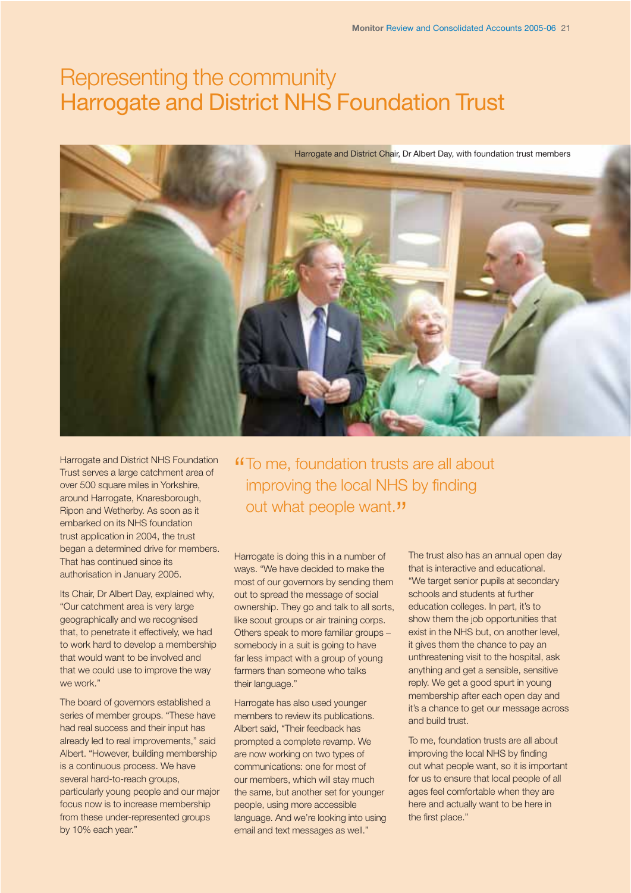# Representing the community
# Harrogate and District NHS Foundation Trust

Harrogate and District Chair, Dr Albert Day, with foundation trust members

Harrogate and District NHS Foundation Trust serves a large catchment area of over 500 square miles in Yorkshire, around Harrogate, Knaresborough, Ripon and Wetherby. As soon as it embarked on its NHS foundation trust application in 2004, the trust began a determined drive for members. That has continued since its authorisation in January 2005.

Its Chair, Dr Albert Day, explained why, "Our catchment area is very large geographically and we recognised that, to penetrate it effectively, we had to work hard to develop a membership that would want to be involved and that we could use to improve the way we work."

The board of governors established a series of member groups. "These have had real success and their input has already led to real improvements," said Albert. "However, building membership is a continuous process. We have several hard-to-reach groups, particularly young people and our major focus now is to increase membership from these under-represented groups by 10% each year."

> "To me, foundation trusts are all about improving the local NHS by finding out what people want."

Harrogate is doing this in a number of ways. "We have decided to make the most of our governors by sending them out to spread the message of social ownership. They go and talk to all sorts, like scout groups or air training corps. Others speak to more familiar groups – somebody in a suit is going to have far less impact with a group of young farmers than someone who talks their language."

Harrogate has also used younger members to review its publications. Albert said, "Their feedback has prompted a complete revamp. We are now working on two types of communications: one for most of our members, which will stay much the same, but another set for younger people, using more accessible language. And we're looking into using email and text messages as well."

The trust also has an annual open day that is interactive and educational. "We target senior pupils at secondary schools and students at further education colleges. In part, it's to show them the job opportunities that exist in the NHS but, on another level, it gives them the chance to pay an unthreatening visit to the hospital, ask anything and get a sensible, sensitive reply. We get a good spurt in young membership after each open day and it's a chance to get our message across and build trust.

To me, foundation trusts are all about improving the local NHS by finding out what people want, so it is important for us to ensure that local people of all ages feel comfortable when they are here and actually want to be here in the first place."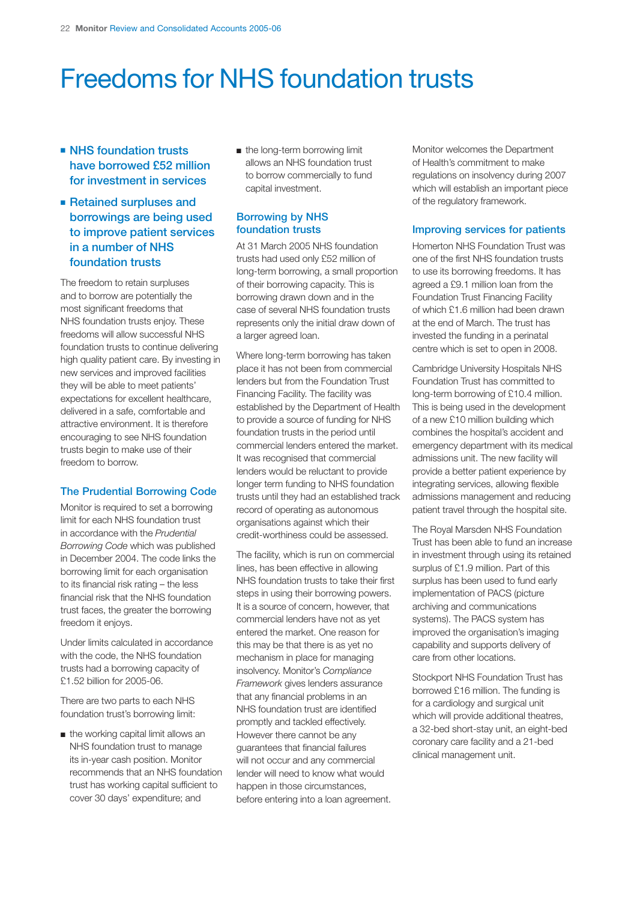# Freedoms for NHS foundation trusts

- **NHS foundation trusts have borrowed £52 million for investment in services**
- **Retained surpluses and borrowings are being used to improve patient services in a number of NHS foundation trusts**

The freedom to retain surpluses and to borrow are potentially the most significant freedoms that NHS foundation trusts enjoy. These freedoms will allow successful NHS foundation trusts to continue delivering high quality patient care. By investing in new services and improved facilities they will be able to meet patients' expectations for excellent healthcare, delivered in a safe, comfortable and attractive environment. It is therefore encouraging to see NHS foundation trusts begin to make use of their freedom to borrow.

## The Prudential Borrowing Code

Monitor is required to set a borrowing limit for each NHS foundation trust in accordance with the *Prudential Borrowing Code* which was published in December 2004. The code links the borrowing limit for each organisation to its financial risk rating – the less financial risk that the NHS foundation trust faces, the greater the borrowing freedom it enjoys.

Under limits calculated in accordance with the code, the NHS foundation trusts had a borrowing capacity of £1.52 billion for 2005-06.

There are two parts to each NHS foundation trust's borrowing limit:

- the working capital limit allows an NHS foundation trust to manage its in-year cash position. Monitor recommends that an NHS foundation trust has working capital sufficient to cover 30 days' expenditure; and
- the long-term borrowing limit allows an NHS foundation trust to borrow commercially to fund capital investment.

## Borrowing by NHS foundation trusts

At 31 March 2005 NHS foundation trusts had used only £52 million of long-term borrowing, a small proportion of their borrowing capacity. This is borrowing drawn down and in the case of several NHS foundation trusts represents only the initial draw down of a larger agreed loan.

Where long-term borrowing has taken place it has not been from commercial lenders but from the Foundation Trust Financing Facility. The facility was established by the Department of Health to provide a source of funding for NHS foundation trusts in the period until commercial lenders entered the market. It was recognised that commercial lenders would be reluctant to provide longer term funding to NHS foundation trusts until they had an established track record of operating as autonomous organisations against which their credit-worthiness could be assessed.

The facility, which is run on commercial lines, has been effective in allowing NHS foundation trusts to take their first steps in using their borrowing powers. It is a source of concern, however, that commercial lenders have not as yet entered the market. One reason for this may be that there is as yet no mechanism in place for managing insolvency. Monitor's *Compliance Framework* gives lenders assurance that any financial problems in an NHS foundation trust are identified promptly and tackled effectively. However there cannot be any guarantees that financial failures will not occur and any commercial lender will need to know what would happen in those circumstances, before entering into a loan agreement.

Monitor welcomes the Department of Health's commitment to make regulations on insolvency during 2007 which will establish an important piece of the regulatory framework.

## Improving services for patients

Homerton NHS Foundation Trust was one of the first NHS foundation trusts to use its borrowing freedoms. It has agreed a £9.1 million loan from the Foundation Trust Financing Facility of which £1.6 million had been drawn at the end of March. The trust has invested the funding in a perinatal centre which is set to open in 2008.

Cambridge University Hospitals NHS Foundation Trust has committed to long-term borrowing of £10.4 million. This is being used in the development of a new £10 million building which combines the hospital's accident and emergency department with its medical admissions unit. The new facility will provide a better patient experience by integrating services, allowing flexible admissions management and reducing patient travel through the hospital site.

The Royal Marsden NHS Foundation Trust has been able to fund an increase in investment through using its retained surplus of £1.9 million. Part of this surplus has been used to fund early implementation of PACS (picture archiving and communications systems). The PACS system has improved the organisation's imaging capability and supports delivery of care from other locations.

Stockport NHS Foundation Trust has borrowed £16 million. The funding is for a cardiology and surgical unit which will provide additional theatres, a 32-bed short-stay unit, an eight-bed coronary care facility and a 21-bed clinical management unit.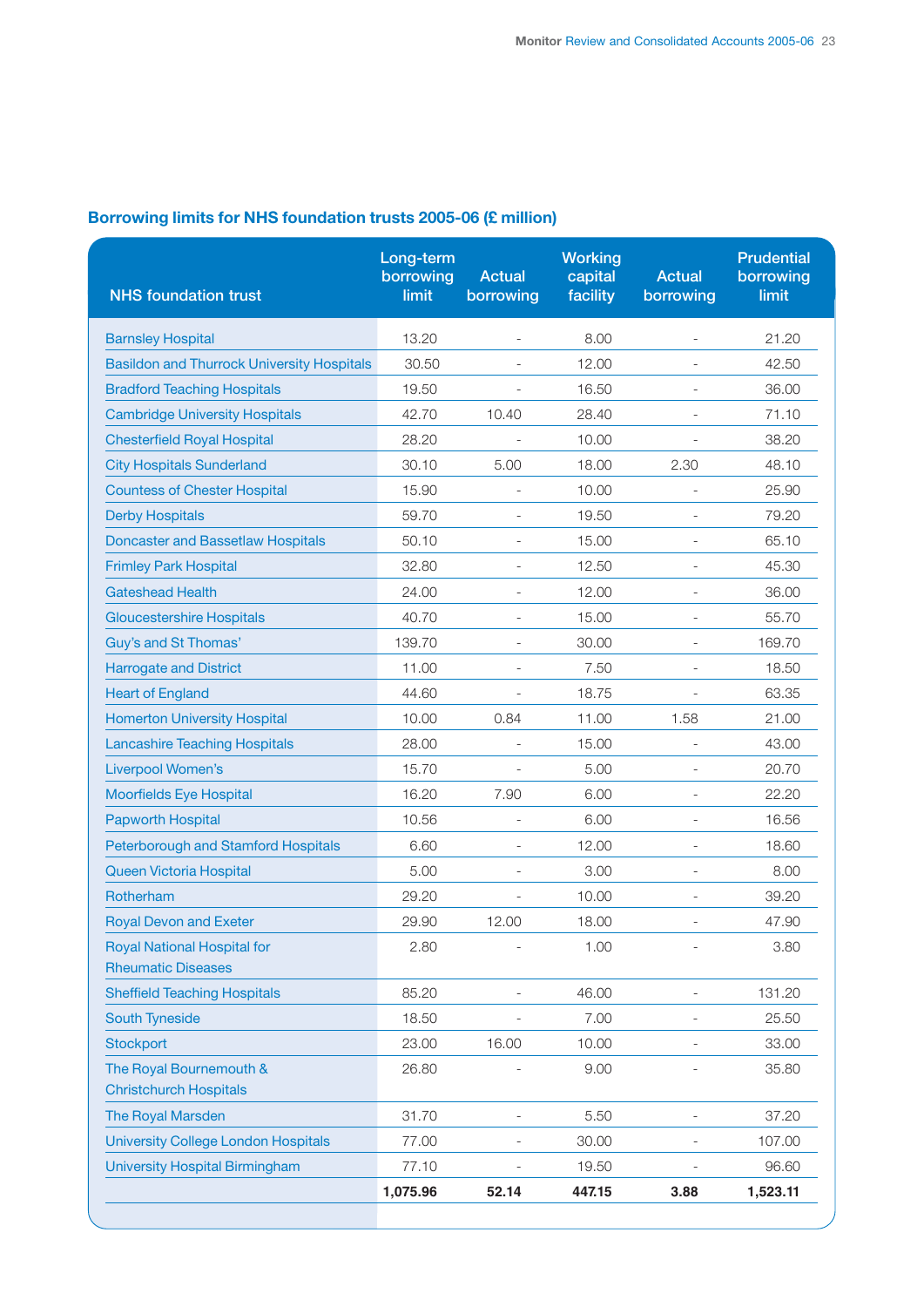## Borrowing limits for NHS foundation trusts 2005-06 (£ million)

| NHS foundation trust | Long-term borrowing limit | Actual borrowing | Working capital facility | Actual borrowing | Prudential borrowing limit |
|---|---|---|---|---|---|
| Barnsley Hospital | 13.20 | - | 8.00 | - | 21.20 |
| Basildon and Thurrock University Hospitals | 30.50 | - | 12.00 | - | 42.50 |
| Bradford Teaching Hospitals | 19.50 | - | 16.50 | - | 36.00 |
| Cambridge University Hospitals | 42.70 | 10.40 | 28.40 | - | 71.10 |
| Chesterfield Royal Hospital | 28.20 | - | 10.00 | - | 38.20 |
| City Hospitals Sunderland | 30.10 | 5.00 | 18.00 | 2.30 | 48.10 |
| Countess of Chester Hospital | 15.90 | - | 10.00 | - | 25.90 |
| Derby Hospitals | 59.70 | - | 19.50 | - | 79.20 |
| Doncaster and Bassetlaw Hospitals | 50.10 | - | 15.00 | - | 65.10 |
| Frimley Park Hospital | 32.80 | - | 12.50 | - | 45.30 |
| Gateshead Health | 24.00 | - | 12.00 | - | 36.00 |
| Gloucestershire Hospitals | 40.70 | - | 15.00 | - | 55.70 |
| Guy's and St Thomas' | 139.70 | - | 30.00 | - | 169.70 |
| Harrogate and District | 11.00 | - | 7.50 | - | 18.50 |
| Heart of England | 44.60 | - | 18.75 | - | 63.35 |
| Homerton University Hospital | 10.00 | 0.84 | 11.00 | 1.58 | 21.00 |
| Lancashire Teaching Hospitals | 28.00 | - | 15.00 | - | 43.00 |
| Liverpool Women's | 15.70 | - | 5.00 | - | 20.70 |
| Moorfields Eye Hospital | 16.20 | 7.90 | 6.00 | - | 22.20 |
| Papworth Hospital | 10.56 | - | 6.00 | - | 16.56 |
| Peterborough and Stamford Hospitals | 6.60 | - | 12.00 | - | 18.60 |
| Queen Victoria Hospital | 5.00 | - | 3.00 | - | 8.00 |
| Rotherham | 29.20 | - | 10.00 | - | 39.20 |
| Royal Devon and Exeter | 29.90 | 12.00 | 18.00 | - | 47.90 |
| Royal National Hospital for Rheumatic Diseases | 2.80 | - | 1.00 | - | 3.80 |
| Sheffield Teaching Hospitals | 85.20 | - | 46.00 | - | 131.20 |
| South Tyneside | 18.50 | - | 7.00 | - | 25.50 |
| Stockport | 23.00 | 16.00 | 10.00 | - | 33.00 |
| The Royal Bournemouth & Christchurch Hospitals | 26.80 | - | 9.00 | - | 35.80 |
| The Royal Marsden | 31.70 | - | 5.50 | - | 37.20 |
| University College London Hospitals | 77.00 | - | 30.00 | - | 107.00 |
| University Hospital Birmingham | 77.10 | - | 19.50 | - | 96.60 |
| | **1,075.96** | **52.14** | **447.15** | **3.88** | **1,523.11** |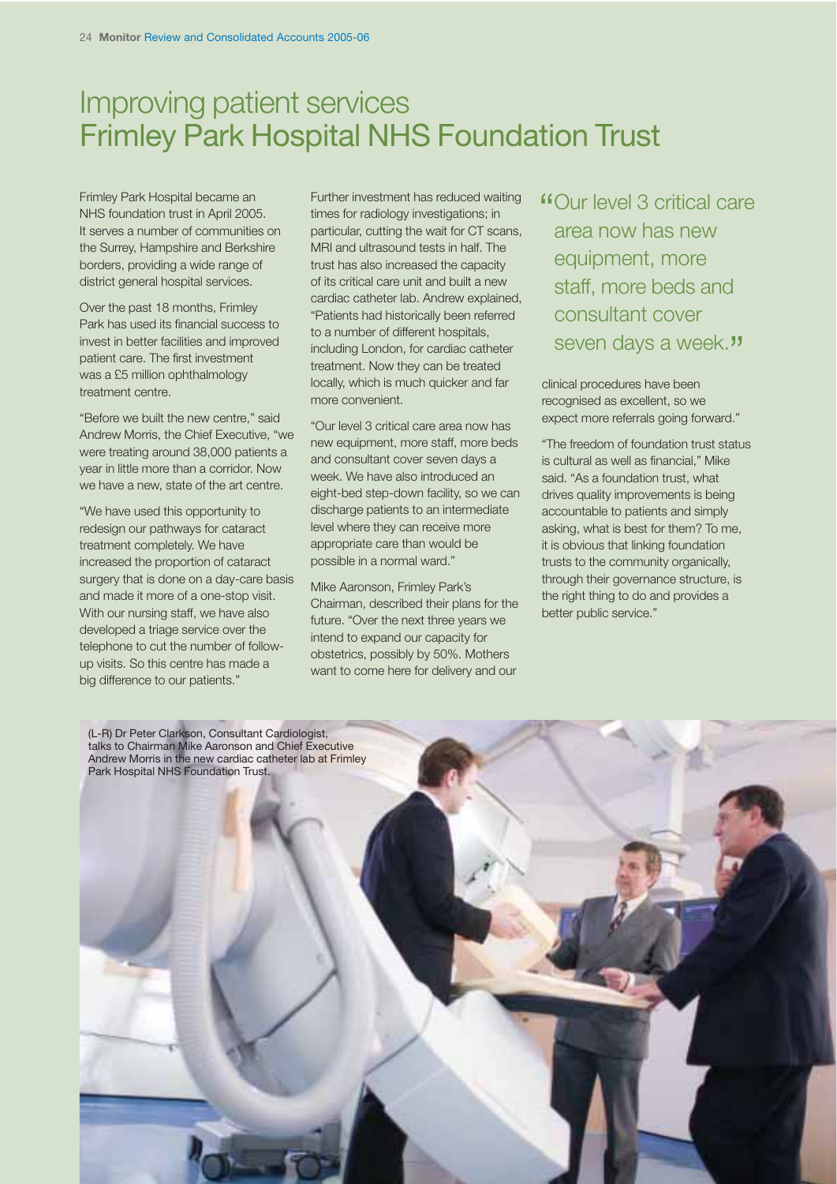# Improving patient services
## Frimley Park Hospital NHS Foundation Trust

Frimley Park Hospital became an NHS foundation trust in April 2005. It serves a number of communities on the Surrey, Hampshire and Berkshire borders, providing a wide range of district general hospital services.

Over the past 18 months, Frimley Park has used its financial success to invest in better facilities and improved patient care. The first investment was a £5 million ophthalmology treatment centre.

"Before we built the new centre," said Andrew Morris, the Chief Executive, "we were treating around 38,000 patients a year in little more than a corridor. Now we have a new, state of the art centre.

"We have used this opportunity to redesign our pathways for cataract treatment completely. We have increased the proportion of cataract surgery that is done on a day-care basis and made it more of a one-stop visit. With our nursing staff, we have also developed a triage service over the telephone to cut the number of follow-up visits. So this centre has made a big difference to our patients."

Further investment has reduced waiting times for radiology investigations; in particular, cutting the wait for CT scans, MRI and ultrasound tests in half. The trust has also increased the capacity of its critical care unit and built a new cardiac catheter lab. Andrew explained, "Patients had historically been referred to a number of different hospitals, including London, for cardiac catheter treatment. Now they can be treated locally, which is much quicker and far more convenient.

"Our level 3 critical care area now has new equipment, more staff, more beds and consultant cover seven days a week. We have also introduced an eight-bed step-down facility, so we can discharge patients to an intermediate level where they can receive more appropriate care than would be possible in a normal ward."

Mike Aaronson, Frimley Park's Chairman, described their plans for the future. "Over the next three years we intend to expand our capacity for obstetrics, possibly by 50%. Mothers want to come here for delivery and our clinical procedures have been recognised as excellent, so we expect more referrals going forward."

> "Our level 3 critical care area now has new equipment, more staff, more beds and consultant cover seven days a week."

"The freedom of foundation trust status is cultural as well as financial," Mike said. "As a foundation trust, what drives quality improvements is being accountable to patients and simply asking, what is best for them? To me, it is obvious that linking foundation trusts to the community organically, through their governance structure, is the right thing to do and provides a better public service."

(L-R) Dr Peter Clarkson, Consultant Cardiologist, talks to Chairman Mike Aaronson and Chief Executive Andrew Morris in the new cardiac catheter lab at Frimley Park Hospital NHS Foundation Trust.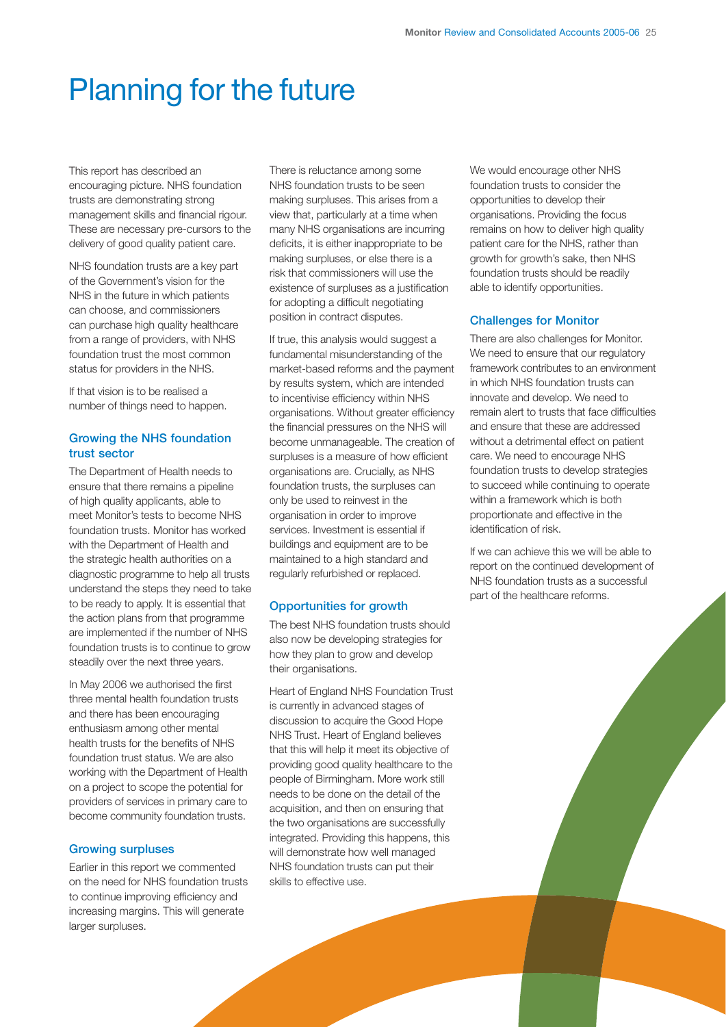# Planning for the future

This report has described an encouraging picture. NHS foundation trusts are demonstrating strong management skills and financial rigour. These are necessary pre-cursors to the delivery of good quality patient care.

NHS foundation trusts are a key part of the Government's vision for the NHS in the future in which patients can choose, and commissioners can purchase high quality healthcare from a range of providers, with NHS foundation trust the most common status for providers in the NHS.

If that vision is to be realised a number of things need to happen.

### Growing the NHS foundation trust sector

The Department of Health needs to ensure that there remains a pipeline of high quality applicants, able to meet Monitor's tests to become NHS foundation trusts. Monitor has worked with the Department of Health and the strategic health authorities on a diagnostic programme to help all trusts understand the steps they need to take to be ready to apply. It is essential that the action plans from that programme are implemented if the number of NHS foundation trusts is to continue to grow steadily over the next three years.

In May 2006 we authorised the first three mental health foundation trusts and there has been encouraging enthusiasm among other mental health trusts for the benefits of NHS foundation trust status. We are also working with the Department of Health on a project to scope the potential for providers of services in primary care to become community foundation trusts.

### Growing surpluses

Earlier in this report we commented on the need for NHS foundation trusts to continue improving efficiency and increasing margins. This will generate larger surpluses.

There is reluctance among some NHS foundation trusts to be seen making surpluses. This arises from a view that, particularly at a time when many NHS organisations are incurring deficits, it is either inappropriate to be making surpluses, or else there is a risk that commissioners will use the existence of surpluses as a justification for adopting a difficult negotiating position in contract disputes.

If true, this analysis would suggest a fundamental misunderstanding of the market-based reforms and the payment by results system, which are intended to incentivise efficiency within NHS organisations. Without greater efficiency the financial pressures on the NHS will become unmanageable. The creation of surpluses is a measure of how efficient organisations are. Crucially, as NHS foundation trusts, the surpluses can only be used to reinvest in the organisation in order to improve services. Investment is essential if buildings and equipment are to be maintained to a high standard and regularly refurbished or replaced.

### Opportunities for growth

The best NHS foundation trusts should also now be developing strategies for how they plan to grow and develop their organisations.

Heart of England NHS Foundation Trust is currently in advanced stages of discussion to acquire the Good Hope NHS Trust. Heart of England believes that this will help it meet its objective of providing good quality healthcare to the people of Birmingham. More work still needs to be done on the detail of the acquisition, and then on ensuring that the two organisations are successfully integrated. Providing this happens, this will demonstrate how well managed NHS foundation trusts can put their skills to effective use.

We would encourage other NHS foundation trusts to consider the opportunities to develop their organisations. Providing the focus remains on how to deliver high quality patient care for the NHS, rather than growth for growth's sake, then NHS foundation trusts should be readily able to identify opportunities.

### Challenges for Monitor

There are also challenges for Monitor. We need to ensure that our regulatory framework contributes to an environment in which NHS foundation trusts can innovate and develop. We need to remain alert to trusts that face difficulties and ensure that these are addressed without a detrimental effect on patient care. We need to encourage NHS foundation trusts to develop strategies to succeed while continuing to operate within a framework which is both proportionate and effective in the identification of risk.

If we can achieve this we will be able to report on the continued development of NHS foundation trusts as a successful part of the healthcare reforms.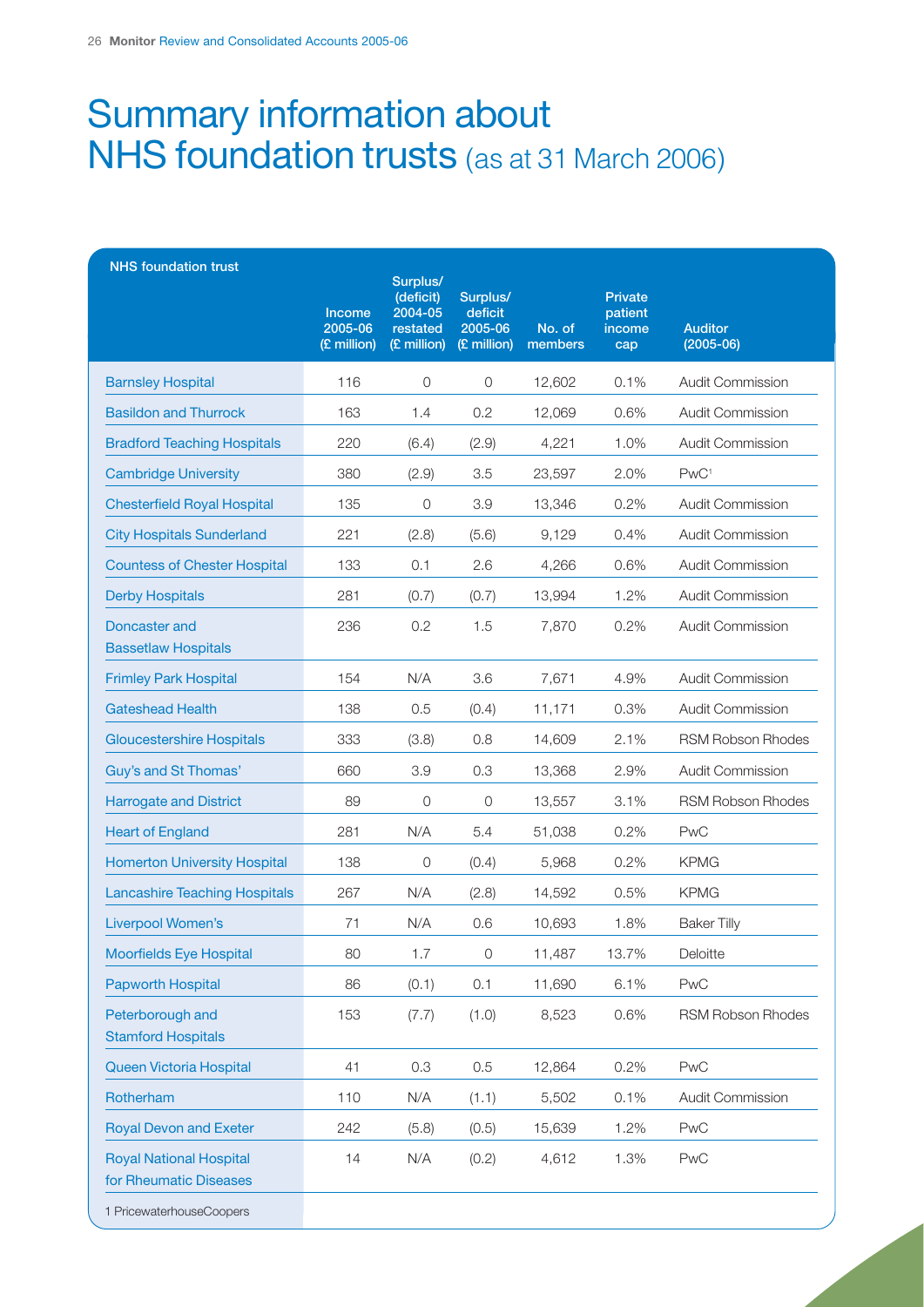# Summary information about NHS foundation trusts (as at 31 March 2006)

| NHS foundation trust | Income 2005-06 (£ million) | Surplus/ (deficit) 2004-05 restated (£ million) | Surplus/ deficit 2005-06 (£ million) | No. of members | Private patient income cap | Auditor (2005-06) |
|---|---|---|---|---|---|---|
| Barnsley Hospital | 116 | 0 | 0 | 12,602 | 0.1% | Audit Commission |
| Basildon and Thurrock | 163 | 1.4 | 0.2 | 12,069 | 0.6% | Audit Commission |
| Bradford Teaching Hospitals | 220 | (6.4) | (2.9) | 4,221 | 1.0% | Audit Commission |
| Cambridge University | 380 | (2.9) | 3.5 | 23,597 | 2.0% | PwC[1] |
| Chesterfield Royal Hospital | 135 | 0 | 3.9 | 13,346 | 0.2% | Audit Commission |
| City Hospitals Sunderland | 221 | (2.8) | (5.6) | 9,129 | 0.4% | Audit Commission |
| Countess of Chester Hospital | 133 | 0.1 | 2.6 | 4,266 | 0.6% | Audit Commission |
| Derby Hospitals | 281 | (0.7) | (0.7) | 13,994 | 1.2% | Audit Commission |
| Doncaster and Bassetlaw Hospitals | 236 | 0.2 | 1.5 | 7,870 | 0.2% | Audit Commission |
| Frimley Park Hospital | 154 | N/A | 3.6 | 7,671 | 4.9% | Audit Commission |
| Gateshead Health | 138 | 0.5 | (0.4) | 11,171 | 0.3% | Audit Commission |
| Gloucestershire Hospitals | 333 | (3.8) | 0.8 | 14,609 | 2.1% | RSM Robson Rhodes |
| Guy's and St Thomas' | 660 | 3.9 | 0.3 | 13,368 | 2.9% | Audit Commission |
| Harrogate and District | 89 | 0 | 0 | 13,557 | 3.1% | RSM Robson Rhodes |
| Heart of England | 281 | N/A | 5.4 | 51,038 | 0.2% | PwC |
| Homerton University Hospital | 138 | 0 | (0.4) | 5,968 | 0.2% | KPMG |
| Lancashire Teaching Hospitals | 267 | N/A | (2.8) | 14,592 | 0.5% | KPMG |
| Liverpool Women's | 71 | N/A | 0.6 | 10,693 | 1.8% | Baker Tilly |
| Moorfields Eye Hospital | 80 | 1.7 | 0 | 11,487 | 13.7% | Deloitte |
| Papworth Hospital | 86 | (0.1) | 0.1 | 11,690 | 6.1% | PwC |
| Peterborough and Stamford Hospitals | 153 | (7.7) | (1.0) | 8,523 | 0.6% | RSM Robson Rhodes |
| Queen Victoria Hospital | 41 | 0.3 | 0.5 | 12,864 | 0.2% | PwC |
| Rotherham | 110 | N/A | (1.1) | 5,502 | 0.1% | Audit Commission |
| Royal Devon and Exeter | 242 | (5.8) | (0.5) | 15,639 | 1.2% | PwC |
| Royal National Hospital for Rheumatic Diseases | 14 | N/A | (0.2) | 4,612 | 1.3% | PwC |

1 PricewaterhouseCoopers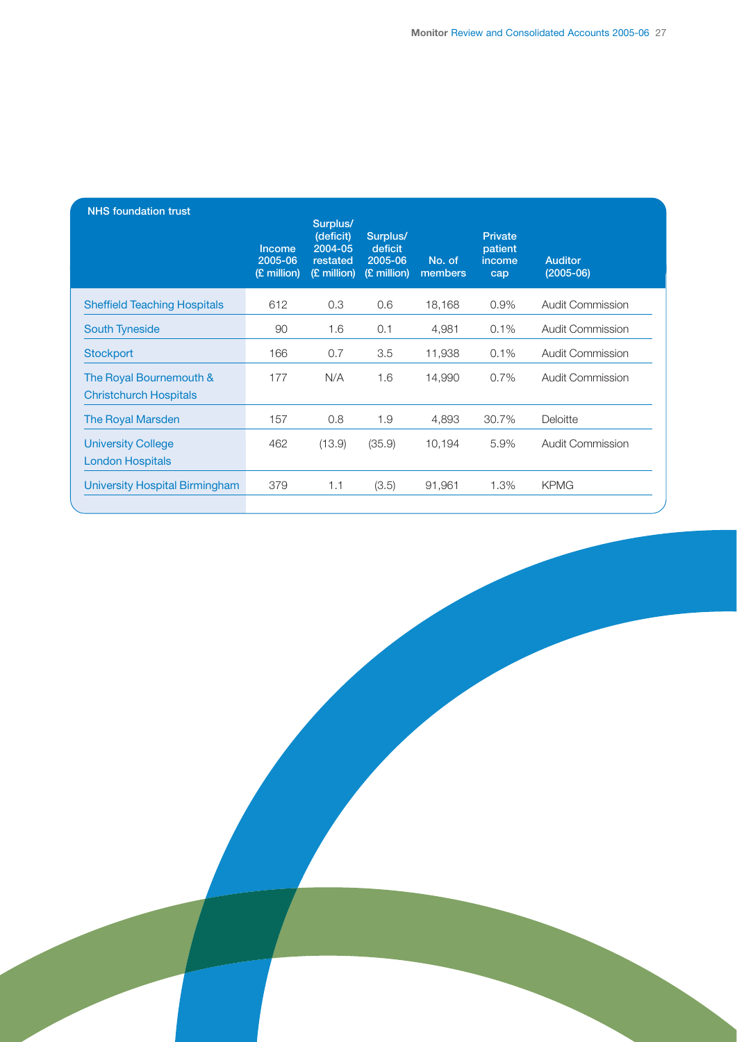| NHS foundation trust | Income 2005-06 (£ million) | Surplus/ (deficit) 2004-05 restated (£ million) | Surplus/ deficit 2005-06 (£ million) | No. of members | Private patient income cap | Auditor (2005-06) |
|---|---|---|---|---|---|---|
| Sheffield Teaching Hospitals | 612 | 0.3 | 0.6 | 18,168 | 0.9% | Audit Commission |
| South Tyneside | 90 | 1.6 | 0.1 | 4,981 | 0.1% | Audit Commission |
| Stockport | 166 | 0.7 | 3.5 | 11,938 | 0.1% | Audit Commission |
| The Royal Bournemouth & Christchurch Hospitals | 177 | N/A | 1.6 | 14,990 | 0.7% | Audit Commission |
| The Royal Marsden | 157 | 0.8 | 1.9 | 4,893 | 30.7% | Deloitte |
| University College London Hospitals | 462 | (13.9) | (35.9) | 10,194 | 5.9% | Audit Commission |
| University Hospital Birmingham | 379 | 1.1 | (3.5) | 91,961 | 1.3% | KPMG |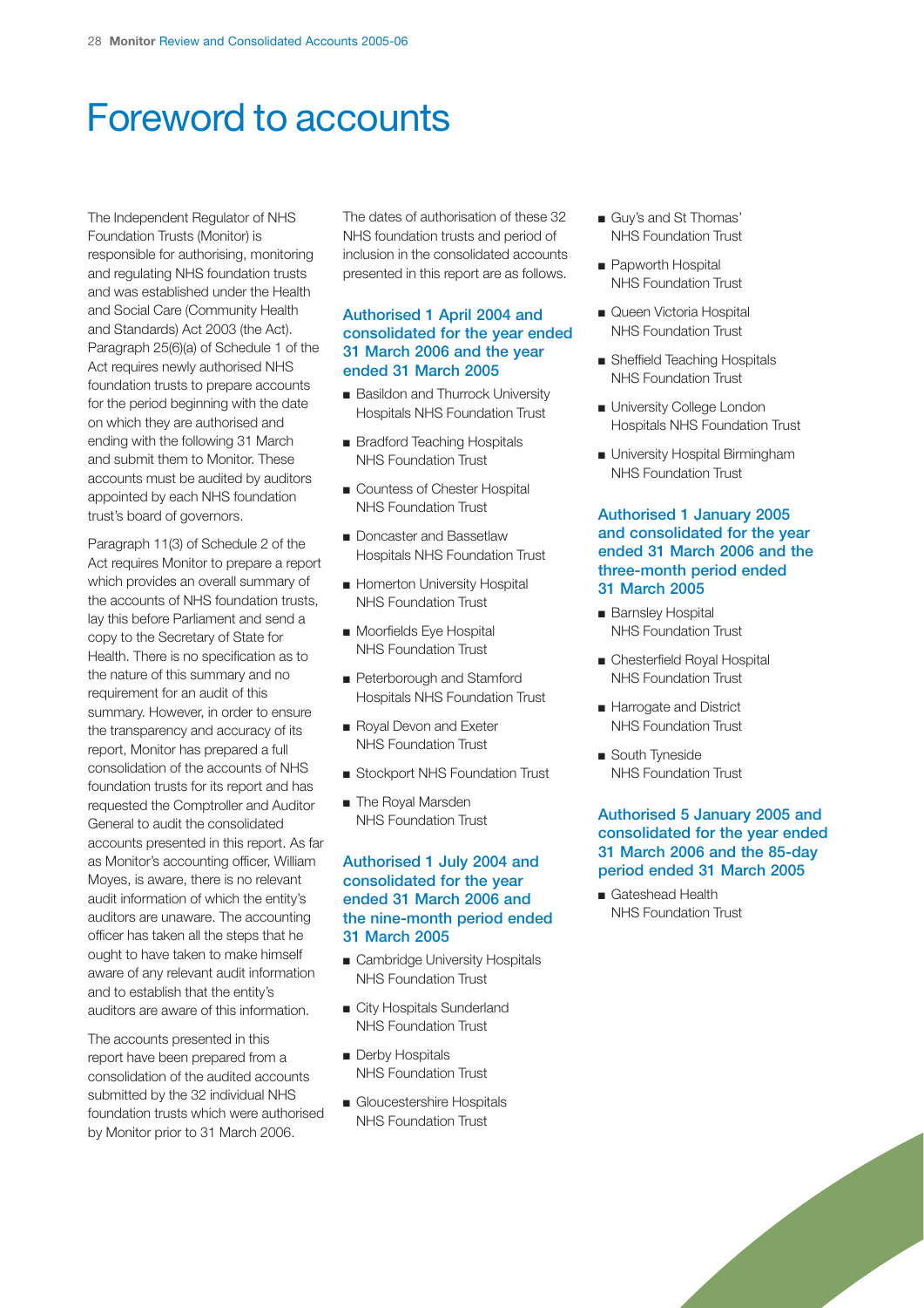# Foreword to accounts

The Independent Regulator of NHS Foundation Trusts (Monitor) is responsible for authorising, monitoring and regulating NHS foundation trusts and was established under the Health and Social Care (Community Health and Standards) Act 2003 (the Act). Paragraph 25(6)(a) of Schedule 1 of the Act requires newly authorised NHS foundation trusts to prepare accounts for the period beginning with the date on which they are authorised and ending with the following 31 March and submit them to Monitor. These accounts must be audited by auditors appointed by each NHS foundation trust's board of governors.

Paragraph 11(3) of Schedule 2 of the Act requires Monitor to prepare a report which provides an overall summary of the accounts of NHS foundation trusts, lay this before Parliament and send a copy to the Secretary of State for Health. There is no specification as to the nature of this summary and no requirement for an audit of this summary. However, in order to ensure the transparency and accuracy of its report, Monitor has prepared a full consolidation of the accounts of NHS foundation trusts for its report and has requested the Comptroller and Auditor General to audit the consolidated accounts presented in this report. As far as Monitor's accounting officer, William Moyes, is aware, there is no relevant audit information of which the entity's auditors are unaware. The accounting officer has taken all the steps that he ought to have taken to make himself aware of any relevant audit information and to establish that the entity's auditors are aware of this information.

The accounts presented in this report have been prepared from a consolidation of the audited accounts submitted by the 32 individual NHS foundation trusts which were authorised by Monitor prior to 31 March 2006.

The dates of authorisation of these 32 NHS foundation trusts and period of inclusion in the consolidated accounts presented in this report are as follows.

### Authorised 1 April 2004 and consolidated for the year ended 31 March 2006 and the year ended 31 March 2005

- Basildon and Thurrock University Hospitals NHS Foundation Trust
- Bradford Teaching Hospitals NHS Foundation Trust
- Countess of Chester Hospital NHS Foundation Trust
- Doncaster and Bassetlaw Hospitals NHS Foundation Trust
- Homerton University Hospital NHS Foundation Trust
- Moorfields Eye Hospital NHS Foundation Trust
- Peterborough and Stamford Hospitals NHS Foundation Trust
- Royal Devon and Exeter NHS Foundation Trust
- Stockport NHS Foundation Trust
- The Royal Marsden NHS Foundation Trust

### Authorised 1 July 2004 and consolidated for the year ended 31 March 2006 and the nine-month period ended 31 March 2005

- Cambridge University Hospitals NHS Foundation Trust
- City Hospitals Sunderland NHS Foundation Trust
- Derby Hospitals NHS Foundation Trust
- Gloucestershire Hospitals NHS Foundation Trust
- Guy's and St Thomas' NHS Foundation Trust
- Papworth Hospital NHS Foundation Trust
- Queen Victoria Hospital NHS Foundation Trust
- Sheffield Teaching Hospitals NHS Foundation Trust
- University College London Hospitals NHS Foundation Trust
- University Hospital Birmingham NHS Foundation Trust

### Authorised 1 January 2005 and consolidated for the year ended 31 March 2006 and the three-month period ended 31 March 2005

- Barnsley Hospital NHS Foundation Trust
- Chesterfield Royal Hospital NHS Foundation Trust
- Harrogate and District NHS Foundation Trust
- South Tyneside NHS Foundation Trust

### Authorised 5 January 2005 and consolidated for the year ended 31 March 2006 and the 85-day period ended 31 March 2005

- Gateshead Health NHS Foundation Trust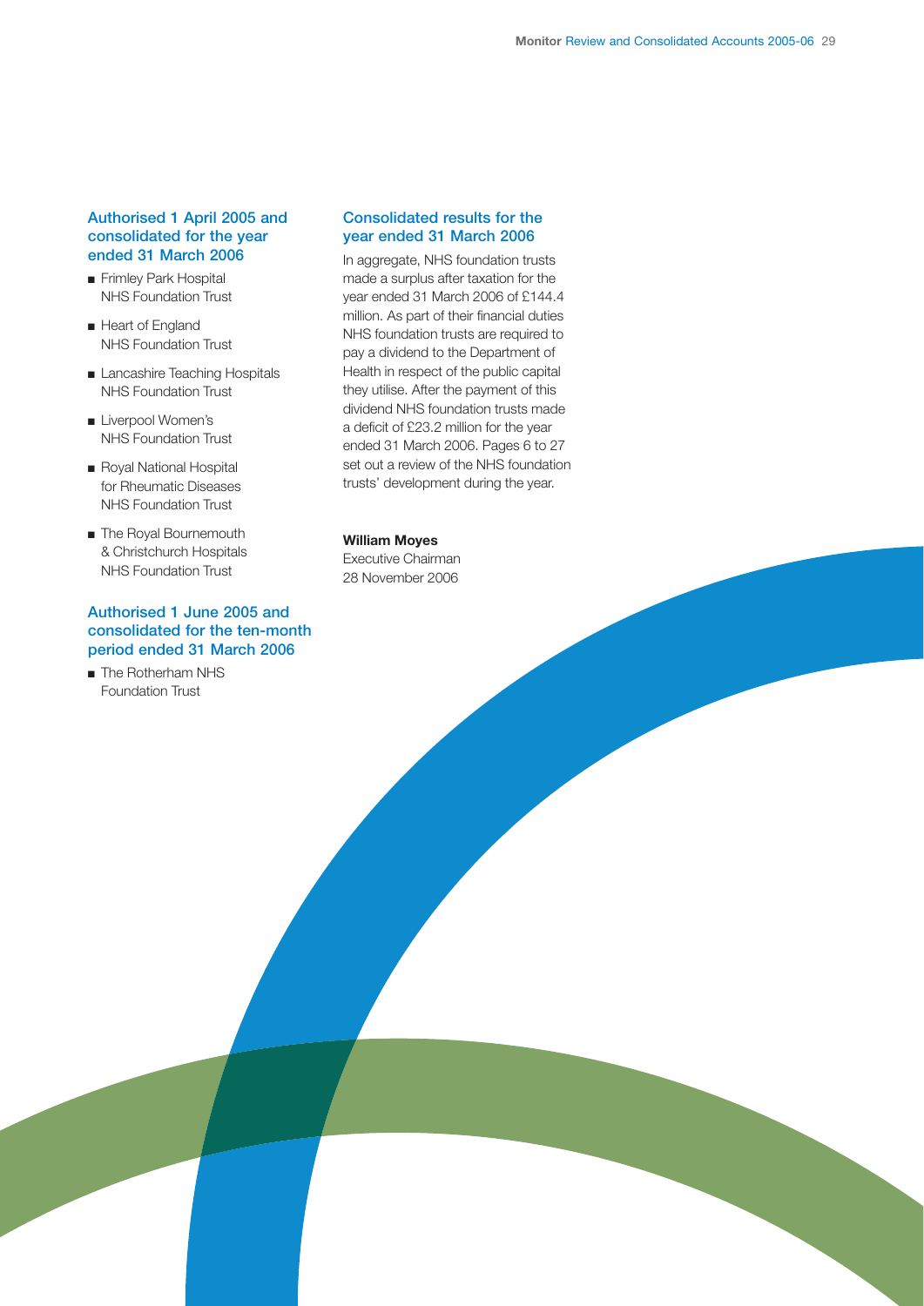### Authorised 1 April 2005 and consolidated for the year ended 31 March 2006

- Frimley Park Hospital NHS Foundation Trust
- Heart of England NHS Foundation Trust
- Lancashire Teaching Hospitals NHS Foundation Trust
- Liverpool Women's NHS Foundation Trust
- Royal National Hospital for Rheumatic Diseases NHS Foundation Trust
- The Royal Bournemouth & Christchurch Hospitals NHS Foundation Trust

### Authorised 1 June 2005 and consolidated for the ten-month period ended 31 March 2006

- The Rotherham NHS Foundation Trust

### Consolidated results for the year ended 31 March 2006

In aggregate, NHS foundation trusts made a surplus after taxation for the year ended 31 March 2006 of £144.4 million. As part of their financial duties NHS foundation trusts are required to pay a dividend to the Department of Health in respect of the public capital they utilise. After the payment of this dividend NHS foundation trusts made a deficit of £23.2 million for the year ended 31 March 2006. Pages 6 to 27 set out a review of the NHS foundation trusts' development during the year.

**William Moyes**
Executive Chairman
28 November 2006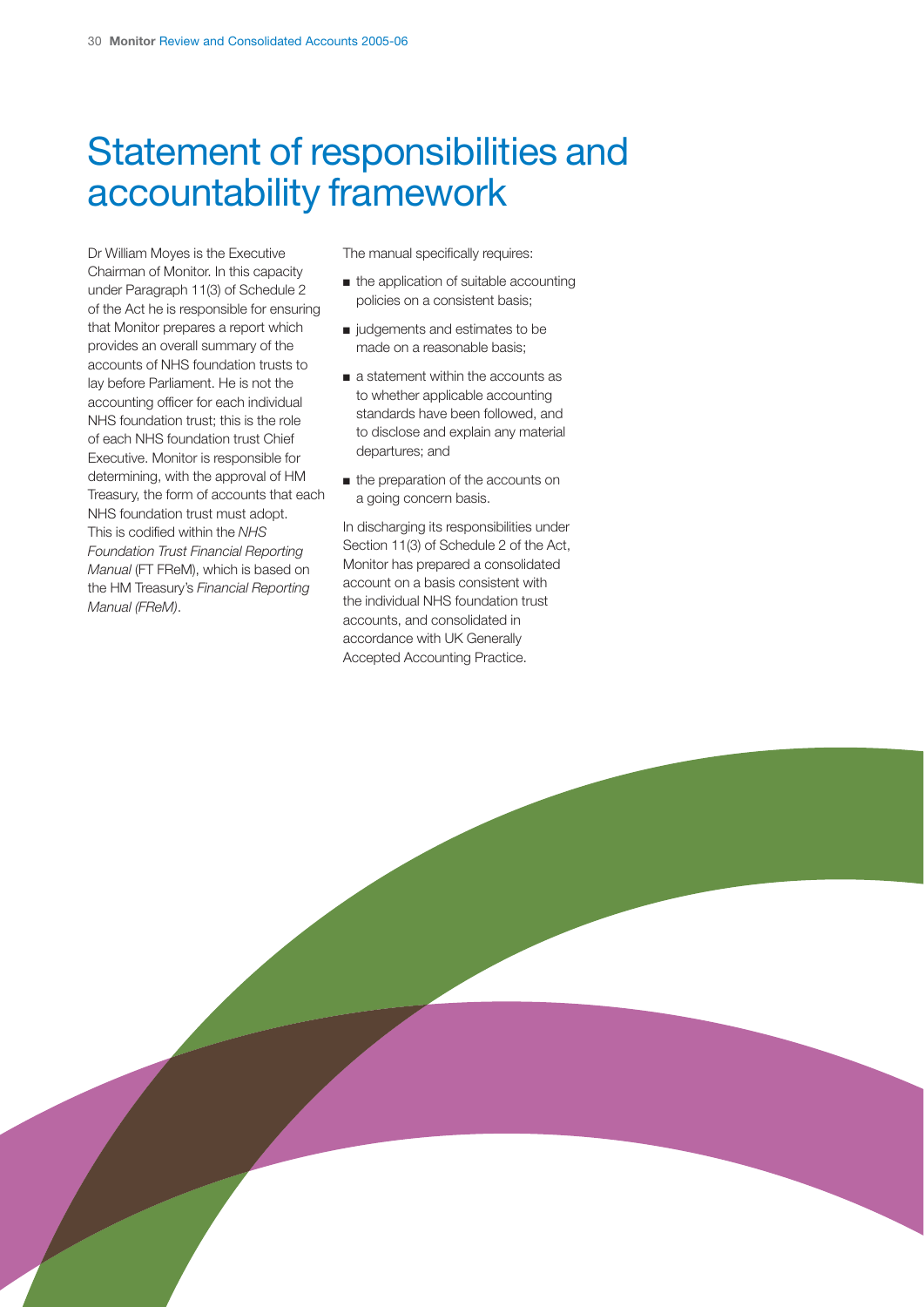# Statement of responsibilities and accountability framework

Dr William Moyes is the Executive Chairman of Monitor. In this capacity under Paragraph 11(3) of Schedule 2 of the Act he is responsible for ensuring that Monitor prepares a report which provides an overall summary of the accounts of NHS foundation trusts to lay before Parliament. He is not the accounting officer for each individual NHS foundation trust; this is the role of each NHS foundation trust Chief Executive. Monitor is responsible for determining, with the approval of HM Treasury, the form of accounts that each NHS foundation trust must adopt. This is codified within the *NHS Foundation Trust Financial Reporting Manual* (FT FReM), which is based on the HM Treasury's *Financial Reporting Manual (FReM)*.

The manual specifically requires:

- the application of suitable accounting policies on a consistent basis;
- judgements and estimates to be made on a reasonable basis;
- a statement within the accounts as to whether applicable accounting standards have been followed, and to disclose and explain any material departures; and
- the preparation of the accounts on a going concern basis.

In discharging its responsibilities under Section 11(3) of Schedule 2 of the Act, Monitor has prepared a consolidated account on a basis consistent with the individual NHS foundation trust accounts, and consolidated in accordance with UK Generally Accepted Accounting Practice.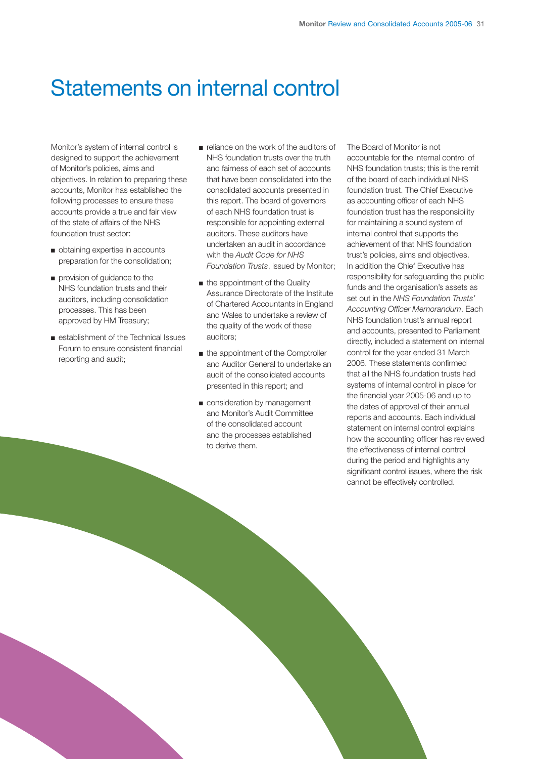# Statements on internal control

Monitor's system of internal control is designed to support the achievement of Monitor's policies, aims and objectives. In relation to preparing these accounts, Monitor has established the following processes to ensure these accounts provide a true and fair view of the state of affairs of the NHS foundation trust sector:

- obtaining expertise in accounts preparation for the consolidation;
- provision of guidance to the NHS foundation trusts and their auditors, including consolidation processes. This has been approved by HM Treasury;
- establishment of the Technical Issues Forum to ensure consistent financial reporting and audit;
- reliance on the work of the auditors of NHS foundation trusts over the truth and fairness of each set of accounts that have been consolidated into the consolidated accounts presented in this report. The board of governors of each NHS foundation trust is responsible for appointing external auditors. These auditors have undertaken an audit in accordance with the *Audit Code for NHS Foundation Trusts*, issued by Monitor;
- the appointment of the Quality Assurance Directorate of the Institute of Chartered Accountants in England and Wales to undertake a review of the quality of the work of these auditors;
- the appointment of the Comptroller and Auditor General to undertake an audit of the consolidated accounts presented in this report; and
- consideration by management and Monitor's Audit Committee of the consolidated account and the processes established to derive them.

The Board of Monitor is not accountable for the internal control of NHS foundation trusts; this is the remit of the board of each individual NHS foundation trust. The Chief Executive as accounting officer of each NHS foundation trust has the responsibility for maintaining a sound system of internal control that supports the achievement of that NHS foundation trust's policies, aims and objectives. In addition the Chief Executive has responsibility for safeguarding the public funds and the organisation's assets as set out in the *NHS Foundation Trusts' Accounting Officer Memorandum*. Each NHS foundation trust's annual report and accounts, presented to Parliament directly, included a statement on internal control for the year ended 31 March 2006. These statements confirmed that all the NHS foundation trusts had systems of internal control in place for the financial year 2005-06 and up to the dates of approval of their annual reports and accounts. Each individual statement on internal control explains how the accounting officer has reviewed the effectiveness of internal control during the period and highlights any significant control issues, where the risk cannot be effectively controlled.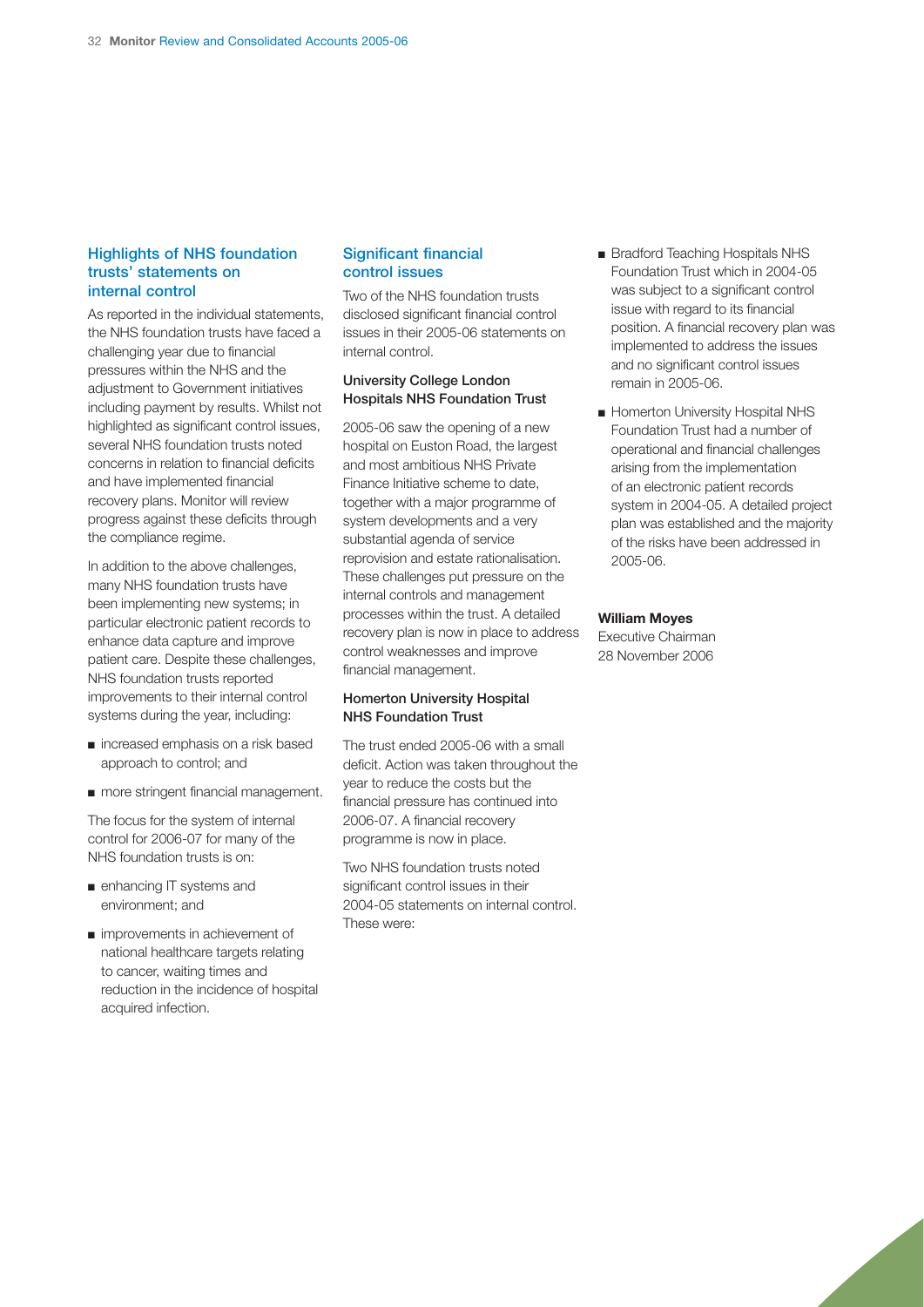## Highlights of NHS foundation trusts' statements on internal control

As reported in the individual statements, the NHS foundation trusts have faced a challenging year due to financial pressures within the NHS and the adjustment to Government initiatives including payment by results. Whilst not highlighted as significant control issues, several NHS foundation trusts noted concerns in relation to financial deficits and have implemented financial recovery plans. Monitor will review progress against these deficits through the compliance regime.

In addition to the above challenges, many NHS foundation trusts have been implementing new systems; in particular electronic patient records to enhance data capture and improve patient care. Despite these challenges, NHS foundation trusts reported improvements to their internal control systems during the year, including:

- increased emphasis on a risk based approach to control; and
- more stringent financial management.

The focus for the system of internal control for 2006-07 for many of the NHS foundation trusts is on:

- enhancing IT systems and environment; and
- improvements in achievement of national healthcare targets relating to cancer, waiting times and reduction in the incidence of hospital acquired infection.

## Significant financial control issues

Two of the NHS foundation trusts disclosed significant financial control issues in their 2005-06 statements on internal control.

### University College London Hospitals NHS Foundation Trust

2005-06 saw the opening of a new hospital on Euston Road, the largest and most ambitious NHS Private Finance Initiative scheme to date, together with a major programme of system developments and a very substantial agenda of service reprovision and estate rationalisation. These challenges put pressure on the internal controls and management processes within the trust. A detailed recovery plan is now in place to address control weaknesses and improve financial management.

### Homerton University Hospital NHS Foundation Trust

The trust ended 2005-06 with a small deficit. Action was taken throughout the year to reduce the costs but the financial pressure has continued into 2006-07. A financial recovery programme is now in place.

Two NHS foundation trusts noted significant control issues in their 2004-05 statements on internal control. These were:

- Bradford Teaching Hospitals NHS Foundation Trust which in 2004-05 was subject to a significant control issue with regard to its financial position. A financial recovery plan was implemented to address the issues and no significant control issues remain in 2005-06.
- Homerton University Hospital NHS Foundation Trust had a number of operational and financial challenges arising from the implementation of an electronic patient records system in 2004-05. A detailed project plan was established and the majority of the risks have been addressed in 2005-06.

**William Moyes**
Executive Chairman
28 November 2006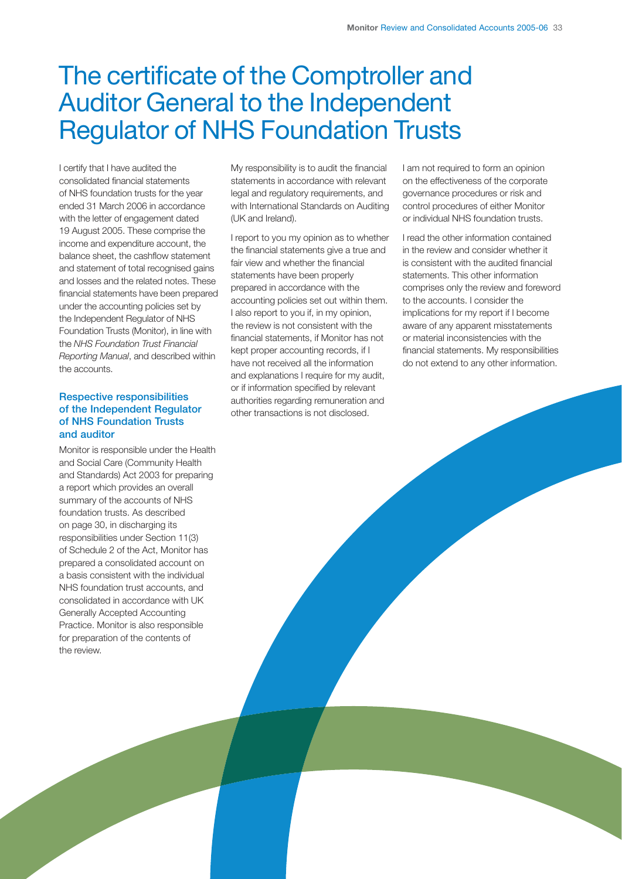# The certificate of the Comptroller and Auditor General to the Independent Regulator of NHS Foundation Trusts

I certify that I have audited the consolidated financial statements of NHS foundation trusts for the year ended 31 March 2006 in accordance with the letter of engagement dated 19 August 2005. These comprise the income and expenditure account, the balance sheet, the cashflow statement and statement of total recognised gains and losses and the related notes. These financial statements have been prepared under the accounting policies set by the Independent Regulator of NHS Foundation Trusts (Monitor), in line with the *NHS Foundation Trust Financial Reporting Manual*, and described within the accounts.

### Respective responsibilities of the Independent Regulator of NHS Foundation Trusts and auditor

Monitor is responsible under the Health and Social Care (Community Health and Standards) Act 2003 for preparing a report which provides an overall summary of the accounts of NHS foundation trusts. As described on page 30, in discharging its responsibilities under Section 11(3) of Schedule 2 of the Act, Monitor has prepared a consolidated account on a basis consistent with the individual NHS foundation trust accounts, and consolidated in accordance with UK Generally Accepted Accounting Practice. Monitor is also responsible for preparation of the contents of the review.

My responsibility is to audit the financial statements in accordance with relevant legal and regulatory requirements, and with International Standards on Auditing (UK and Ireland).

I report to you my opinion as to whether the financial statements give a true and fair view and whether the financial statements have been properly prepared in accordance with the accounting policies set out within them. I also report to you if, in my opinion, the review is not consistent with the financial statements, if Monitor has not kept proper accounting records, if I have not received all the information and explanations I require for my audit, or if information specified by relevant authorities regarding remuneration and other transactions is not disclosed.

I am not required to form an opinion on the effectiveness of the corporate governance procedures or risk and control procedures of either Monitor or individual NHS foundation trusts.

I read the other information contained in the review and consider whether it is consistent with the audited financial statements. This other information comprises only the review and foreword to the accounts. I consider the implications for my report if I become aware of any apparent misstatements or material inconsistencies with the financial statements. My responsibilities do not extend to any other information.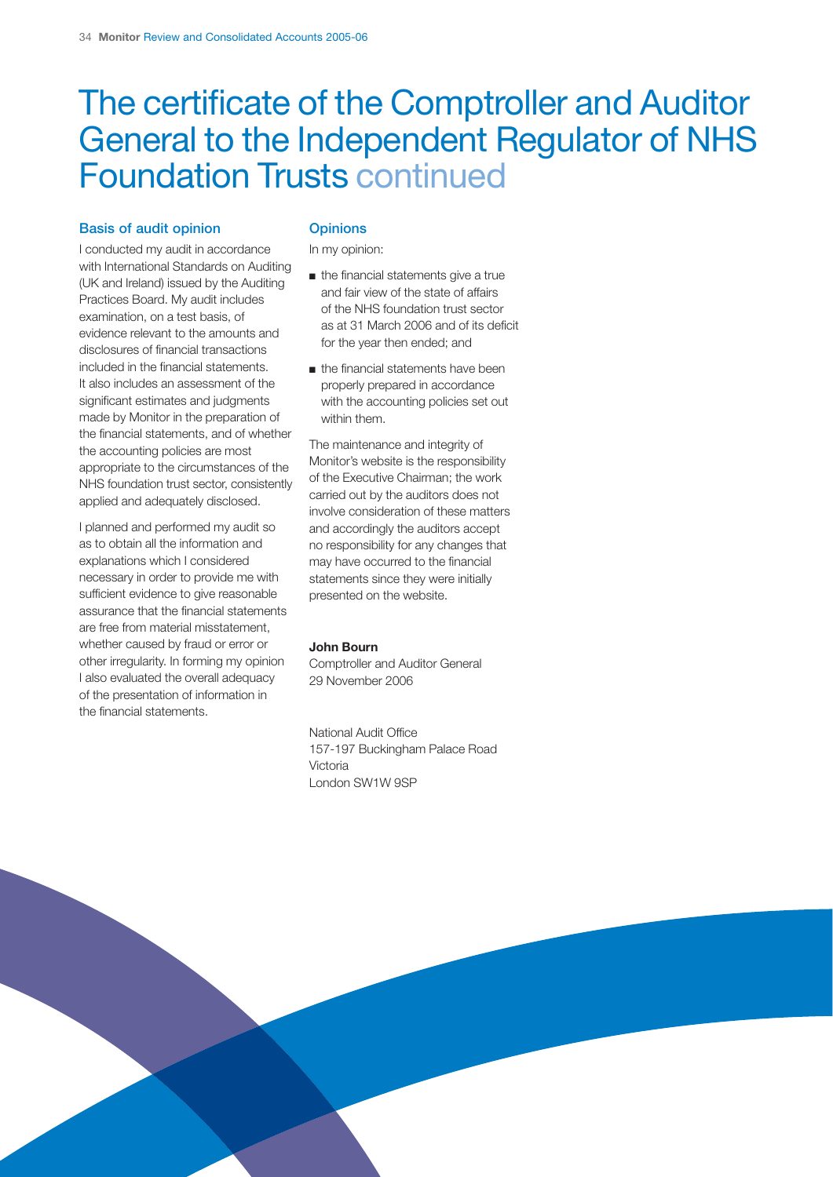# The certificate of the Comptroller and Auditor General to the Independent Regulator of NHS Foundation Trusts continued

### Basis of audit opinion

I conducted my audit in accordance with International Standards on Auditing (UK and Ireland) issued by the Auditing Practices Board. My audit includes examination, on a test basis, of evidence relevant to the amounts and disclosures of financial transactions included in the financial statements. It also includes an assessment of the significant estimates and judgments made by Monitor in the preparation of the financial statements, and of whether the accounting policies are most appropriate to the circumstances of the NHS foundation trust sector, consistently applied and adequately disclosed.

I planned and performed my audit so as to obtain all the information and explanations which I considered necessary in order to provide me with sufficient evidence to give reasonable assurance that the financial statements are free from material misstatement, whether caused by fraud or error or other irregularity. In forming my opinion I also evaluated the overall adequacy of the presentation of information in the financial statements.

### Opinions

In my opinion:

- the financial statements give a true and fair view of the state of affairs of the NHS foundation trust sector as at 31 March 2006 and of its deficit for the year then ended; and
- the financial statements have been properly prepared in accordance with the accounting policies set out within them.

The maintenance and integrity of Monitor's website is the responsibility of the Executive Chairman; the work carried out by the auditors does not involve consideration of these matters and accordingly the auditors accept no responsibility for any changes that may have occurred to the financial statements since they were initially presented on the website.

**John Bourn**
Comptroller and Auditor General
29 November 2006

National Audit Office
157-197 Buckingham Palace Road
Victoria
London SW1W 9SP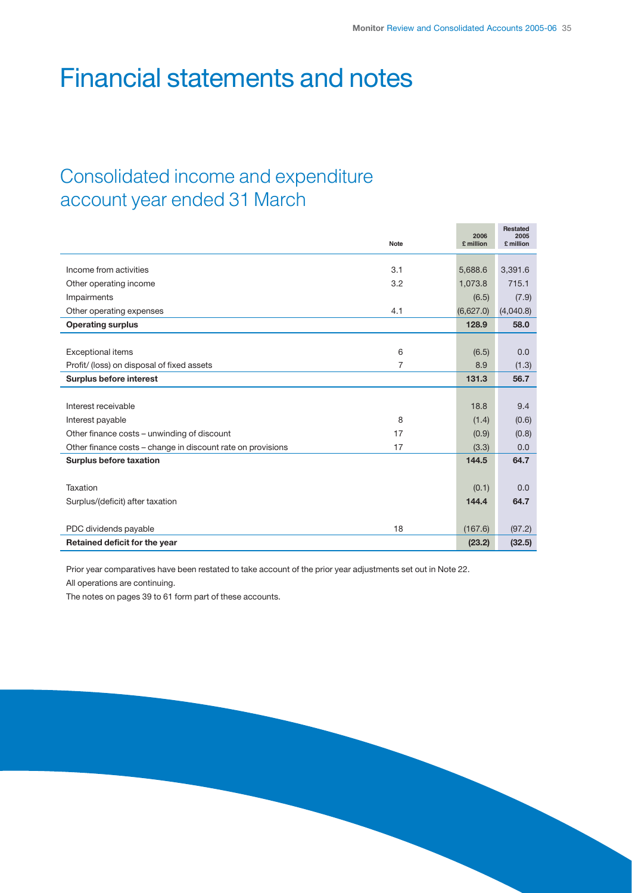# Financial statements and notes

## Consolidated income and expenditure account year ended 31 March

| | Note | 2006 £ million | Restated 2005 £ million |
|---|---|---|---|
| Income from activities | 3.1 | 5,688.6 | 3,391.6 |
| Other operating income | 3.2 | 1,073.8 | 715.1 |
| Impairments | | (6.5) | (7.9) |
| Other operating expenses | 4.1 | (6,627.0) | (4,040.8) |
| **Operating surplus** | | **128.9** | **58.0** |
| Exceptional items | 6 | (6.5) | 0.0 |
| Profit/ (loss) on disposal of fixed assets | 7 | 8.9 | (1.3) |
| **Surplus before interest** | | **131.3** | **56.7** |
| Interest receivable | | 18.8 | 9.4 |
| Interest payable | 8 | (1.4) | (0.6) |
| Other finance costs – unwinding of discount | 17 | (0.9) | (0.8) |
| Other finance costs – change in discount rate on provisions | 17 | (3.3) | 0.0 |
| **Surplus before taxation** | | **144.5** | **64.7** |
| Taxation | | (0.1) | 0.0 |
| Surplus/(deficit) after taxation | | **144.4** | **64.7** |
| PDC dividends payable | 18 | (167.6) | (97.2) |
| **Retained deficit for the year** | | **(23.2)** | **(32.5)** |

Prior year comparatives have been restated to take account of the prior year adjustments set out in Note 22.

All operations are continuing.

The notes on pages 39 to 61 form part of these accounts.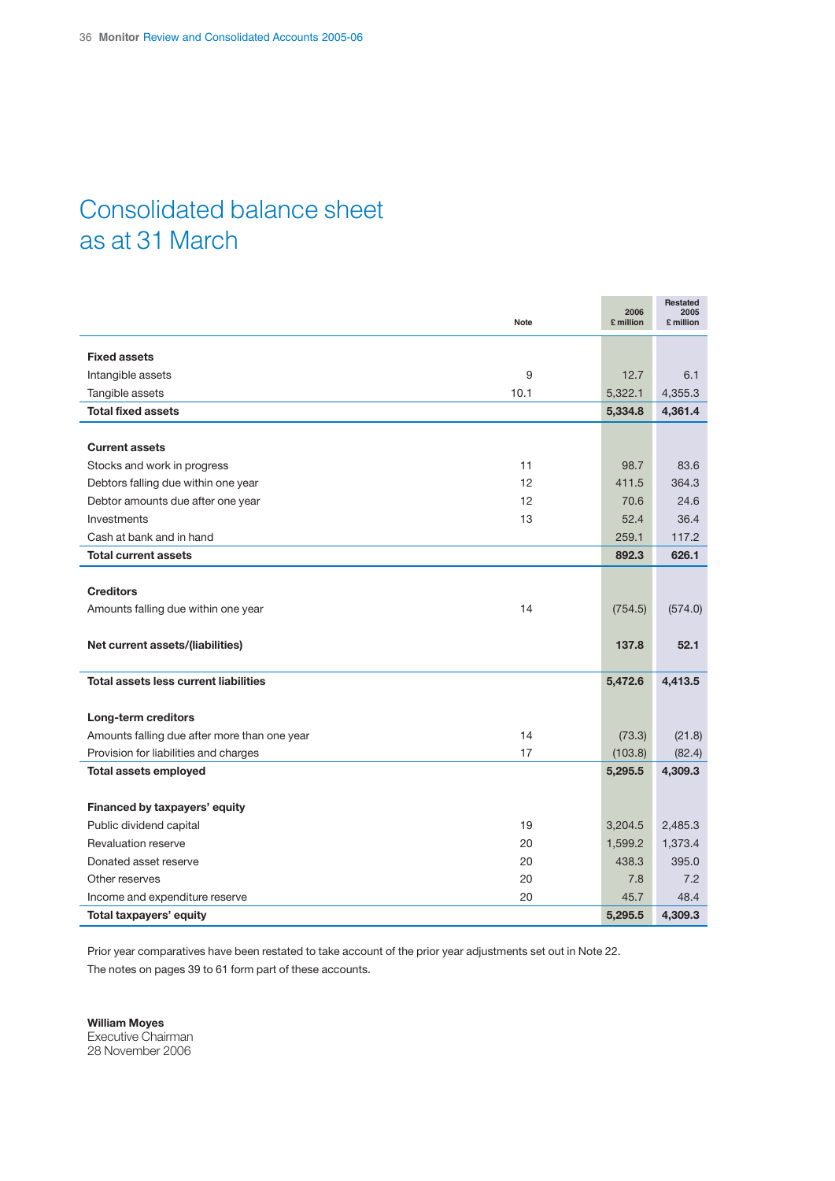# Consolidated balance sheet as at 31 March

| | Note | 2006 £ million | Restated 2005 £ million |
|---|---|---|---|
| **Fixed assets** | | | |
| Intangible assets | 9 | 12.7 | 6.1 |
| Tangible assets | 10.1 | 5,322.1 | 4,355.3 |
| **Total fixed assets** | | **5,334.8** | **4,361.4** |
| **Current assets** | | | |
| Stocks and work in progress | 11 | 98.7 | 83.6 |
| Debtors falling due within one year | 12 | 411.5 | 364.3 |
| Debtor amounts due after one year | 12 | 70.6 | 24.6 |
| Investments | 13 | 52.4 | 36.4 |
| Cash at bank and in hand | | 259.1 | 117.2 |
| **Total current assets** | | **892.3** | **626.1** |
| **Creditors** | | | |
| Amounts falling due within one year | 14 | (754.5) | (574.0) |
| **Net current assets/(liabilities)** | | **137.8** | **52.1** |
| **Total assets less current liabilities** | | **5,472.6** | **4,413.5** |
| **Long-term creditors** | | | |
| Amounts falling due after more than one year | 14 | (73.3) | (21.8) |
| Provision for liabilities and charges | 17 | (103.8) | (82.4) |
| **Total assets employed** | | **5,295.5** | **4,309.3** |
| **Financed by taxpayers' equity** | | | |
| Public dividend capital | 19 | 3,204.5 | 2,485.3 |
| Revaluation reserve | 20 | 1,599.2 | 1,373.4 |
| Donated asset reserve | 20 | 438.3 | 395.0 |
| Other reserves | 20 | 7.8 | 7.2 |
| Income and expenditure reserve | 20 | 45.7 | 48.4 |
| **Total taxpayers' equity** | | **5,295.5** | **4,309.3** |

Prior year comparatives have been restated to take account of the prior year adjustments set out in Note 22.

The notes on pages 39 to 61 form part of these accounts.

**William Moyes**
Executive Chairman
28 November 2006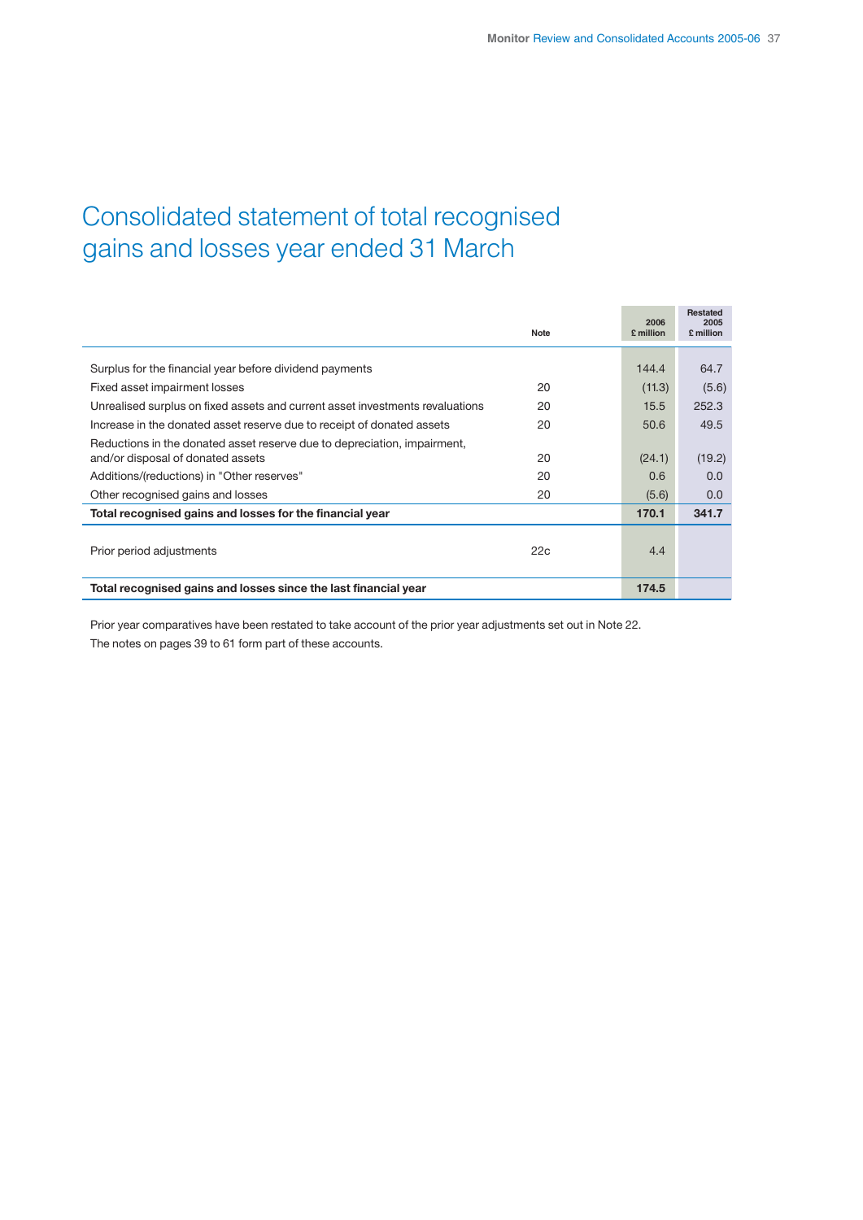# Consolidated statement of total recognised gains and losses year ended 31 March

| | Note | 2006 £ million | Restated 2005 £ million |
|---|---|---|---|
| Surplus for the financial year before dividend payments | | 144.4 | 64.7 |
| Fixed asset impairment losses | 20 | (11.3) | (5.6) |
| Unrealised surplus on fixed assets and current asset investments revaluations | 20 | 15.5 | 252.3 |
| Increase in the donated asset reserve due to receipt of donated assets | 20 | 50.6 | 49.5 |
| Reductions in the donated asset reserve due to depreciation, impairment, and/or disposal of donated assets | 20 | (24.1) | (19.2) |
| Additions/(reductions) in "Other reserves" | 20 | 0.6 | 0.0 |
| Other recognised gains and losses | 20 | (5.6) | 0.0 |
| **Total recognised gains and losses for the financial year** | | **170.1** | **341.7** |
| Prior period adjustments | 22c | 4.4 | |
| **Total recognised gains and losses since the last financial year** | | **174.5** | |

Prior year comparatives have been restated to take account of the prior year adjustments set out in Note 22.

The notes on pages 39 to 61 form part of these accounts.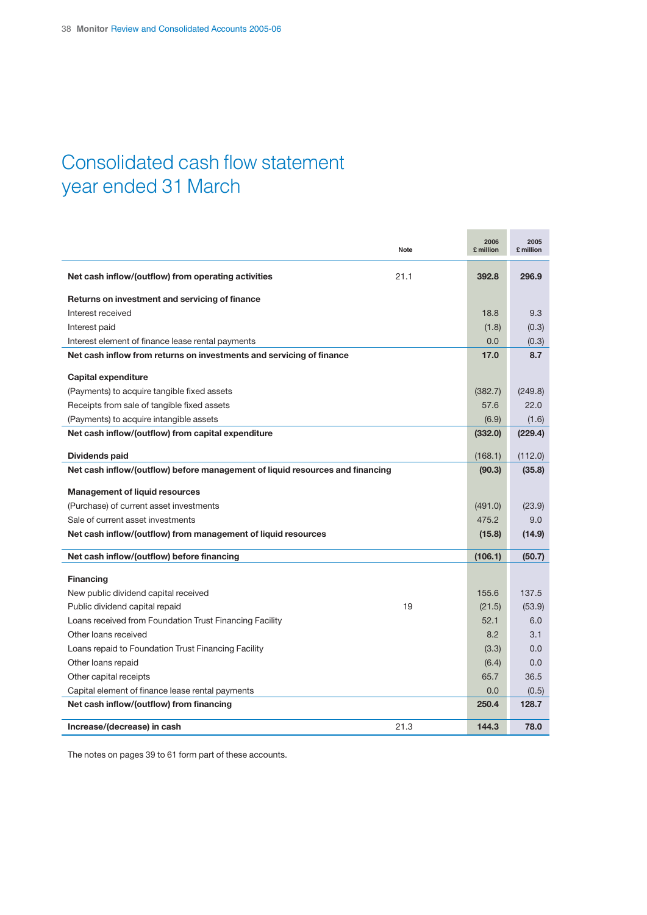# Consolidated cash flow statement year ended 31 March

| | Note | 2006 £ million | 2005 £ million |
|---|---|---|---|
| **Net cash inflow/(outflow) from operating activities** | 21.1 | **392.8** | **296.9** |
| **Returns on investment and servicing of finance** | | | |
| Interest received | | 18.8 | 9.3 |
| Interest paid | | (1.8) | (0.3) |
| Interest element of finance lease rental payments | | 0.0 | (0.3) |
| **Net cash inflow from returns on investments and servicing of finance** | | **17.0** | **8.7** |
| **Capital expenditure** | | | |
| (Payments) to acquire tangible fixed assets | | (382.7) | (249.8) |
| Receipts from sale of tangible fixed assets | | 57.6 | 22.0 |
| (Payments) to acquire intangible assets | | (6.9) | (1.6) |
| **Net cash inflow/(outflow) from capital expenditure** | | **(332.0)** | **(229.4)** |
| **Dividends paid** | | (168.1) | (112.0) |
| **Net cash inflow/(outflow) before management of liquid resources and financing** | | **(90.3)** | **(35.8)** |
| **Management of liquid resources** | | | |
| (Purchase) of current asset investments | | (491.0) | (23.9) |
| Sale of current asset investments | | 475.2 | 9.0 |
| **Net cash inflow/(outflow) from management of liquid resources** | | **(15.8)** | **(14.9)** |
| **Net cash inflow/(outflow) before financing** | | **(106.1)** | **(50.7)** |
| **Financing** | | | |
| New public dividend capital received | | 155.6 | 137.5 |
| Public dividend capital repaid | 19 | (21.5) | (53.9) |
| Loans received from Foundation Trust Financing Facility | | 52.1 | 6.0 |
| Other loans received | | 8.2 | 3.1 |
| Loans repaid to Foundation Trust Financing Facility | | (3.3) | 0.0 |
| Other loans repaid | | (6.4) | 0.0 |
| Other capital receipts | | 65.7 | 36.5 |
| Capital element of finance lease rental payments | | 0.0 | (0.5) |
| **Net cash inflow/(outflow) from financing** | | **250.4** | **128.7** |
| **Increase/(decrease) in cash** | 21.3 | **144.3** | **78.0** |

The notes on pages 39 to 61 form part of these accounts.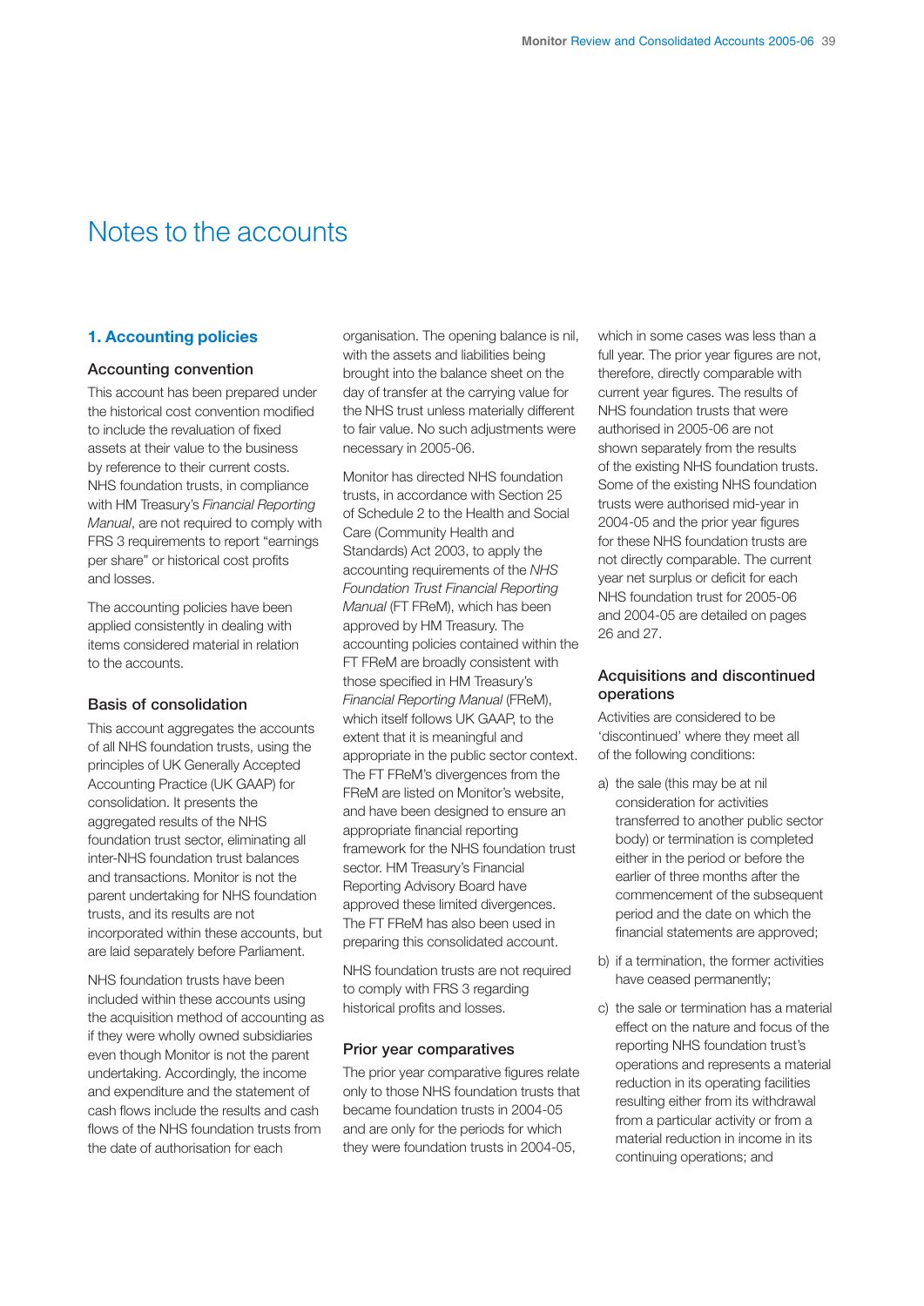# Notes to the accounts

## 1. Accounting policies

### Accounting convention

This account has been prepared under the historical cost convention modified to include the revaluation of fixed assets at their value to the business by reference to their current costs. NHS foundation trusts, in compliance with HM Treasury's *Financial Reporting Manual*, are not required to comply with FRS 3 requirements to report "earnings per share" or historical cost profits and losses.

The accounting policies have been applied consistently in dealing with items considered material in relation to the accounts.

### Basis of consolidation

This account aggregates the accounts of all NHS foundation trusts, using the principles of UK Generally Accepted Accounting Practice (UK GAAP) for consolidation. It presents the aggregated results of the NHS foundation trust sector, eliminating all inter-NHS foundation trust balances and transactions. Monitor is not the parent undertaking for NHS foundation trusts, and its results are not incorporated within these accounts, but are laid separately before Parliament.

NHS foundation trusts have been included within these accounts using the acquisition method of accounting as if they were wholly owned subsidiaries even though Monitor is not the parent undertaking. Accordingly, the income and expenditure and the statement of cash flows include the results and cash flows of the NHS foundation trusts from the date of authorisation for each organisation. The opening balance is nil, with the assets and liabilities being brought into the balance sheet on the day of transfer at the carrying value for the NHS trust unless materially different to fair value. No such adjustments were necessary in 2005-06.

Monitor has directed NHS foundation trusts, in accordance with Section 25 of Schedule 2 to the Health and Social Care (Community Health and Standards) Act 2003, to apply the accounting requirements of the *NHS Foundation Trust Financial Reporting Manual* (FT FReM), which has been approved by HM Treasury. The accounting policies contained within the FT FReM are broadly consistent with those specified in HM Treasury's *Financial Reporting Manual* (FReM), which itself follows UK GAAP, to the extent that it is meaningful and appropriate in the public sector context. The FT FReM's divergences from the FReM are listed on Monitor's website, and have been designed to ensure an appropriate financial reporting framework for the NHS foundation trust sector. HM Treasury's Financial Reporting Advisory Board have approved these limited divergences. The FT FReM has also been used in preparing this consolidated account.

NHS foundation trusts are not required to comply with FRS 3 regarding historical profits and losses.

### Prior year comparatives

The prior year comparative figures relate only to those NHS foundation trusts that became foundation trusts in 2004-05 and are only for the periods for which they were foundation trusts in 2004-05, which in some cases was less than a full year. The prior year figures are not, therefore, directly comparable with current year figures. The results of NHS foundation trusts that were authorised in 2005-06 are not shown separately from the results of the existing NHS foundation trusts. Some of the existing NHS foundation trusts were authorised mid-year in 2004-05 and the prior year figures for these NHS foundation trusts are not directly comparable. The current year net surplus or deficit for each NHS foundation trust for 2005-06 and 2004-05 are detailed on pages 26 and 27.

### Acquisitions and discontinued operations

Activities are considered to be 'discontinued' where they meet all of the following conditions:

a) the sale (this may be at nil consideration for activities transferred to another public sector body) or termination is completed either in the period or before the earlier of three months after the commencement of the subsequent period and the date on which the financial statements are approved;

b) if a termination, the former activities have ceased permanently;

c) the sale or termination has a material effect on the nature and focus of the reporting NHS foundation trust's operations and represents a material reduction in its operating facilities resulting either from its withdrawal from a particular activity or from a material reduction in income in its continuing operations; and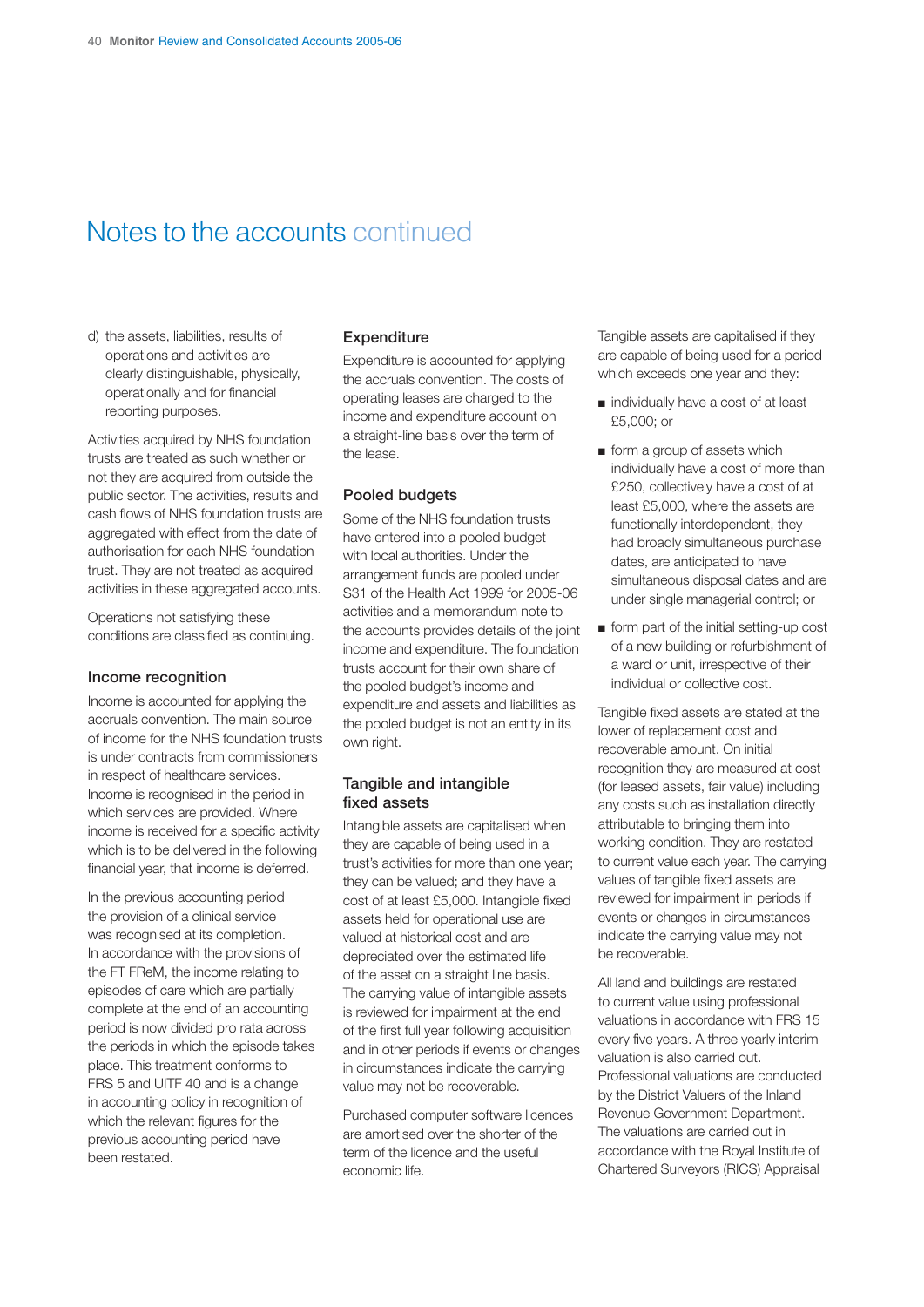# Notes to the accounts continued

d) the assets, liabilities, results of operations and activities are clearly distinguishable, physically, operationally and for financial reporting purposes.

Activities acquired by NHS foundation trusts are treated as such whether or not they are acquired from outside the public sector. The activities, results and cash flows of NHS foundation trusts are aggregated with effect from the date of authorisation for each NHS foundation trust. They are not treated as acquired activities in these aggregated accounts.

Operations not satisfying these conditions are classified as continuing.

### Income recognition

Income is accounted for applying the accruals convention. The main source of income for the NHS foundation trusts is under contracts from commissioners in respect of healthcare services. Income is recognised in the period in which services are provided. Where income is received for a specific activity which is to be delivered in the following financial year, that income is deferred.

In the previous accounting period the provision of a clinical service was recognised at its completion. In accordance with the provisions of the FT FReM, the income relating to episodes of care which are partially complete at the end of an accounting period is now divided pro rata across the periods in which the episode takes place. This treatment conforms to FRS 5 and UITF 40 and is a change in accounting policy in recognition of which the relevant figures for the previous accounting period have been restated.

### Expenditure

Expenditure is accounted for applying the accruals convention. The costs of operating leases are charged to the income and expenditure account on a straight-line basis over the term of the lease.

### Pooled budgets

Some of the NHS foundation trusts have entered into a pooled budget with local authorities. Under the arrangement funds are pooled under S31 of the Health Act 1999 for 2005-06 activities and a memorandum note to the accounts provides details of the joint income and expenditure. The foundation trusts account for their own share of the pooled budget's income and expenditure and assets and liabilities as the pooled budget is not an entity in its own right.

### Tangible and intangible fixed assets

Intangible assets are capitalised when they are capable of being used in a trust's activities for more than one year; they can be valued; and they have a cost of at least £5,000. Intangible fixed assets held for operational use are valued at historical cost and are depreciated over the estimated life of the asset on a straight line basis. The carrying value of intangible assets is reviewed for impairment at the end of the first full year following acquisition and in other periods if events or changes in circumstances indicate the carrying value may not be recoverable.

Purchased computer software licences are amortised over the shorter of the term of the licence and the useful economic life.

Tangible assets are capitalised if they are capable of being used for a period which exceeds one year and they:

- individually have a cost of at least £5,000; or
- form a group of assets which individually have a cost of more than £250, collectively have a cost of at least £5,000, where the assets are functionally interdependent, they had broadly simultaneous purchase dates, are anticipated to have simultaneous disposal dates and are under single managerial control; or
- form part of the initial setting-up cost of a new building or refurbishment of a ward or unit, irrespective of their individual or collective cost.

Tangible fixed assets are stated at the lower of replacement cost and recoverable amount. On initial recognition they are measured at cost (for leased assets, fair value) including any costs such as installation directly attributable to bringing them into working condition. They are restated to current value each year. The carrying values of tangible fixed assets are reviewed for impairment in periods if events or changes in circumstances indicate the carrying value may not be recoverable.

All land and buildings are restated to current value using professional valuations in accordance with FRS 15 every five years. A three yearly interim valuation is also carried out. Professional valuations are conducted by the District Valuers of the Inland Revenue Government Department. The valuations are carried out in accordance with the Royal Institute of Chartered Surveyors (RICS) Appraisal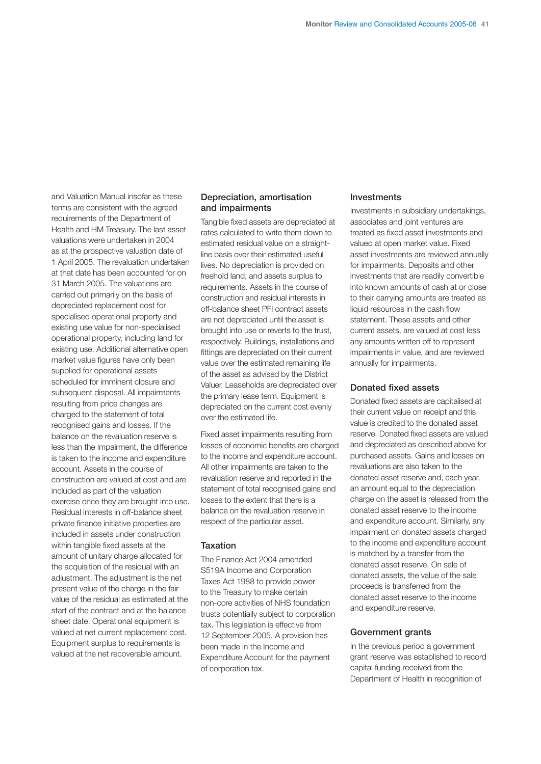and Valuation Manual insofar as these terms are consistent with the agreed requirements of the Department of Health and HM Treasury. The last asset valuations were undertaken in 2004 as at the prospective valuation date of 1 April 2005. The revaluation undertaken at that date has been accounted for on 31 March 2005. The valuations are carried out primarily on the basis of depreciated replacement cost for specialised operational property and existing use value for non-specialised operational property, including land for existing use. Additional alternative open market value figures have only been supplied for operational assets scheduled for imminent closure and subsequent disposal. All impairments resulting from price changes are charged to the statement of total recognised gains and losses. If the balance on the revaluation reserve is less than the impairment, the difference is taken to the income and expenditure account. Assets in the course of construction are valued at cost and are included as part of the valuation exercise once they are brought into use. Residual interests in off-balance sheet private finance initiative properties are included in assets under construction within tangible fixed assets at the amount of unitary charge allocated for the acquisition of the residual with an adjustment. The adjustment is the net present value of the charge in the fair value of the residual as estimated at the start of the contract and at the balance sheet date. Operational equipment is valued at net current replacement cost. Equipment surplus to requirements is valued at the net recoverable amount.

### Depreciation, amortisation and impairments

Tangible fixed assets are depreciated at rates calculated to write them down to estimated residual value on a straight-line basis over their estimated useful lives. No depreciation is provided on freehold land, and assets surplus to requirements. Assets in the course of construction and residual interests in off-balance sheet PFI contract assets are not depreciated until the asset is brought into use or reverts to the trust, respectively. Buildings, installations and fittings are depreciated on their current value over the estimated remaining life of the asset as advised by the District Valuer. Leaseholds are depreciated over the primary lease term. Equipment is depreciated on the current cost evenly over the estimated life.

Fixed asset impairments resulting from losses of economic benefits are charged to the income and expenditure account. All other impairments are taken to the revaluation reserve and reported in the statement of total recognised gains and losses to the extent that there is a balance on the revaluation reserve in respect of the particular asset.

### Taxation

The Finance Act 2004 amended S519A Income and Corporation Taxes Act 1988 to provide power to the Treasury to make certain non-core activities of NHS foundation trusts potentially subject to corporation tax. This legislation is effective from 12 September 2005. A provision has been made in the Income and Expenditure Account for the payment of corporation tax.

### Investments

Investments in subsidiary undertakings, associates and joint ventures are treated as fixed asset investments and valued at open market value. Fixed asset investments are reviewed annually for impairments. Deposits and other investments that are readily convertible into known amounts of cash at or close to their carrying amounts are treated as liquid resources in the cash flow statement. These assets and other current assets, are valued at cost less any amounts written off to represent impairments in value, and are reviewed annually for impairments.

### Donated fixed assets

Donated fixed assets are capitalised at their current value on receipt and this value is credited to the donated asset reserve. Donated fixed assets are valued and depreciated as described above for purchased assets. Gains and losses on revaluations are also taken to the donated asset reserve and, each year, an amount equal to the depreciation charge on the asset is released from the donated asset reserve to the income and expenditure account. Similarly, any impairment on donated assets charged to the income and expenditure account is matched by a transfer from the donated asset reserve. On sale of donated assets, the value of the sale proceeds is transferred from the donated asset reserve to the income and expenditure reserve.

### Government grants

In the previous period a government grant reserve was established to record capital funding received from the Department of Health in recognition of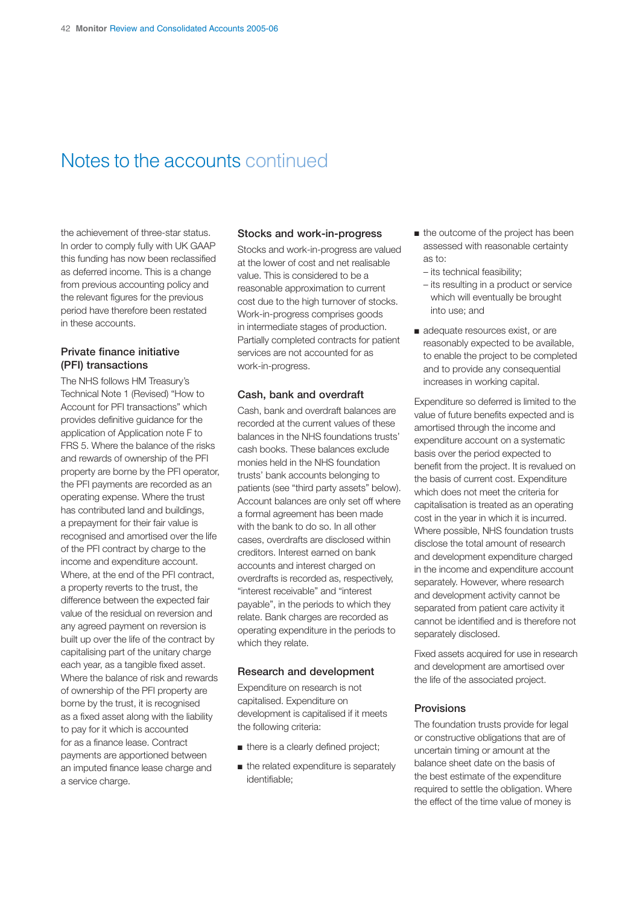# Notes to the accounts continued

the achievement of three-star status. In order to comply fully with UK GAAP this funding has now been reclassified as deferred income. This is a change from previous accounting policy and the relevant figures for the previous period have therefore been restated in these accounts.

### Private finance initiative (PFI) transactions

The NHS follows HM Treasury's Technical Note 1 (Revised) "How to Account for PFI transactions" which provides definitive guidance for the application of Application note F to FRS 5. Where the balance of the risks and rewards of ownership of the PFI property are borne by the PFI operator, the PFI payments are recorded as an operating expense. Where the trust has contributed land and buildings, a prepayment for their fair value is recognised and amortised over the life of the PFI contract by charge to the income and expenditure account. Where, at the end of the PFI contract, a property reverts to the trust, the difference between the expected fair value of the residual on reversion and any agreed payment on reversion is built up over the life of the contract by capitalising part of the unitary charge each year, as a tangible fixed asset. Where the balance of risk and rewards of ownership of the PFI property are borne by the trust, it is recognised as a fixed asset along with the liability to pay for it which is accounted for as a finance lease. Contract payments are apportioned between an imputed finance lease charge and a service charge.

### Stocks and work-in-progress

Stocks and work-in-progress are valued at the lower of cost and net realisable value. This is considered to be a reasonable approximation to current cost due to the high turnover of stocks. Work-in-progress comprises goods in intermediate stages of production. Partially completed contracts for patient services are not accounted for as work-in-progress.

### Cash, bank and overdraft

Cash, bank and overdraft balances are recorded at the current values of these balances in the NHS foundations trusts' cash books. These balances exclude monies held in the NHS foundation trusts' bank accounts belonging to patients (see "third party assets" below). Account balances are only set off where a formal agreement has been made with the bank to do so. In all other cases, overdrafts are disclosed within creditors. Interest earned on bank accounts and interest charged on overdrafts is recorded as, respectively, "interest receivable" and "interest payable", in the periods to which they relate. Bank charges are recorded as operating expenditure in the periods to which they relate.

### Research and development

Expenditure on research is not capitalised. Expenditure on development is capitalised if it meets the following criteria:

- there is a clearly defined project;
- the related expenditure is separately identifiable;
- the outcome of the project has been assessed with reasonable certainty as to:
  - its technical feasibility;
  - its resulting in a product or service which will eventually be brought into use; and
- adequate resources exist, or are reasonably expected to be available, to enable the project to be completed and to provide any consequential increases in working capital.

Expenditure so deferred is limited to the value of future benefits expected and is amortised through the income and expenditure account on a systematic basis over the period expected to benefit from the project. It is revalued on the basis of current cost. Expenditure which does not meet the criteria for capitalisation is treated as an operating cost in the year in which it is incurred. Where possible, NHS foundation trusts disclose the total amount of research and development expenditure charged in the income and expenditure account separately. However, where research and development activity cannot be separated from patient care activity it cannot be identified and is therefore not separately disclosed.

Fixed assets acquired for use in research and development are amortised over the life of the associated project.

### Provisions

The foundation trusts provide for legal or constructive obligations that are of uncertain timing or amount at the balance sheet date on the basis of the best estimate of the expenditure required to settle the obligation. Where the effect of the time value of money is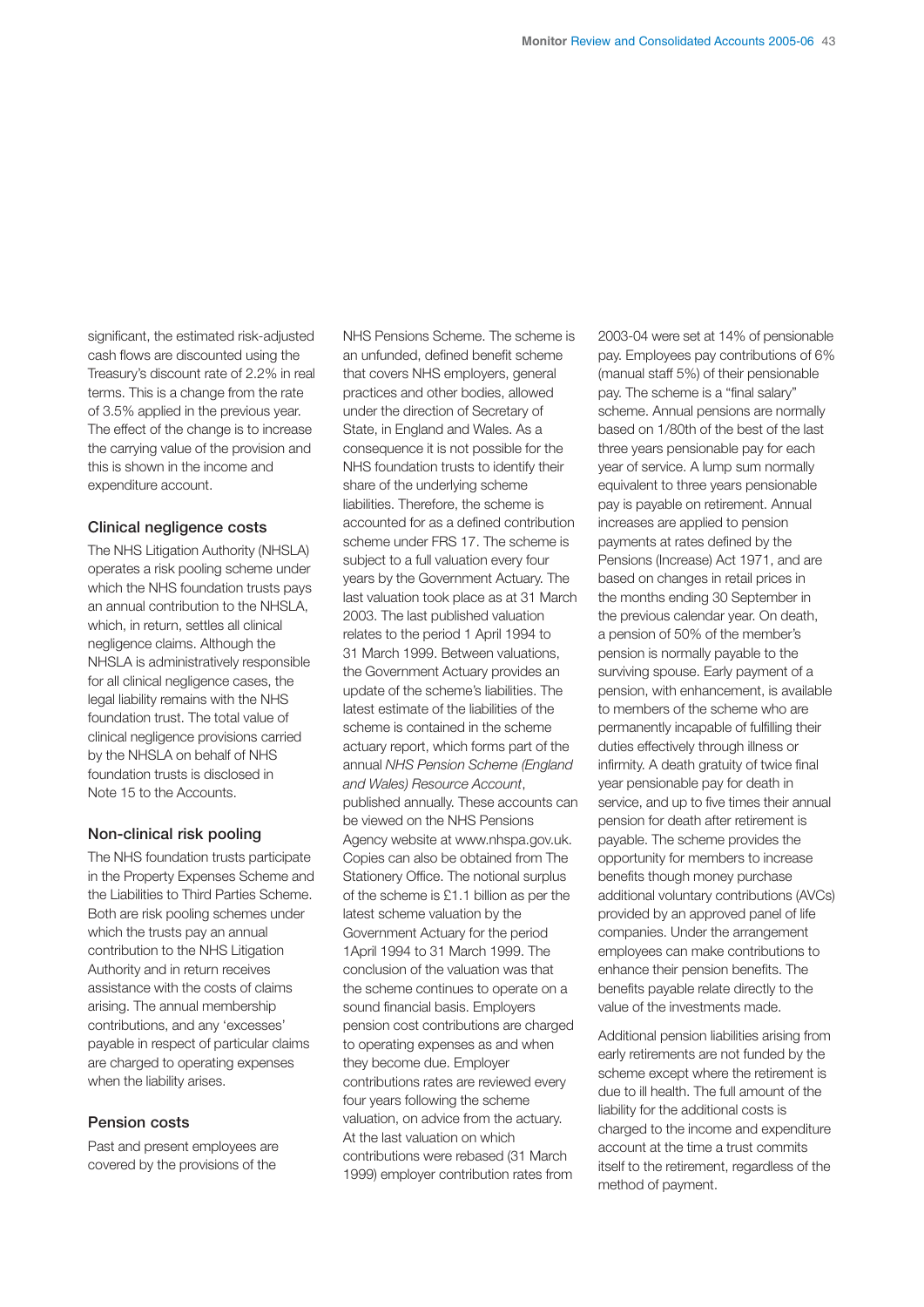significant, the estimated risk-adjusted cash flows are discounted using the Treasury's discount rate of 2.2% in real terms. This is a change from the rate of 3.5% applied in the previous year. The effect of the change is to increase the carrying value of the provision and this is shown in the income and expenditure account.

### Clinical negligence costs

The NHS Litigation Authority (NHSLA) operates a risk pooling scheme under which the NHS foundation trusts pays an annual contribution to the NHSLA, which, in return, settles all clinical negligence claims. Although the NHSLA is administratively responsible for all clinical negligence cases, the legal liability remains with the NHS foundation trust. The total value of clinical negligence provisions carried by the NHSLA on behalf of NHS foundation trusts is disclosed in Note 15 to the Accounts.

### Non-clinical risk pooling

The NHS foundation trusts participate in the Property Expenses Scheme and the Liabilities to Third Parties Scheme. Both are risk pooling schemes under which the trusts pay an annual contribution to the NHS Litigation Authority and in return receives assistance with the costs of claims arising. The annual membership contributions, and any 'excesses' payable in respect of particular claims are charged to operating expenses when the liability arises.

### Pension costs

Past and present employees are covered by the provisions of the NHS Pensions Scheme. The scheme is an unfunded, defined benefit scheme that covers NHS employers, general practices and other bodies, allowed under the direction of Secretary of State, in England and Wales. As a consequence it is not possible for the NHS foundation trusts to identify their share of the underlying scheme liabilities. Therefore, the scheme is accounted for as a defined contribution scheme under FRS 17. The scheme is subject to a full valuation every four years by the Government Actuary. The last valuation took place as at 31 March 2003. The last published valuation relates to the period 1 April 1994 to 31 March 1999. Between valuations, the Government Actuary provides an update of the scheme's liabilities. The latest estimate of the liabilities of the scheme is contained in the scheme actuary report, which forms part of the annual *NHS Pension Scheme (England and Wales) Resource Account*, published annually. These accounts can be viewed on the NHS Pensions Agency website at www.nhspa.gov.uk. Copies can also be obtained from The Stationery Office. The notional surplus of the scheme is £1.1 billion as per the latest scheme valuation by the Government Actuary for the period 1April 1994 to 31 March 1999. The conclusion of the valuation was that the scheme continues to operate on a sound financial basis. Employers pension cost contributions are charged to operating expenses as and when they become due. Employer contributions rates are reviewed every four years following the scheme valuation, on advice from the actuary. At the last valuation on which contributions were rebased (31 March 1999) employer contribution rates from 2003-04 were set at 14% of pensionable pay. Employees pay contributions of 6% (manual staff 5%) of their pensionable pay. The scheme is a "final salary" scheme. Annual pensions are normally based on 1/80th of the best of the last three years pensionable pay for each year of service. A lump sum normally equivalent to three years pensionable pay is payable on retirement. Annual increases are applied to pension payments at rates defined by the Pensions (Increase) Act 1971, and are based on changes in retail prices in the months ending 30 September in the previous calendar year. On death, a pension of 50% of the member's pension is normally payable to the surviving spouse. Early payment of a pension, with enhancement, is available to members of the scheme who are permanently incapable of fulfilling their duties effectively through illness or infirmity. A death gratuity of twice final year pensionable pay for death in service, and up to five times their annual pension for death after retirement is payable. The scheme provides the opportunity for members to increase benefits though money purchase additional voluntary contributions (AVCs) provided by an approved panel of life companies. Under the arrangement employees can make contributions to enhance their pension benefits. The benefits payable relate directly to the value of the investments made.

Additional pension liabilities arising from early retirements are not funded by the scheme except where the retirement is due to ill health. The full amount of the liability for the additional costs is charged to the income and expenditure account at the time a trust commits itself to the retirement, regardless of the method of payment.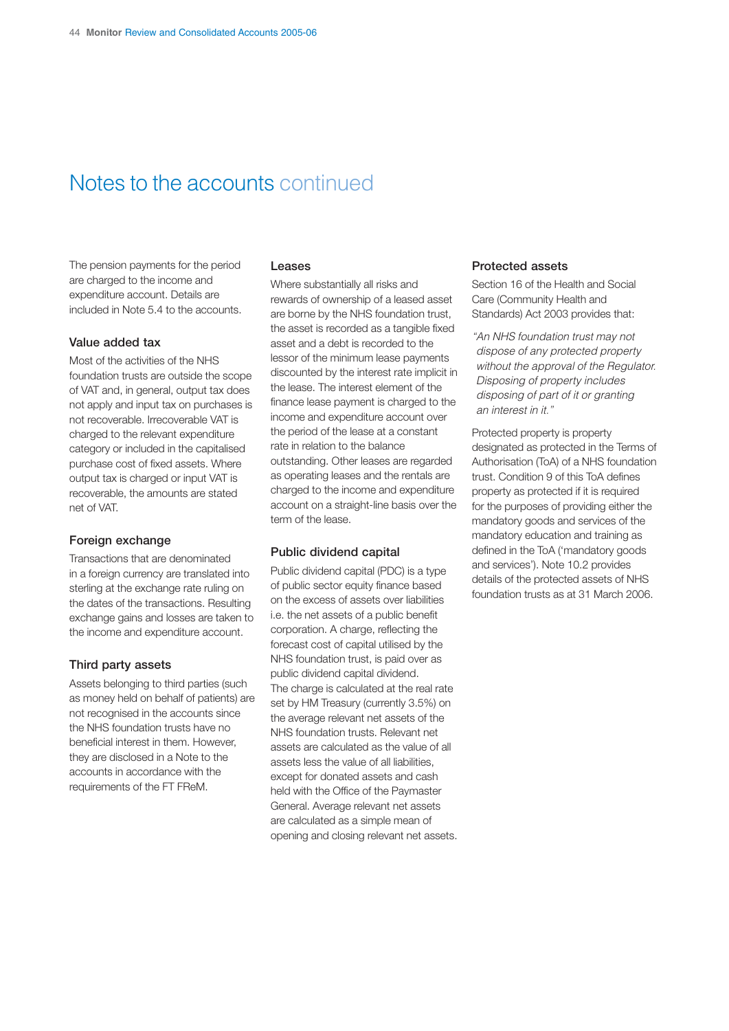# Notes to the accounts continued

The pension payments for the period are charged to the income and expenditure account. Details are included in Note 5.4 to the accounts.

### Value added tax

Most of the activities of the NHS foundation trusts are outside the scope of VAT and, in general, output tax does not apply and input tax on purchases is not recoverable. Irrecoverable VAT is charged to the relevant expenditure category or included in the capitalised purchase cost of fixed assets. Where output tax is charged or input VAT is recoverable, the amounts are stated net of VAT.

### Foreign exchange

Transactions that are denominated in a foreign currency are translated into sterling at the exchange rate ruling on the dates of the transactions. Resulting exchange gains and losses are taken to the income and expenditure account.

### Third party assets

Assets belonging to third parties (such as money held on behalf of patients) are not recognised in the accounts since the NHS foundation trusts have no beneficial interest in them. However, they are disclosed in a Note to the accounts in accordance with the requirements of the FT FReM.

### Leases

Where substantially all risks and rewards of ownership of a leased asset are borne by the NHS foundation trust, the asset is recorded as a tangible fixed asset and a debt is recorded to the lessor of the minimum lease payments discounted by the interest rate implicit in the lease. The interest element of the finance lease payment is charged to the income and expenditure account over the period of the lease at a constant rate in relation to the balance outstanding. Other leases are regarded as operating leases and the rentals are charged to the income and expenditure account on a straight-line basis over the term of the lease.

### Public dividend capital

Public dividend capital (PDC) is a type of public sector equity finance based on the excess of assets over liabilities i.e. the net assets of a public benefit corporation. A charge, reflecting the forecast cost of capital utilised by the NHS foundation trust, is paid over as public dividend capital dividend. The charge is calculated at the real rate set by HM Treasury (currently 3.5%) on the average relevant net assets of the NHS foundation trusts. Relevant net assets are calculated as the value of all assets less the value of all liabilities, except for donated assets and cash held with the Office of the Paymaster General. Average relevant net assets are calculated as a simple mean of opening and closing relevant net assets.

### Protected assets

Section 16 of the Health and Social Care (Community Health and Standards) Act 2003 provides that:

*"An NHS foundation trust may not dispose of any protected property without the approval of the Regulator. Disposing of property includes disposing of part of it or granting an interest in it."*

Protected property is property designated as protected in the Terms of Authorisation (ToA) of a NHS foundation trust. Condition 9 of this ToA defines property as protected if it is required for the purposes of providing either the mandatory goods and services of the mandatory education and training as defined in the ToA ('mandatory goods and services'). Note 10.2 provides details of the protected assets of NHS foundation trusts as at 31 March 2006.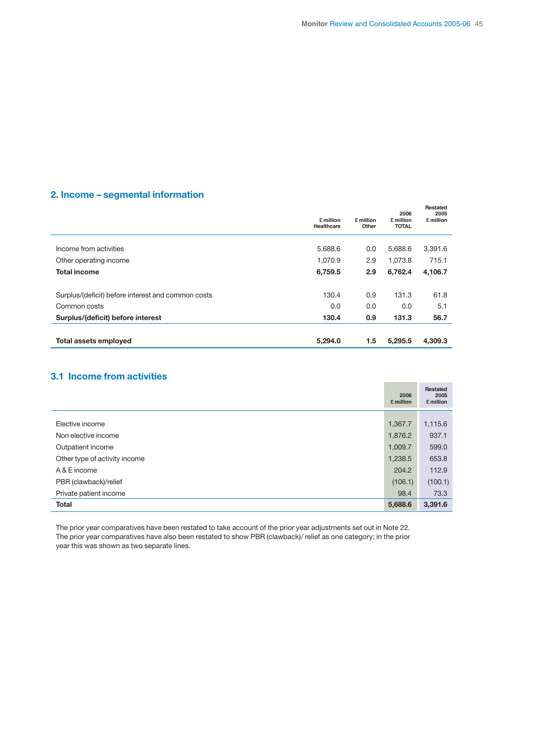## 2. Income – segmental information

| | £ million Healthcare | £ million Other | 2006 £ million TOTAL | Restated 2005 £ million |
|---|---|---|---|---|
| Income from activities | 5,688.6 | 0.0 | 5,688.6 | 3,391.6 |
| Other operating income | 1,070.9 | 2.9 | 1,073.8 | 715.1 |
| **Total income** | **6,759.5** | **2.9** | **6,762.4** | **4,106.7** |
| | | | | |
| Surplus/(deficit) before interest and common costs | 130.4 | 0.9 | 131.3 | 61.8 |
| Common costs | 0.0 | 0.0 | 0.0 | 5.1 |
| **Surplus/(deficit) before interest** | **130.4** | **0.9** | **131.3** | **56.7** |
| | | | | |
| **Total assets employed** | **5,294.0** | **1.5** | **5,295.5** | **4,309.3** |

## 3.1 Income from activities

| | 2006 £ million | Restated 2005 £ million |
|---|---|---|
| Elective income | 1,367.7 | 1,115.6 |
| Non elective income | 1,876.2 | 937.1 |
| Outpatient income | 1,009.7 | 599.0 |
| Other type of activity income | 1,238.5 | 653.8 |
| A & E income | 204.2 | 112.9 |
| PBR (clawback)/relief | (106.1) | (100.1) |
| Private patient income | 98.4 | 73.3 |
| **Total** | **5,688.6** | **3,391.6** |

The prior year comparatives have been restated to take account of the prior year adjustments set out in Note 22. The prior year comparatives have also been restated to show PBR (clawback)/ relief as one category; in the prior year this was shown as two separate lines.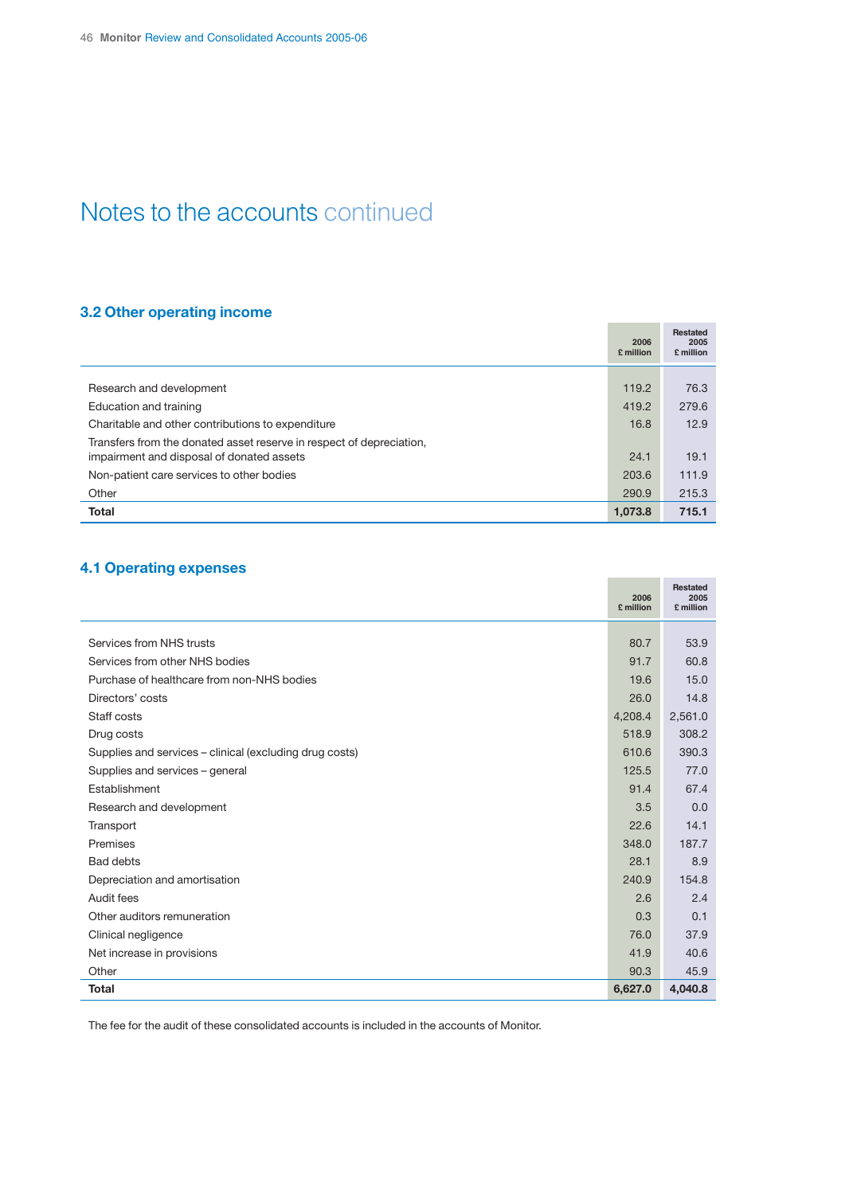# Notes to the accounts continued

## 3.2 Other operating income

| | 2006 £ million | Restated 2005 £ million |
|---|---|---|
| Research and development | 119.2 | 76.3 |
| Education and training | 419.2 | 279.6 |
| Charitable and other contributions to expenditure | 16.8 | 12.9 |
| Transfers from the donated asset reserve in respect of depreciation, impairment and disposal of donated assets | 24.1 | 19.1 |
| Non-patient care services to other bodies | 203.6 | 111.9 |
| Other | 290.9 | 215.3 |
| **Total** | **1,073.8** | **715.1** |

## 4.1 Operating expenses

| | 2006 £ million | Restated 2005 £ million |
|---|---|---|
| Services from NHS trusts | 80.7 | 53.9 |
| Services from other NHS bodies | 91.7 | 60.8 |
| Purchase of healthcare from non-NHS bodies | 19.6 | 15.0 |
| Directors' costs | 26.0 | 14.8 |
| Staff costs | 4,208.4 | 2,561.0 |
| Drug costs | 518.9 | 308.2 |
| Supplies and services – clinical (excluding drug costs) | 610.6 | 390.3 |
| Supplies and services – general | 125.5 | 77.0 |
| Establishment | 91.4 | 67.4 |
| Research and development | 3.5 | 0.0 |
| Transport | 22.6 | 14.1 |
| Premises | 348.0 | 187.7 |
| Bad debts | 28.1 | 8.9 |
| Depreciation and amortisation | 240.9 | 154.8 |
| Audit fees | 2.6 | 2.4 |
| Other auditors remuneration | 0.3 | 0.1 |
| Clinical negligence | 76.0 | 37.9 |
| Net increase in provisions | 41.9 | 40.6 |
| Other | 90.3 | 45.9 |
| **Total** | **6,627.0** | **4,040.8** |

The fee for the audit of these consolidated accounts is included in the accounts of Monitor.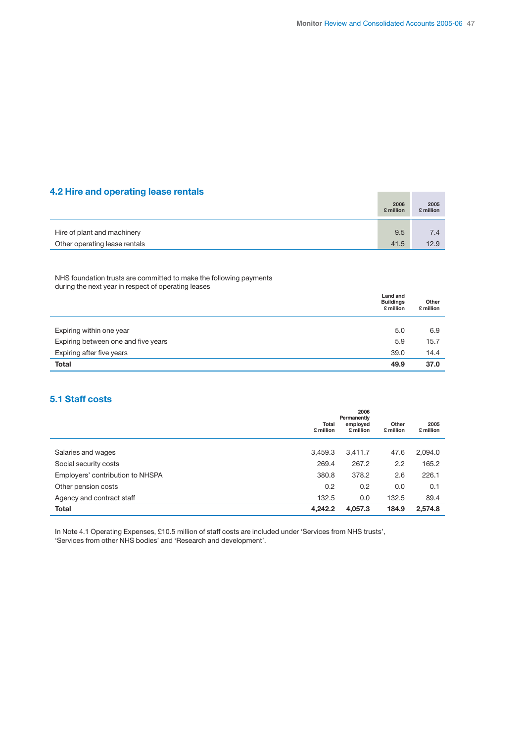## 4.2 Hire and operating lease rentals

| | 2006 £ million | 2005 £ million |
|---|---|---|
| Hire of plant and machinery | 9.5 | 7.4 |
| Other operating lease rentals | 41.5 | 12.9 |

NHS foundation trusts are committed to make the following payments during the next year in respect of operating leases

| | Land and Buildings £ million | Other £ million |
|---|---|---|
| Expiring within one year | 5.0 | 6.9 |
| Expiring between one and five years | 5.9 | 15.7 |
| Expiring after five years | 39.0 | 14.4 |
| **Total** | **49.9** | **37.0** |

## 5.1 Staff costs

| | 2006 | | | |
|---|---|---|---|---|
| | Total £ million | Permanently employed £ million | Other £ million | 2005 £ million |
| Salaries and wages | 3,459.3 | 3,411.7 | 47.6 | 2,094.0 |
| Social security costs | 269.4 | 267.2 | 2.2 | 165.2 |
| Employers' contribution to NHSPA | 380.8 | 378.2 | 2.6 | 226.1 |
| Other pension costs | 0.2 | 0.2 | 0.0 | 0.1 |
| Agency and contract staff | 132.5 | 0.0 | 132.5 | 89.4 |
| **Total** | **4,242.2** | **4,057.3** | **184.9** | **2,574.8** |

In Note 4.1 Operating Expenses, £10.5 million of staff costs are included under 'Services from NHS trusts', 'Services from other NHS bodies' and 'Research and development'.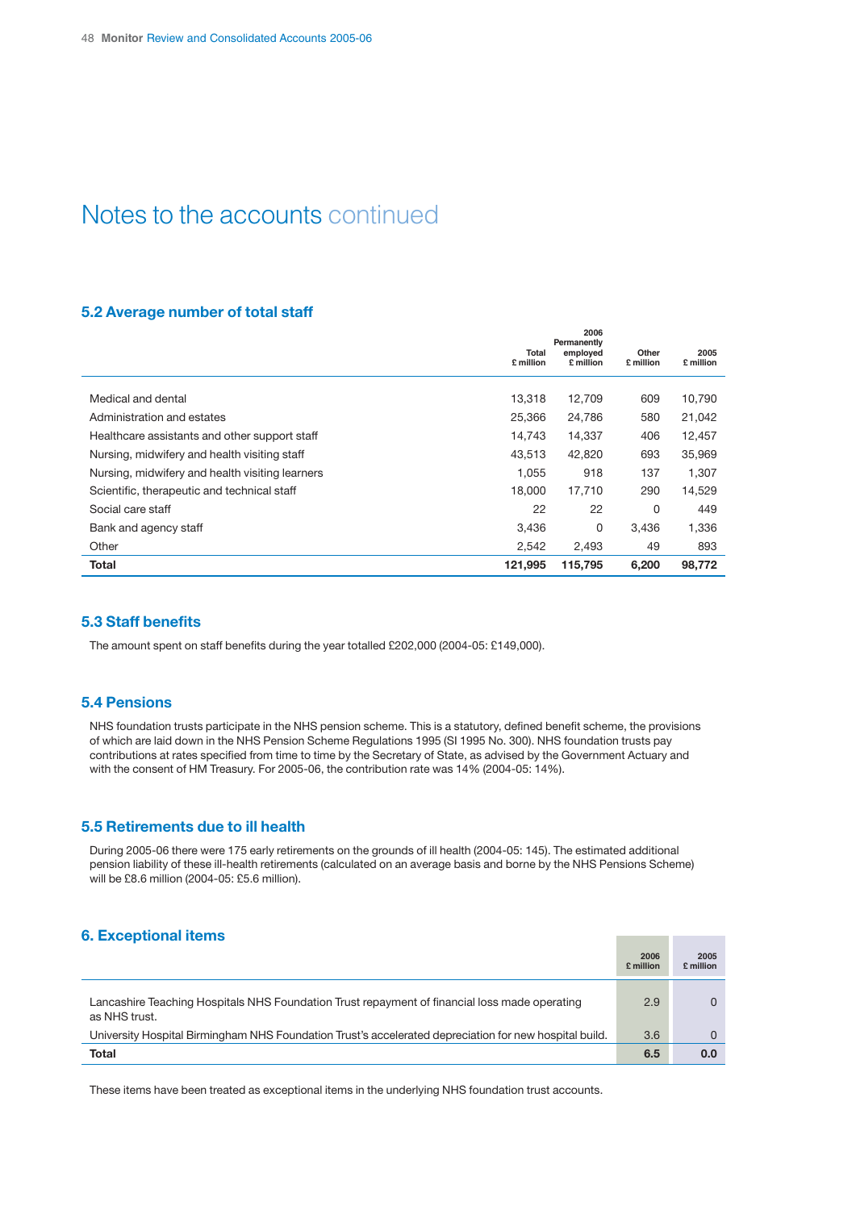# Notes to the accounts continued

## 5.2 Average number of total staff

| | 2006 Total £ million | 2006 Permanently employed £ million | 2006 Other £ million | 2005 £ million |
|---|---|---|---|---|
| Medical and dental | 13,318 | 12,709 | 609 | 10,790 |
| Administration and estates | 25,366 | 24,786 | 580 | 21,042 |
| Healthcare assistants and other support staff | 14,743 | 14,337 | 406 | 12,457 |
| Nursing, midwifery and health visiting staff | 43,513 | 42,820 | 693 | 35,969 |
| Nursing, midwifery and health visiting learners | 1,055 | 918 | 137 | 1,307 |
| Scientific, therapeutic and technical staff | 18,000 | 17,710 | 290 | 14,529 |
| Social care staff | 22 | 22 | 0 | 449 |
| Bank and agency staff | 3,436 | 0 | 3,436 | 1,336 |
| Other | 2,542 | 2,493 | 49 | 893 |
| **Total** | **121,995** | **115,795** | **6,200** | **98,772** |

## 5.3 Staff benefits

The amount spent on staff benefits during the year totalled £202,000 (2004-05: £149,000).

## 5.4 Pensions

NHS foundation trusts participate in the NHS pension scheme. This is a statutory, defined benefit scheme, the provisions of which are laid down in the NHS Pension Scheme Regulations 1995 (SI 1995 No. 300). NHS foundation trusts pay contributions at rates specified from time to time by the Secretary of State, as advised by the Government Actuary and with the consent of HM Treasury. For 2005-06, the contribution rate was 14% (2004-05: 14%).

## 5.5 Retirements due to ill health

During 2005-06 there were 175 early retirements on the grounds of ill health (2004-05: 145). The estimated additional pension liability of these ill-health retirements (calculated on an average basis and borne by the NHS Pensions Scheme) will be £8.6 million (2004-05: £5.6 million).

## 6. Exceptional items

| | 2006 £ million | 2005 £ million |
|---|---|---|
| Lancashire Teaching Hospitals NHS Foundation Trust repayment of financial loss made operating as NHS trust. | 2.9 | 0 |
| University Hospital Birmingham NHS Foundation Trust's accelerated depreciation for new hospital build. | 3.6 | 0 |
| **Total** | **6.5** | **0.0** |

These items have been treated as exceptional items in the underlying NHS foundation trust accounts.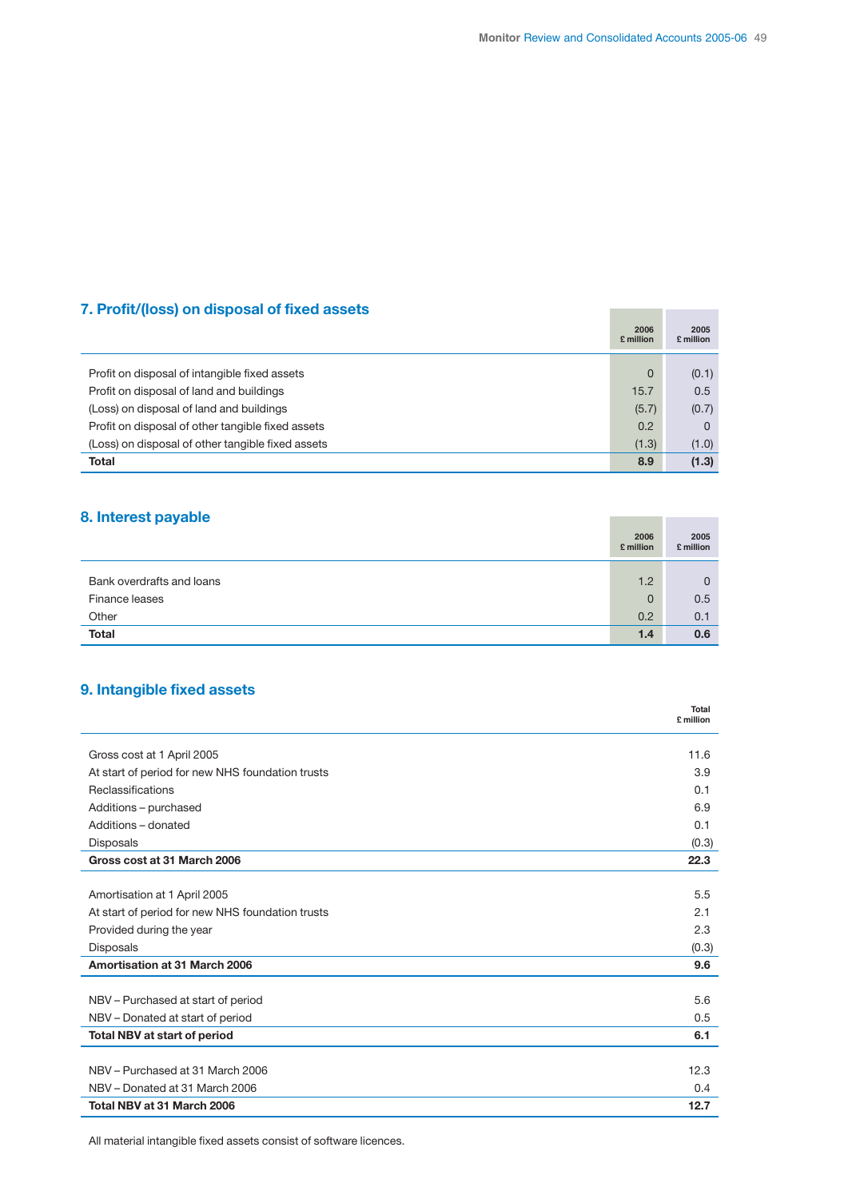## 7. Profit/(loss) on disposal of fixed assets

| | 2006 £ million | 2005 £ million |
|---|---|---|
| Profit on disposal of intangible fixed assets | 0 | (0.1) |
| Profit on disposal of land and buildings | 15.7 | 0.5 |
| (Loss) on disposal of land and buildings | (5.7) | (0.7) |
| Profit on disposal of other tangible fixed assets | 0.2 | 0 |
| (Loss) on disposal of other tangible fixed assets | (1.3) | (1.0) |
| **Total** | **8.9** | **(1.3)** |

## 8. Interest payable

| | 2006 £ million | 2005 £ million |
|---|---|---|
| Bank overdrafts and loans | 1.2 | 0 |
| Finance leases | 0 | 0.5 |
| Other | 0.2 | 0.1 |
| **Total** | **1.4** | **0.6** |

## 9. Intangible fixed assets

| | Total £ million |
|---|---|
| Gross cost at 1 April 2005 | 11.6 |
| At start of period for new NHS foundation trusts | 3.9 |
| Reclassifications | 0.1 |
| Additions – purchased | 6.9 |
| Additions – donated | 0.1 |
| Disposals | (0.3) |
| **Gross cost at 31 March 2006** | **22.3** |
| | |
| Amortisation at 1 April 2005 | 5.5 |
| At start of period for new NHS foundation trusts | 2.1 |
| Provided during the year | 2.3 |
| Disposals | (0.3) |
| **Amortisation at 31 March 2006** | **9.6** |
| | |
| NBV – Purchased at start of period | 5.6 |
| NBV – Donated at start of period | 0.5 |
| **Total NBV at start of period** | **6.1** |
| | |
| NBV – Purchased at 31 March 2006 | 12.3 |
| NBV – Donated at 31 March 2006 | 0.4 |
| **Total NBV at 31 March 2006** | **12.7** |

All material intangible fixed assets consist of software licences.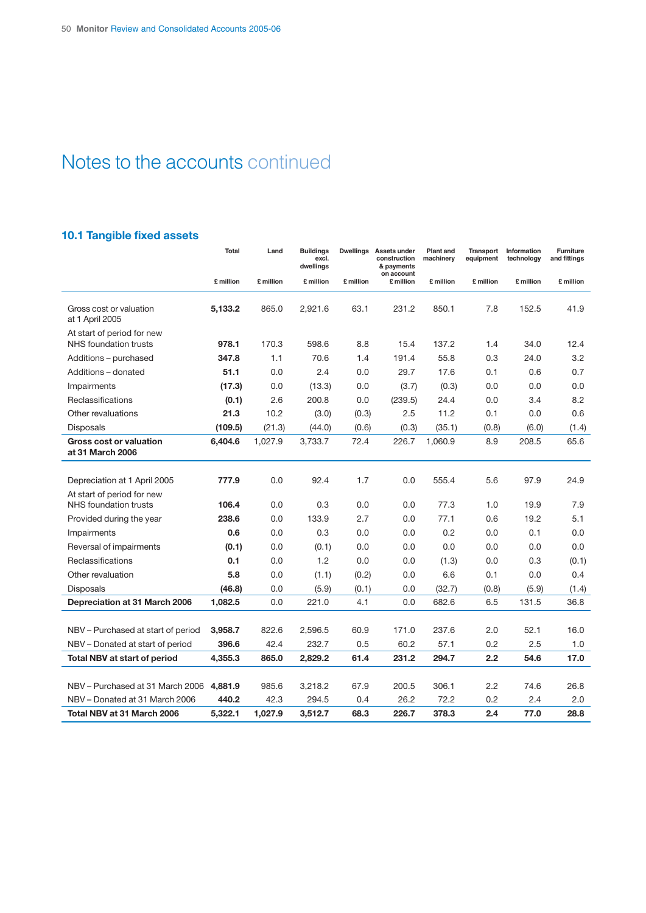# Notes to the accounts continued

## 10.1 Tangible fixed assets

| | Total | Land | Buildings excl. dwellings | Dwellings | Assets under construction & payments on account | Plant and machinery | Transport equipment | Information technology | Furniture and fittings |
|---|---|---|---|---|---|---|---|---|---|
| | £ million | £ million | £ million | £ million | £ million | £ million | £ million | £ million | £ million |
| Gross cost or valuation at 1 April 2005 | **5,133.2** | 865.0 | 2,921.6 | 63.1 | 231.2 | 850.1 | 7.8 | 152.5 | 41.9 |
| At start of period for new NHS foundation trusts | **978.1** | 170.3 | 598.6 | 8.8 | 15.4 | 137.2 | 1.4 | 34.0 | 12.4 |
| Additions – purchased | **347.8** | 1.1 | 70.6 | 1.4 | 191.4 | 55.8 | 0.3 | 24.0 | 3.2 |
| Additions – donated | **51.1** | 0.0 | 2.4 | 0.0 | 29.7 | 17.6 | 0.1 | 0.6 | 0.7 |
| Impairments | **(17.3)** | 0.0 | (13.3) | 0.0 | (3.7) | (0.3) | 0.0 | 0.0 | 0.0 |
| Reclassifications | **(0.1)** | 2.6 | 200.8 | 0.0 | (239.5) | 24.4 | 0.0 | 3.4 | 8.2 |
| Other revaluations | **21.3** | 10.2 | (3.0) | (0.3) | 2.5 | 11.2 | 0.1 | 0.0 | 0.6 |
| Disposals | **(109.5)** | (21.3) | (44.0) | (0.6) | (0.3) | (35.1) | (0.8) | (6.0) | (1.4) |
| **Gross cost or valuation at 31 March 2006** | **6,404.6** | 1,027.9 | 3,733.7 | 72.4 | 226.7 | 1,060.9 | 8.9 | 208.5 | 65.6 |
| Depreciation at 1 April 2005 | **777.9** | 0.0 | 92.4 | 1.7 | 0.0 | 555.4 | 5.6 | 97.9 | 24.9 |
| At start of period for new NHS foundation trusts | **106.4** | 0.0 | 0.3 | 0.0 | 0.0 | 77.3 | 1.0 | 19.9 | 7.9 |
| Provided during the year | **238.6** | 0.0 | 133.9 | 2.7 | 0.0 | 77.1 | 0.6 | 19.2 | 5.1 |
| Impairments | **0.6** | 0.0 | 0.3 | 0.0 | 0.0 | 0.2 | 0.0 | 0.1 | 0.0 |
| Reversal of impairments | **(0.1)** | 0.0 | (0.1) | 0.0 | 0.0 | 0.0 | 0.0 | 0.0 | 0.0 |
| Reclassifications | **0.1** | 0.0 | 1.2 | 0.0 | 0.0 | (1.3) | 0.0 | 0.3 | (0.1) |
| Other revaluation | **5.8** | 0.0 | (1.1) | (0.2) | 0.0 | 6.6 | 0.1 | 0.0 | 0.4 |
| Disposals | **(46.8)** | 0.0 | (5.9) | (0.1) | 0.0 | (32.7) | (0.8) | (5.9) | (1.4) |
| **Depreciation at 31 March 2006** | **1,082.5** | 0.0 | 221.0 | 4.1 | 0.0 | 682.6 | 6.5 | 131.5 | 36.8 |
| NBV – Purchased at start of period | **3,958.7** | 822.6 | 2,596.5 | 60.9 | 171.0 | 237.6 | 2.0 | 52.1 | 16.0 |
| NBV – Donated at start of period | **396.6** | 42.4 | 232.7 | 0.5 | 60.2 | 57.1 | 0.2 | 2.5 | 1.0 |
| **Total NBV at start of period** | **4,355.3** | **865.0** | **2,829.2** | **61.4** | **231.2** | **294.7** | **2.2** | **54.6** | **17.0** |
| NBV – Purchased at 31 March 2006 | **4,881.9** | 985.6 | 3,218.2 | 67.9 | 200.5 | 306.1 | 2.2 | 74.6 | 26.8 |
| NBV – Donated at 31 March 2006 | **440.2** | 42.3 | 294.5 | 0.4 | 26.2 | 72.2 | 0.2 | 2.4 | 2.0 |
| **Total NBV at 31 March 2006** | **5,322.1** | **1,027.9** | **3,512.7** | **68.3** | **226.7** | **378.3** | **2.4** | **77.0** | **28.8** |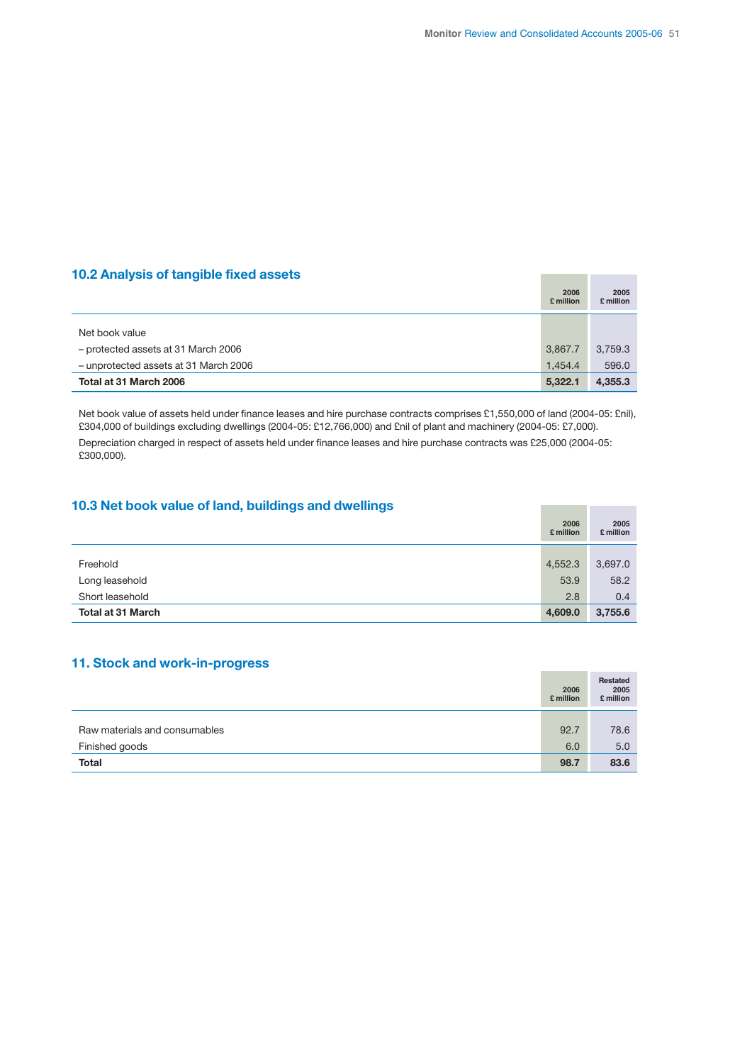## 10.2 Analysis of tangible fixed assets

| | 2006 £ million | 2005 £ million |
|---|---|---|
| Net book value | | |
| – protected assets at 31 March 2006 | 3,867.7 | 3,759.3 |
| – unprotected assets at 31 March 2006 | 1,454.4 | 596.0 |
| **Total at 31 March 2006** | **5,322.1** | **4,355.3** |

Net book value of assets held under finance leases and hire purchase contracts comprises £1,550,000 of land (2004-05: £nil), £304,000 of buildings excluding dwellings (2004-05: £12,766,000) and £nil of plant and machinery (2004-05: £7,000).

Depreciation charged in respect of assets held under finance leases and hire purchase contracts was £25,000 (2004-05: £300,000).

## 10.3 Net book value of land, buildings and dwellings

| | 2006 £ million | 2005 £ million |
|---|---|---|
| Freehold | 4,552.3 | 3,697.0 |
| Long leasehold | 53.9 | 58.2 |
| Short leasehold | 2.8 | 0.4 |
| **Total at 31 March** | **4,609.0** | **3,755.6** |

## 11. Stock and work-in-progress

| | 2006 £ million | Restated 2005 £ million |
|---|---|---|
| Raw materials and consumables | 92.7 | 78.6 |
| Finished goods | 6.0 | 5.0 |
| **Total** | **98.7** | **83.6** |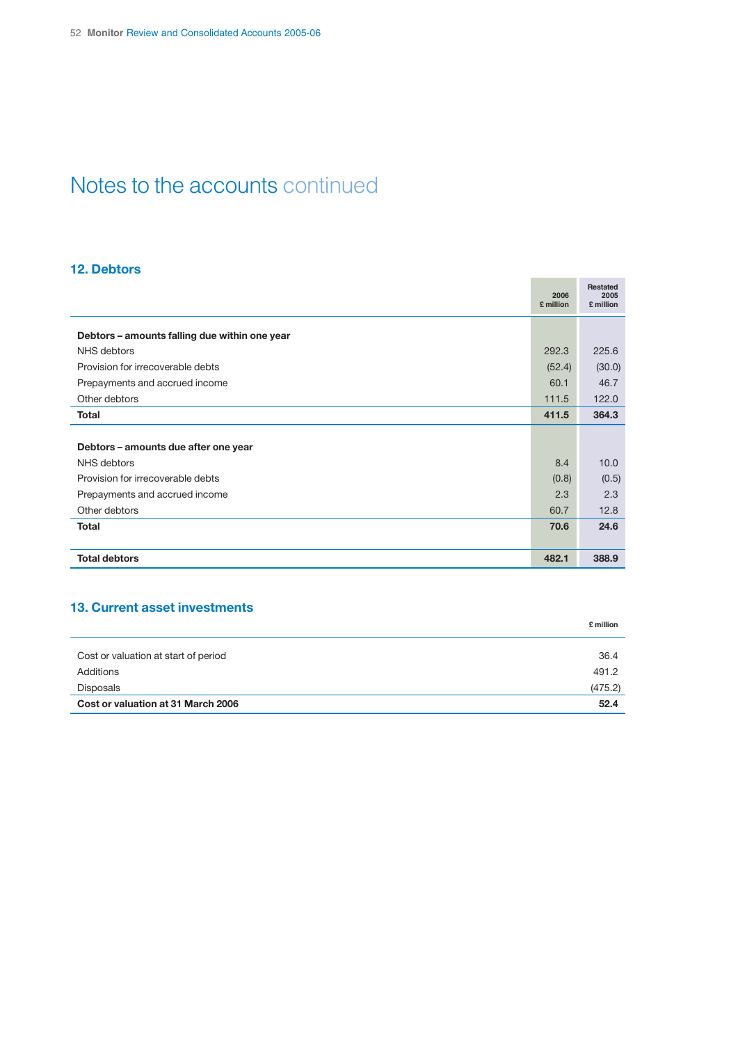# Notes to the accounts continued

## 12. Debtors

| | 2006 £ million | Restated 2005 £ million |
|---|---|---|
| **Debtors – amounts falling due within one year** | | |
| NHS debtors | 292.3 | 225.6 |
| Provision for irrecoverable debts | (52.4) | (30.0) |
| Prepayments and accrued income | 60.1 | 46.7 |
| Other debtors | 111.5 | 122.0 |
| **Total** | **411.5** | **364.3** |
| **Debtors – amounts due after one year** | | |
| NHS debtors | 8.4 | 10.0 |
| Provision for irrecoverable debts | (0.8) | (0.5) |
| Prepayments and accrued income | 2.3 | 2.3 |
| Other debtors | 60.7 | 12.8 |
| **Total** | **70.6** | **24.6** |
| **Total debtors** | **482.1** | **388.9** |

## 13. Current asset investments

| | £ million |
|---|---|
| Cost or valuation at start of period | 36.4 |
| Additions | 491.2 |
| Disposals | (475.2) |
| **Cost or valuation at 31 March 2006** | **52.4** |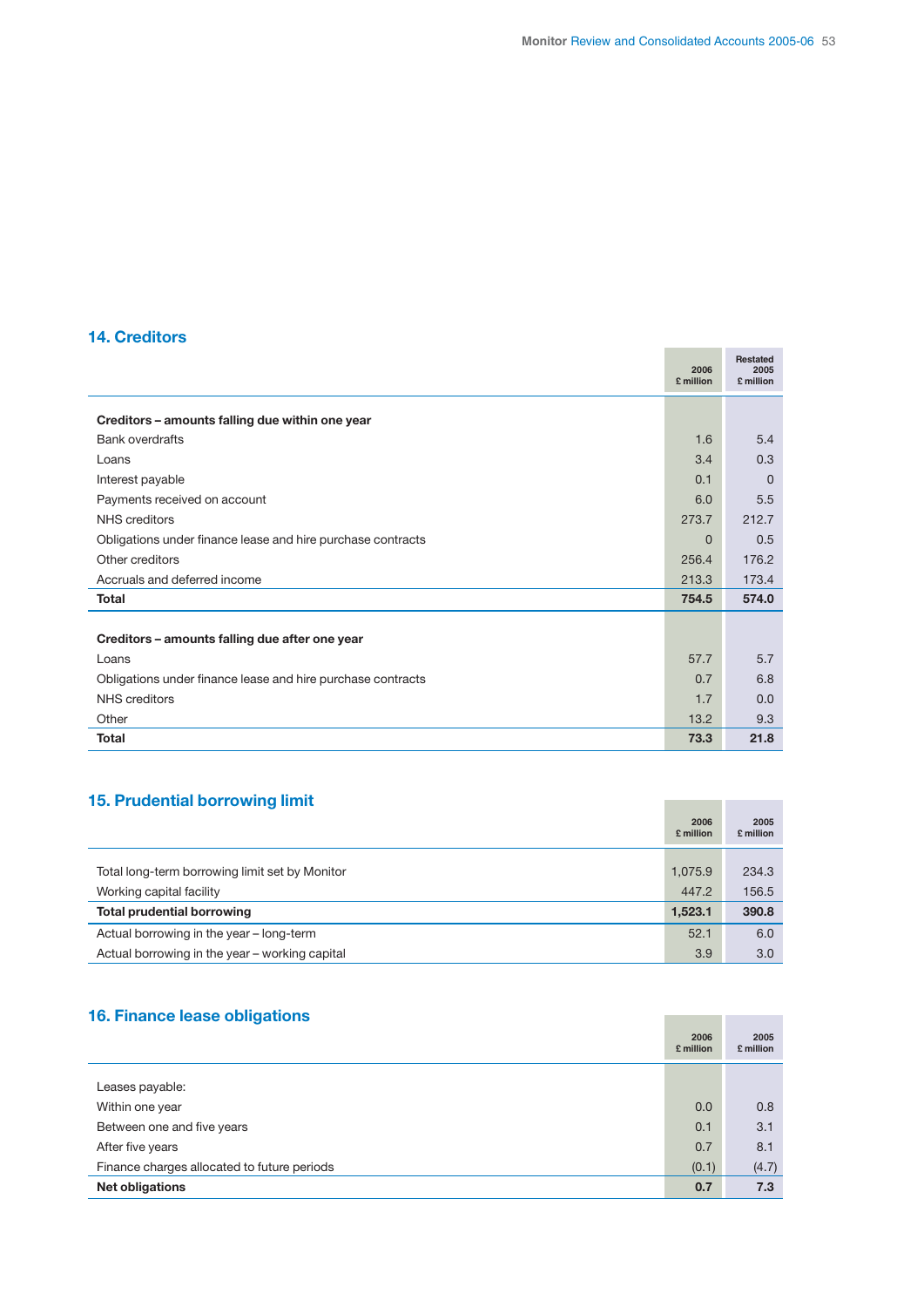## 14. Creditors

| | 2006 £ million | Restated 2005 £ million |
|---|---|---|
| **Creditors – amounts falling due within one year** | | |
| Bank overdrafts | 1.6 | 5.4 |
| Loans | 3.4 | 0.3 |
| Interest payable | 0.1 | 0 |
| Payments received on account | 6.0 | 5.5 |
| NHS creditors | 273.7 | 212.7 |
| Obligations under finance lease and hire purchase contracts | 0 | 0.5 |
| Other creditors | 256.4 | 176.2 |
| Accruals and deferred income | 213.3 | 173.4 |
| **Total** | **754.5** | **574.0** |
| **Creditors – amounts falling due after one year** | | |
| Loans | 57.7 | 5.7 |
| Obligations under finance lease and hire purchase contracts | 0.7 | 6.8 |
| NHS creditors | 1.7 | 0.0 |
| Other | 13.2 | 9.3 |
| **Total** | **73.3** | **21.8** |

## 15. Prudential borrowing limit

| | 2006 £ million | 2005 £ million |
|---|---|---|
| Total long-term borrowing limit set by Monitor | 1,075.9 | 234.3 |
| Working capital facility | 447.2 | 156.5 |
| **Total prudential borrowing** | **1,523.1** | **390.8** |
| Actual borrowing in the year – long-term | 52.1 | 6.0 |
| Actual borrowing in the year – working capital | 3.9 | 3.0 |

## 16. Finance lease obligations

| | 2006 £ million | 2005 £ million |
|---|---|---|
| Leases payable: | | |
| Within one year | 0.0 | 0.8 |
| Between one and five years | 0.1 | 3.1 |
| After five years | 0.7 | 8.1 |
| Finance charges allocated to future periods | (0.1) | (4.7) |
| **Net obligations** | **0.7** | **7.3** |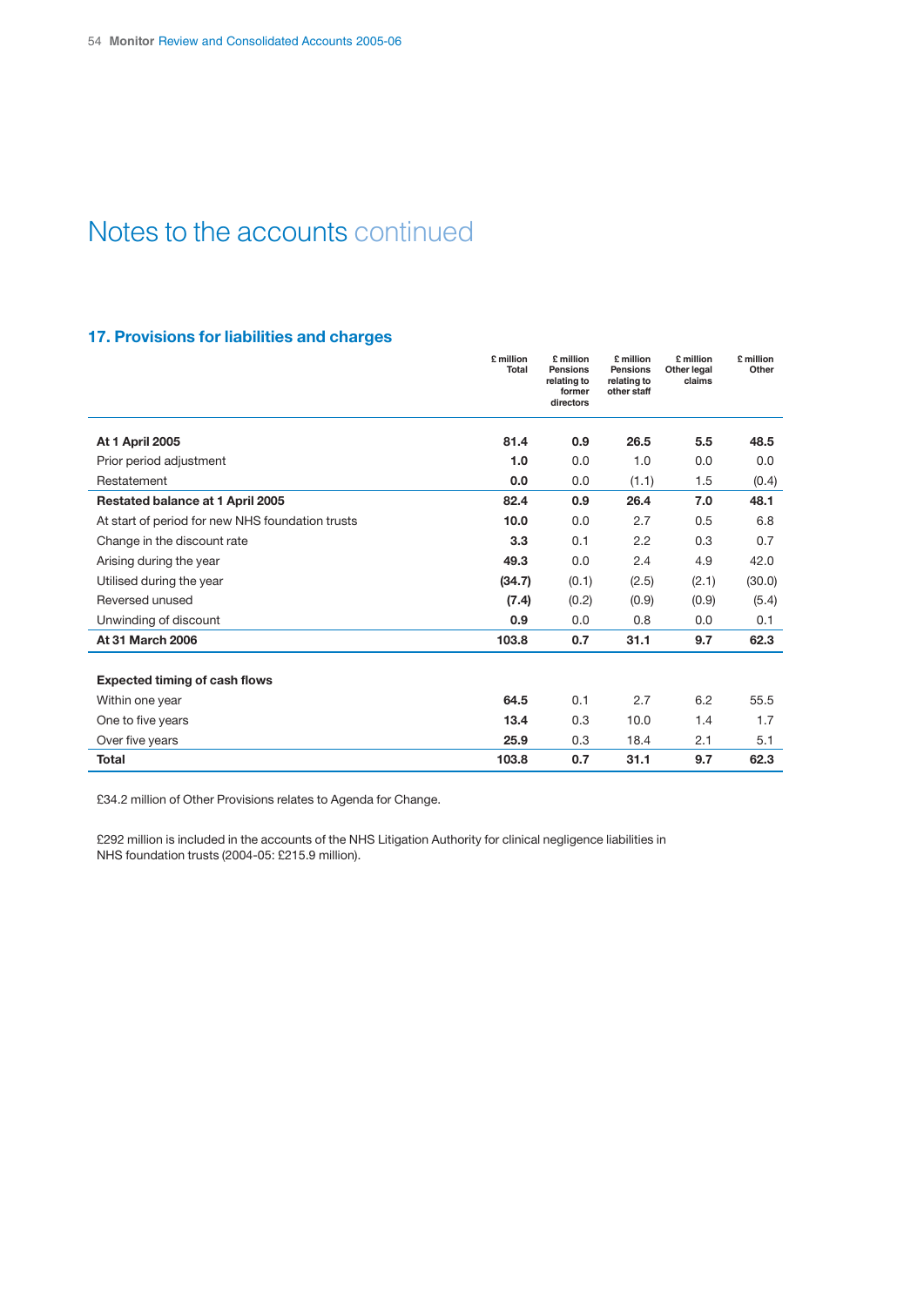# Notes to the accounts continued

## 17. Provisions for liabilities and charges

| | £ million Total | £ million Pensions relating to former directors | £ million Pensions relating to other staff | £ million Other legal claims | £ million Other |
|---|---|---|---|---|---|
| **At 1 April 2005** | **81.4** | **0.9** | **26.5** | **5.5** | **48.5** |
| Prior period adjustment | **1.0** | 0.0 | 1.0 | 0.0 | 0.0 |
| Restatement | **0.0** | 0.0 | (1.1) | 1.5 | (0.4) |
| **Restated balance at 1 April 2005** | **82.4** | **0.9** | **26.4** | **7.0** | **48.1** |
| At start of period for new NHS foundation trusts | **10.0** | 0.0 | 2.7 | 0.5 | 6.8 |
| Change in the discount rate | **3.3** | 0.1 | 2.2 | 0.3 | 0.7 |
| Arising during the year | **49.3** | 0.0 | 2.4 | 4.9 | 42.0 |
| Utilised during the year | **(34.7)** | (0.1) | (2.5) | (2.1) | (30.0) |
| Reversed unused | **(7.4)** | (0.2) | (0.9) | (0.9) | (5.4) |
| Unwinding of discount | **0.9** | 0.0 | 0.8 | 0.0 | 0.1 |
| **At 31 March 2006** | **103.8** | **0.7** | **31.1** | **9.7** | **62.3** |
| | | | | | |
| **Expected timing of cash flows** | | | | | |
| Within one year | **64.5** | 0.1 | 2.7 | 6.2 | 55.5 |
| One to five years | **13.4** | 0.3 | 10.0 | 1.4 | 1.7 |
| Over five years | **25.9** | 0.3 | 18.4 | 2.1 | 5.1 |
| **Total** | **103.8** | **0.7** | **31.1** | **9.7** | **62.3** |

£34.2 million of Other Provisions relates to Agenda for Change.

£292 million is included in the accounts of the NHS Litigation Authority for clinical negligence liabilities in NHS foundation trusts (2004-05: £215.9 million).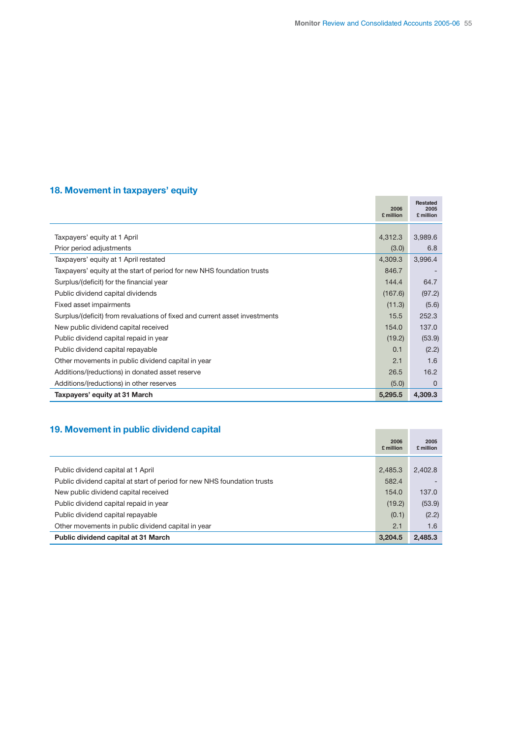## 18. Movement in taxpayers' equity

| | 2006 £ million | Restated 2005 £ million |
|---|---|---|
| Taxpayers' equity at 1 April | 4,312.3 | 3,989.6 |
| Prior period adjustments | (3.0) | 6.8 |
| Taxpayers' equity at 1 April restated | 4,309.3 | 3,996.4 |
| Taxpayers' equity at the start of period for new NHS foundation trusts | 846.7 | - |
| Surplus/(deficit) for the financial year | 144.4 | 64.7 |
| Public dividend capital dividends | (167.6) | (97.2) |
| Fixed asset impairments | (11.3) | (5.6) |
| Surplus/(deficit) from revaluations of fixed and current asset investments | 15.5 | 252.3 |
| New public dividend capital received | 154.0 | 137.0 |
| Public dividend capital repaid in year | (19.2) | (53.9) |
| Public dividend capital repayable | 0.1 | (2.2) |
| Other movements in public dividend capital in year | 2.1 | 1.6 |
| Additions/(reductions) in donated asset reserve | 26.5 | 16.2 |
| Additions/(reductions) in other reserves | (5.0) | 0 |
| **Taxpayers' equity at 31 March** | **5,295.5** | **4,309.3** |

## 19. Movement in public dividend capital

| | 2006 £ million | 2005 £ million |
|---|---|---|
| Public dividend capital at 1 April | 2,485.3 | 2,402.8 |
| Public dividend capital at start of period for new NHS foundation trusts | 582.4 | - |
| New public dividend capital received | 154.0 | 137.0 |
| Public dividend capital repaid in year | (19.2) | (53.9) |
| Public dividend capital repayable | (0.1) | (2.2) |
| Other movements in public dividend capital in year | 2.1 | 1.6 |
| **Public dividend capital at 31 March** | **3,204.5** | **2,485.3** |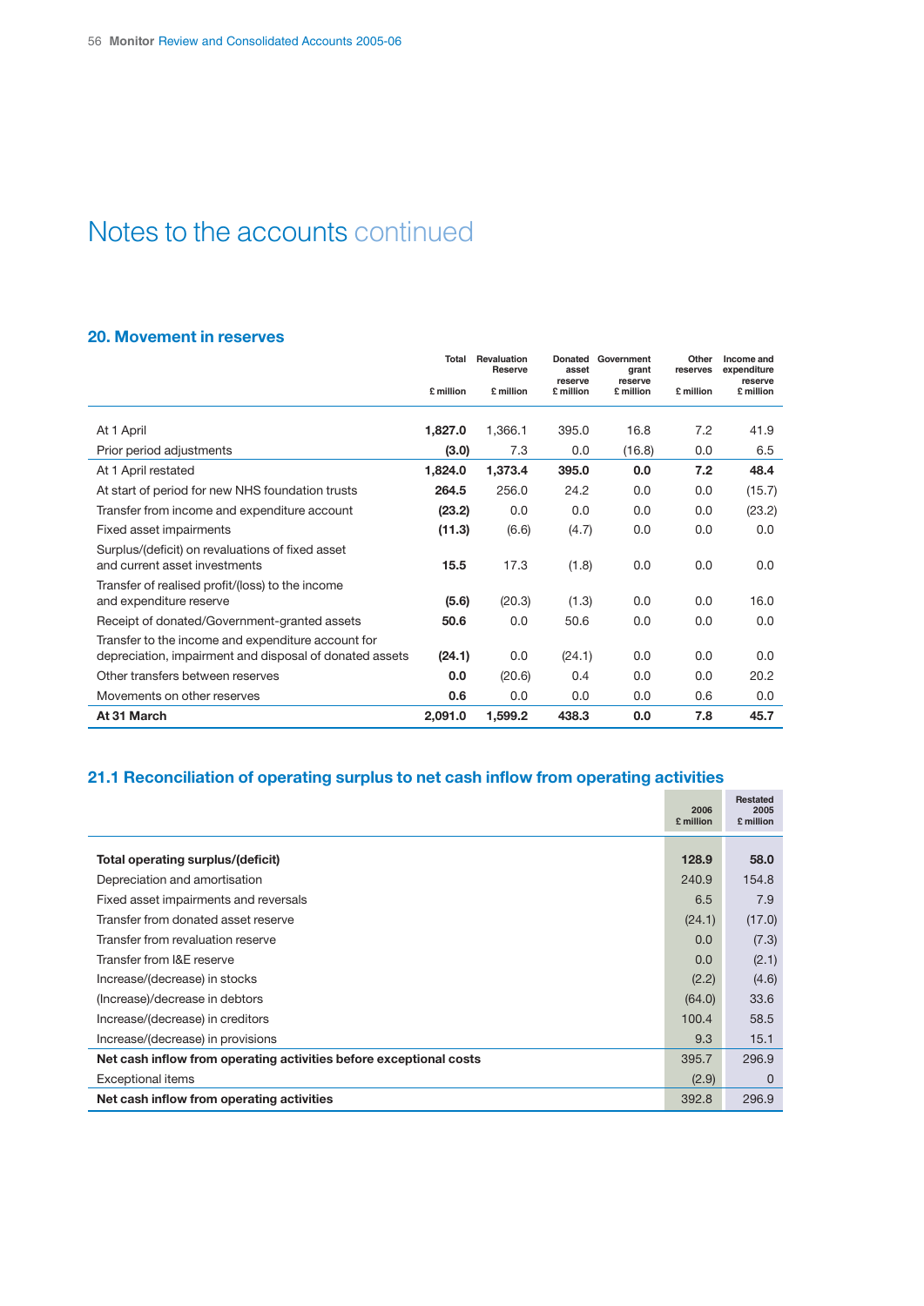# Notes to the accounts continued

## 20. Movement in reserves

| | Total £ million | Revaluation Reserve £ million | Donated asset reserve £ million | Government grant reserve £ million | Other reserves £ million | Income and expenditure reserve £ million |
|---|---|---|---|---|---|---|
| At 1 April | **1,827.0** | 1,366.1 | 395.0 | 16.8 | 7.2 | 41.9 |
| Prior period adjustments | **(3.0)** | 7.3 | 0.0 | (16.8) | 0.0 | 6.5 |
| At 1 April restated | **1,824.0** | **1,373.4** | **395.0** | **0.0** | **7.2** | **48.4** |
| At start of period for new NHS foundation trusts | **264.5** | 256.0 | 24.2 | 0.0 | 0.0 | (15.7) |
| Transfer from income and expenditure account | **(23.2)** | 0.0 | 0.0 | 0.0 | 0.0 | (23.2) |
| Fixed asset impairments | **(11.3)** | (6.6) | (4.7) | 0.0 | 0.0 | 0.0 |
| Surplus/(deficit) on revaluations of fixed asset and current asset investments | **15.5** | 17.3 | (1.8) | 0.0 | 0.0 | 0.0 |
| Transfer of realised profit/(loss) to the income and expenditure reserve | **(5.6)** | (20.3) | (1.3) | 0.0 | 0.0 | 16.0 |
| Receipt of donated/Government-granted assets | **50.6** | 0.0 | 50.6 | 0.0 | 0.0 | 0.0 |
| Transfer to the income and expenditure account for depreciation, impairment and disposal of donated assets | **(24.1)** | 0.0 | (24.1) | 0.0 | 0.0 | 0.0 |
| Other transfers between reserves | **0.0** | (20.6) | 0.4 | 0.0 | 0.0 | 20.2 |
| Movements on other reserves | **0.6** | 0.0 | 0.0 | 0.0 | 0.6 | 0.0 |
| **At 31 March** | **2,091.0** | **1,599.2** | **438.3** | **0.0** | **7.8** | **45.7** |

## 21.1 Reconciliation of operating surplus to net cash inflow from operating activities

| | 2006 £ million | Restated 2005 £ million |
|---|---|---|
| **Total operating surplus/(deficit)** | **128.9** | **58.0** |
| Depreciation and amortisation | 240.9 | 154.8 |
| Fixed asset impairments and reversals | 6.5 | 7.9 |
| Transfer from donated asset reserve | (24.1) | (17.0) |
| Transfer from revaluation reserve | 0.0 | (7.3) |
| Transfer from I&E reserve | 0.0 | (2.1) |
| Increase/(decrease) in stocks | (2.2) | (4.6) |
| (Increase)/decrease in debtors | (64.0) | 33.6 |
| Increase/(decrease) in creditors | 100.4 | 58.5 |
| Increase/(decrease) in provisions | 9.3 | 15.1 |
| **Net cash inflow from operating activities before exceptional costs** | 395.7 | 296.9 |
| Exceptional items | (2.9) | 0 |
| **Net cash inflow from operating activities** | 392.8 | 296.9 |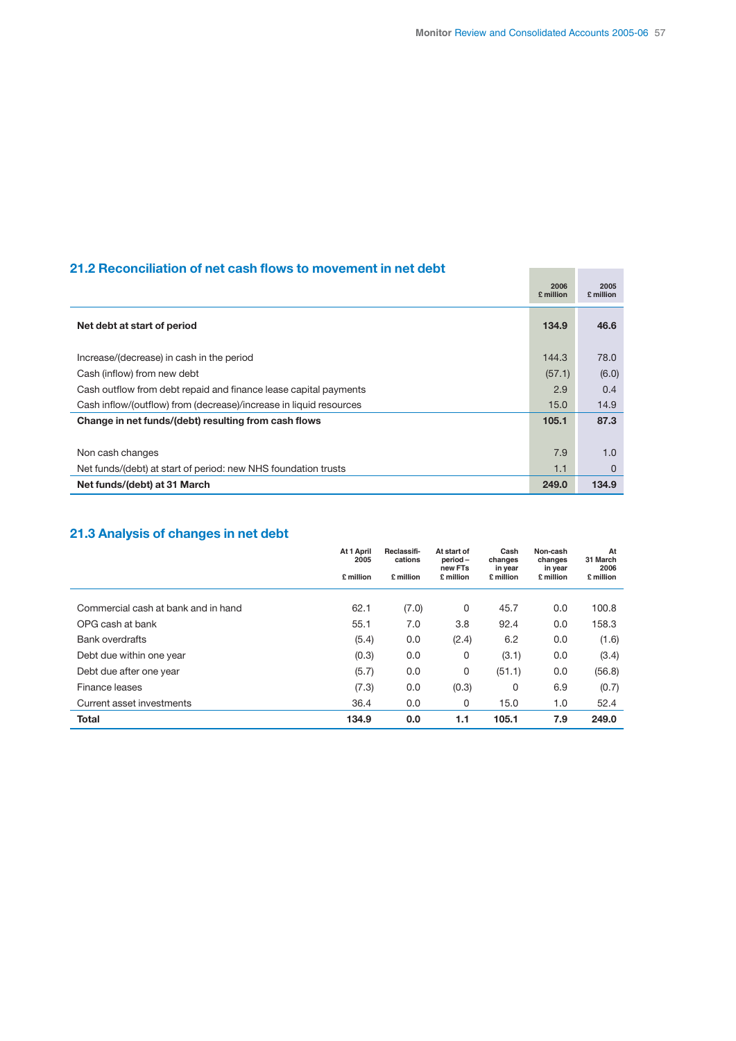## 21.2 Reconciliation of net cash flows to movement in net debt

| | 2006 £ million | 2005 £ million |
|---|---|---|
| **Net debt at start of period** | **134.9** | **46.6** |
| Increase/(decrease) in cash in the period | 144.3 | 78.0 |
| Cash (inflow) from new debt | (57.1) | (6.0) |
| Cash outflow from debt repaid and finance lease capital payments | 2.9 | 0.4 |
| Cash inflow/(outflow) from (decrease)/increase in liquid resources | 15.0 | 14.9 |
| **Change in net funds/(debt) resulting from cash flows** | **105.1** | **87.3** |
| Non cash changes | 7.9 | 1.0 |
| Net funds/(debt) at start of period: new NHS foundation trusts | 1.1 | 0 |
| **Net funds/(debt) at 31 March** | **249.0** | **134.9** |

## 21.3 Analysis of changes in net debt

| | At 1 April 2005 £ million | Reclassifi-cations £ million | At start of period – new FTs £ million | Cash changes in year £ million | Non-cash changes in year £ million | At 31 March 2006 £ million |
|---|---|---|---|---|---|---|
| Commercial cash at bank and in hand | 62.1 | (7.0) | 0 | 45.7 | 0.0 | 100.8 |
| OPG cash at bank | 55.1 | 7.0 | 3.8 | 92.4 | 0.0 | 158.3 |
| Bank overdrafts | (5.4) | 0.0 | (2.4) | 6.2 | 0.0 | (1.6) |
| Debt due within one year | (0.3) | 0.0 | 0 | (3.1) | 0.0 | (3.4) |
| Debt due after one year | (5.7) | 0.0 | 0 | (51.1) | 0.0 | (56.8) |
| Finance leases | (7.3) | 0.0 | (0.3) | 0 | 6.9 | (0.7) |
| Current asset investments | 36.4 | 0.0 | 0 | 15.0 | 1.0 | 52.4 |
| **Total** | **134.9** | **0.0** | **1.1** | **105.1** | **7.9** | **249.0** |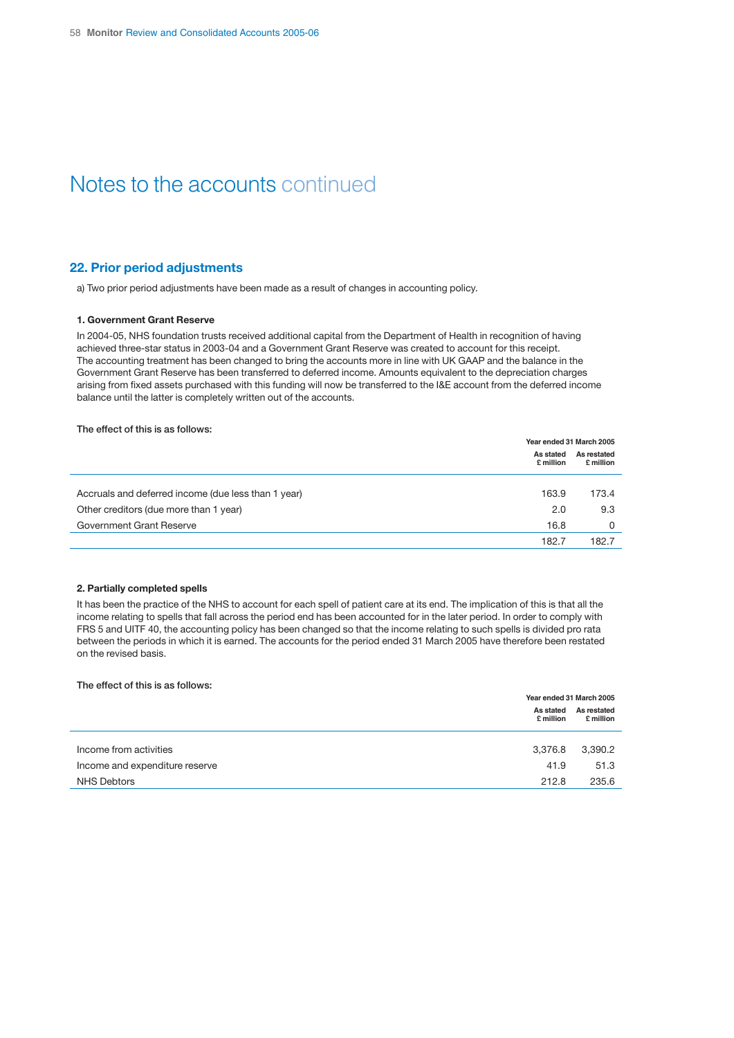# Notes to the accounts continued

## 22. Prior period adjustments

a) Two prior period adjustments have been made as a result of changes in accounting policy.

**1. Government Grant Reserve**

In 2004-05, NHS foundation trusts received additional capital from the Department of Health in recognition of having achieved three-star status in 2003-04 and a Government Grant Reserve was created to account for this receipt. The accounting treatment has been changed to bring the accounts more in line with UK GAAP and the balance in the Government Grant Reserve has been transferred to deferred income. Amounts equivalent to the depreciation charges arising from fixed assets purchased with this funding will now be transferred to the I&E account from the deferred income balance until the latter is completely written out of the accounts.

The effect of this is as follows:

| | Year ended 31 March 2005 | |
|---|---|---|
| | As stated £ million | As restated £ million |
| Accruals and deferred income (due less than 1 year) | 163.9 | 173.4 |
| Other creditors (due more than 1 year) | 2.0 | 9.3 |
| Government Grant Reserve | 16.8 | 0 |
| | 182.7 | 182.7 |

**2. Partially completed spells**

It has been the practice of the NHS to account for each spell of patient care at its end. The implication of this is that all the income relating to spells that fall across the period end has been accounted for in the later period. In order to comply with FRS 5 and UITF 40, the accounting policy has been changed so that the income relating to such spells is divided pro rata between the periods in which it is earned. The accounts for the period ended 31 March 2005 have therefore been restated on the revised basis.

The effect of this is as follows:

| | Year ended 31 March 2005 | |
|---|---|---|
| | As stated £ million | As restated £ million |
| Income from activities | 3,376.8 | 3,390.2 |
| Income and expenditure reserve | 41.9 | 51.3 |
| NHS Debtors | 212.8 | 235.6 |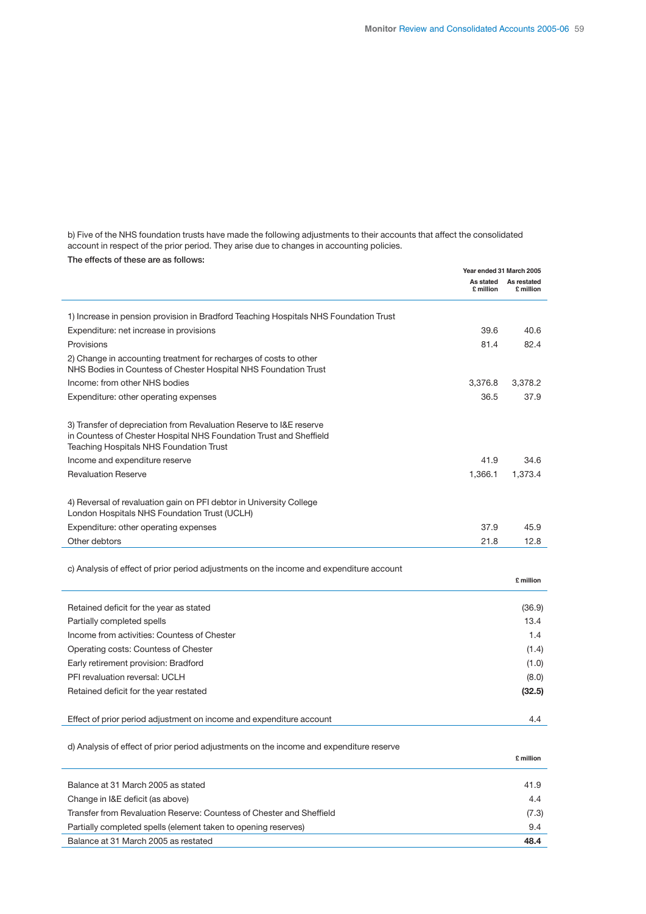b) Five of the NHS foundation trusts have made the following adjustments to their accounts that affect the consolidated account in respect of the prior period. They arise due to changes in accounting policies.

**The effects of these are as follows:**

| | Year ended 31 March 2005 | |
|---|---|---|
| | As stated £ million | As restated £ million |
| 1) Increase in pension provision in Bradford Teaching Hospitals NHS Foundation Trust | | |
| Expenditure: net increase in provisions | 39.6 | 40.6 |
| Provisions | 81.4 | 82.4 |
| 2) Change in accounting treatment for recharges of costs to other NHS Bodies in Countess of Chester Hospital NHS Foundation Trust | | |
| Income: from other NHS bodies | 3,376.8 | 3,378.2 |
| Expenditure: other operating expenses | 36.5 | 37.9 |
| 3) Transfer of depreciation from Revaluation Reserve to I&E reserve in Countess of Chester Hospital NHS Foundation Trust and Sheffield Teaching Hospitals NHS Foundation Trust | | |
| Income and expenditure reserve | 41.9 | 34.6 |
| Revaluation Reserve | 1,366.1 | 1,373.4 |
| 4) Reversal of revaluation gain on PFI debtor in University College London Hospitals NHS Foundation Trust (UCLH) | | |
| Expenditure: other operating expenses | 37.9 | 45.9 |
| Other debtors | 21.8 | 12.8 |

c) Analysis of effect of prior period adjustments on the income and expenditure account

| | £ million |
|---|---|
| Retained deficit for the year as stated | (36.9) |
| Partially completed spells | 13.4 |
| Income from activities: Countess of Chester | 1.4 |
| Operating costs: Countess of Chester | (1.4) |
| Early retirement provision: Bradford | (1.0) |
| PFI revaluation reversal: UCLH | (8.0) |
| Retained deficit for the year restated | **(32.5)** |
| Effect of prior period adjustment on income and expenditure account | 4.4 |

d) Analysis of effect of prior period adjustments on the income and expenditure reserve

| | £ million |
|---|---|
| Balance at 31 March 2005 as stated | 41.9 |
| Change in I&E deficit (as above) | 4.4 |
| Transfer from Revaluation Reserve: Countess of Chester and Sheffield | (7.3) |
| Partially completed spells (element taken to opening reserves) | 9.4 |
| Balance at 31 March 2005 as restated | **48.4** |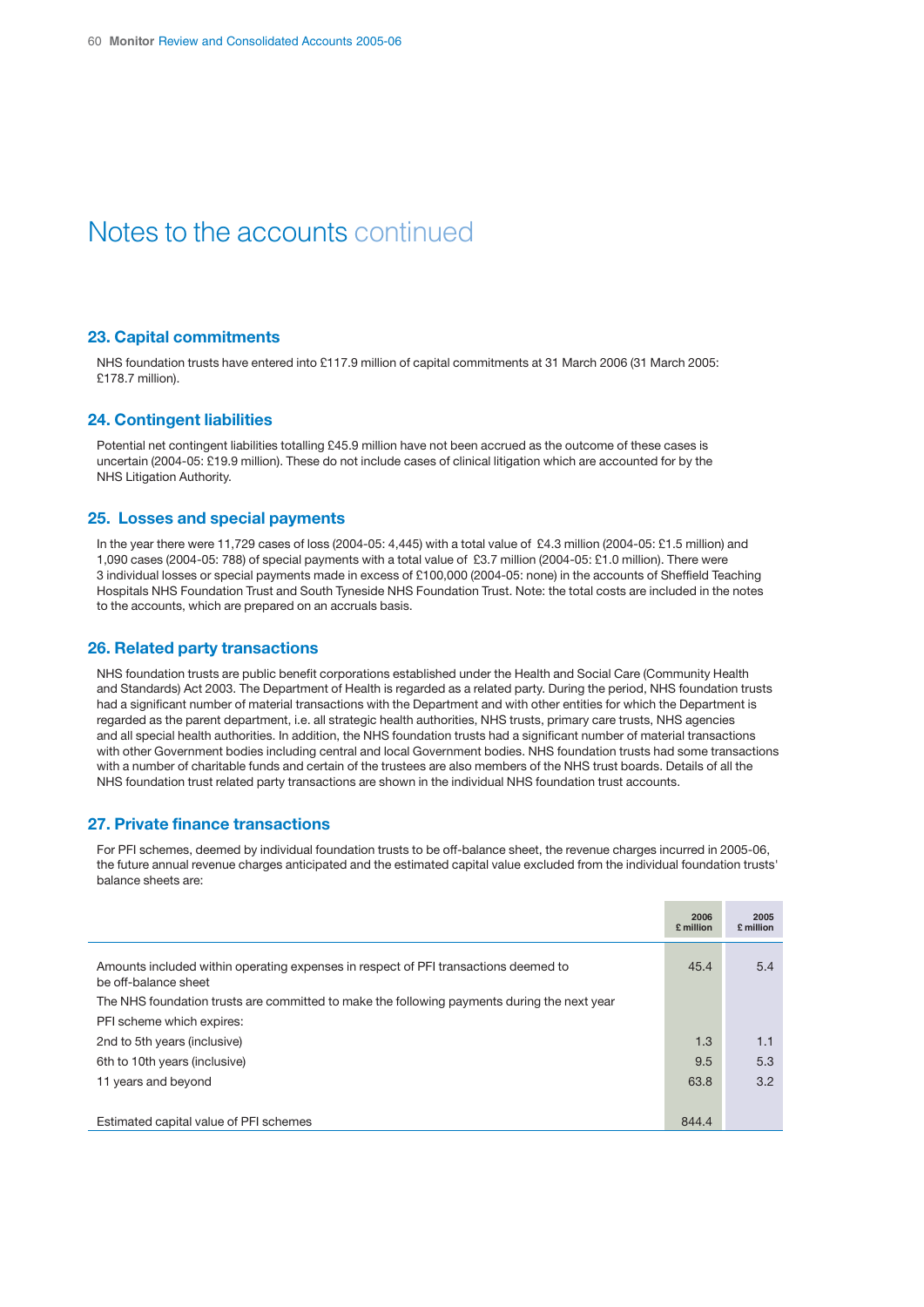# Notes to the accounts continued

## 23. Capital commitments

NHS foundation trusts have entered into £117.9 million of capital commitments at 31 March 2006 (31 March 2005: £178.7 million).

## 24. Contingent liabilities

Potential net contingent liabilities totalling £45.9 million have not been accrued as the outcome of these cases is uncertain (2004-05: £19.9 million). These do not include cases of clinical litigation which are accounted for by the NHS Litigation Authority.

## 25. Losses and special payments

In the year there were 11,729 cases of loss (2004-05: 4,445) with a total value of £4.3 million (2004-05: £1.5 million) and 1,090 cases (2004-05: 788) of special payments with a total value of £3.7 million (2004-05: £1.0 million). There were 3 individual losses or special payments made in excess of £100,000 (2004-05: none) in the accounts of Sheffield Teaching Hospitals NHS Foundation Trust and South Tyneside NHS Foundation Trust. Note: the total costs are included in the notes to the accounts, which are prepared on an accruals basis.

## 26. Related party transactions

NHS foundation trusts are public benefit corporations established under the Health and Social Care (Community Health and Standards) Act 2003. The Department of Health is regarded as a related party. During the period, NHS foundation trusts had a significant number of material transactions with the Department and with other entities for which the Department is regarded as the parent department, i.e. all strategic health authorities, NHS trusts, primary care trusts, NHS agencies and all special health authorities. In addition, the NHS foundation trusts had a significant number of material transactions with other Government bodies including central and local Government bodies. NHS foundation trusts had some transactions with a number of charitable funds and certain of the trustees are also members of the NHS trust boards. Details of all the NHS foundation trust related party transactions are shown in the individual NHS foundation trust accounts.

## 27. Private finance transactions

For PFI schemes, deemed by individual foundation trusts to be off-balance sheet, the revenue charges incurred in 2005-06, the future annual revenue charges anticipated and the estimated capital value excluded from the individual foundation trusts' balance sheets are:

| | 2006 £ million | 2005 £ million |
|---|---|---|
| Amounts included within operating expenses in respect of PFI transactions deemed to be off-balance sheet | 45.4 | 5.4 |
| The NHS foundation trusts are committed to make the following payments during the next year | | |
| PFI scheme which expires: | | |
| 2nd to 5th years (inclusive) | 1.3 | 1.1 |
| 6th to 10th years (inclusive) | 9.5 | 5.3 |
| 11 years and beyond | 63.8 | 3.2 |
| Estimated capital value of PFI schemes | 844.4 | |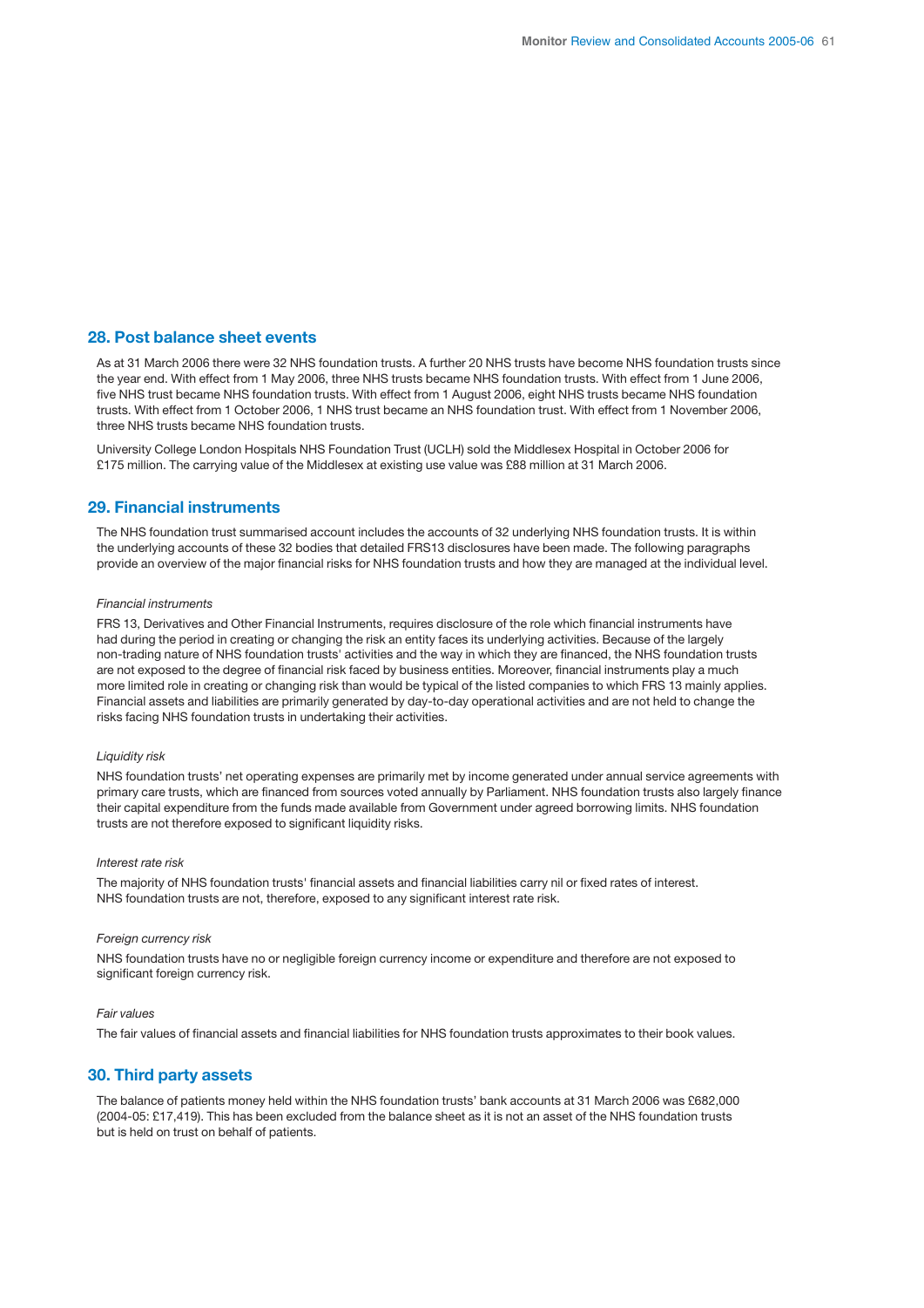## 28. Post balance sheet events

As at 31 March 2006 there were 32 NHS foundation trusts. A further 20 NHS trusts have become NHS foundation trusts since the year end. With effect from 1 May 2006, three NHS trusts became NHS foundation trusts. With effect from 1 June 2006, five NHS trust became NHS foundation trusts. With effect from 1 August 2006, eight NHS trusts became NHS foundation trusts. With effect from 1 October 2006, 1 NHS trust became an NHS foundation trust. With effect from 1 November 2006, three NHS trusts became NHS foundation trusts.

University College London Hospitals NHS Foundation Trust (UCLH) sold the Middlesex Hospital in October 2006 for £175 million. The carrying value of the Middlesex at existing use value was £88 million at 31 March 2006.

## 29. Financial instruments

The NHS foundation trust summarised account includes the accounts of 32 underlying NHS foundation trusts. It is within the underlying accounts of these 32 bodies that detailed FRS13 disclosures have been made. The following paragraphs provide an overview of the major financial risks for NHS foundation trusts and how they are managed at the individual level.

*Financial instruments*

FRS 13, Derivatives and Other Financial Instruments, requires disclosure of the role which financial instruments have had during the period in creating or changing the risk an entity faces its underlying activities. Because of the largely non-trading nature of NHS foundation trusts' activities and the way in which they are financed, the NHS foundation trusts are not exposed to the degree of financial risk faced by business entities. Moreover, financial instruments play a much more limited role in creating or changing risk than would be typical of the listed companies to which FRS 13 mainly applies. Financial assets and liabilities are primarily generated by day-to-day operational activities and are not held to change the risks facing NHS foundation trusts in undertaking their activities.

*Liquidity risk*

NHS foundation trusts' net operating expenses are primarily met by income generated under annual service agreements with primary care trusts, which are financed from sources voted annually by Parliament. NHS foundation trusts also largely finance their capital expenditure from the funds made available from Government under agreed borrowing limits. NHS foundation trusts are not therefore exposed to significant liquidity risks.

*Interest rate risk*

The majority of NHS foundation trusts' financial assets and financial liabilities carry nil or fixed rates of interest. NHS foundation trusts are not, therefore, exposed to any significant interest rate risk.

*Foreign currency risk*

NHS foundation trusts have no or negligible foreign currency income or expenditure and therefore are not exposed to significant foreign currency risk.

*Fair values*

The fair values of financial assets and financial liabilities for NHS foundation trusts approximates to their book values.

## 30. Third party assets

The balance of patients money held within the NHS foundation trusts' bank accounts at 31 March 2006 was £682,000 (2004-05: £17,419). This has been excluded from the balance sheet as it is not an asset of the NHS foundation trusts but is held on trust on behalf of patients.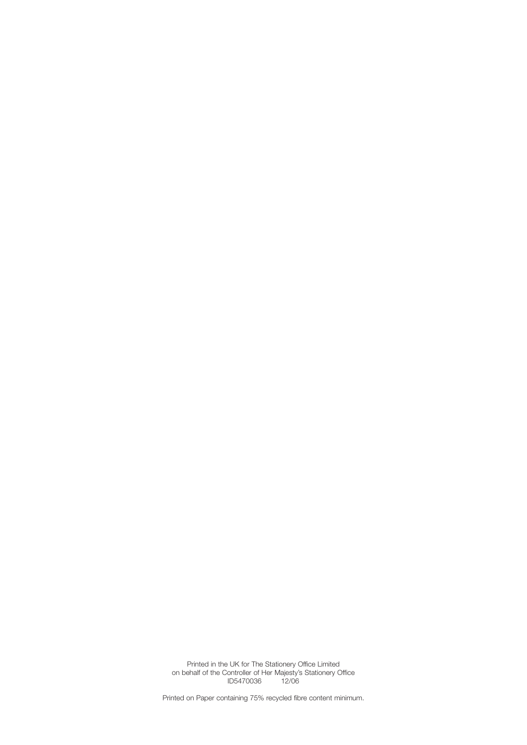Printed in the UK for The Stationery Office Limited
on behalf of the Controller of Her Majesty's Stationery Office
ID5470036 12/06

Printed on Paper containing 75% recycled fibre content minimum.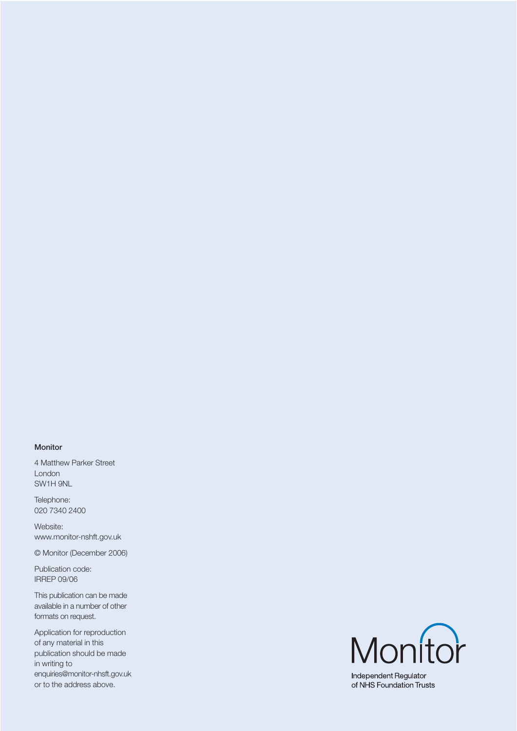**Monitor**

4 Matthew Parker Street
London
SW1H 9NL

Telephone:
020 7340 2400

Website:
www.monitor-nshft.gov.uk

© Monitor (December 2006)

Publication code:
IRREP 09/06

This publication can be made available in a number of other formats on request.

Application for reproduction of any material in this publication should be made in writing to enquiries@monitor-nhsft.gov.uk or to the address above.

Monitor

Independent Regulator of NHS Foundation Trusts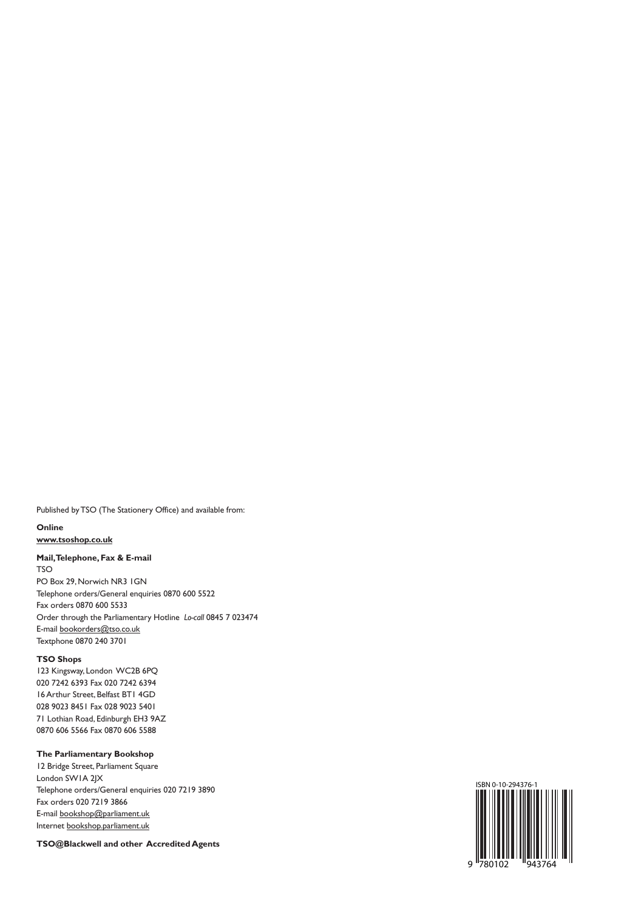Published by TSO (The Stationery Office) and available from:

**Online**
**www.tsoshop.co.uk**

**Mail, Telephone, Fax & E-mail**
TSO
PO Box 29, Norwich NR3 1GN
Telephone orders/General enquiries 0870 600 5522
Fax orders 0870 600 5533
Order through the Parliamentary Hotline *Lo-call* 0845 7 023474
E-mail bookorders@tso.co.uk
Textphone 0870 240 3701

**TSO Shops**
123 Kingsway, London WC2B 6PQ
020 7242 6393 Fax 020 7242 6394
16 Arthur Street, Belfast BT1 4GD
028 9023 8451 Fax 028 9023 5401
71 Lothian Road, Edinburgh EH3 9AZ
0870 606 5566 Fax 0870 606 5588

**The Parliamentary Bookshop**
12 Bridge Street, Parliament Square
London SW1A 2JX
Telephone orders/General enquiries 020 7219 3890
Fax orders 020 7219 3866
E-mail bookshop@parliament.uk
Internet bookshop.parliament.uk

**TSO@Blackwell and other Accredited Agents**

ISBN 0-10-294376-1

9 780102 943764